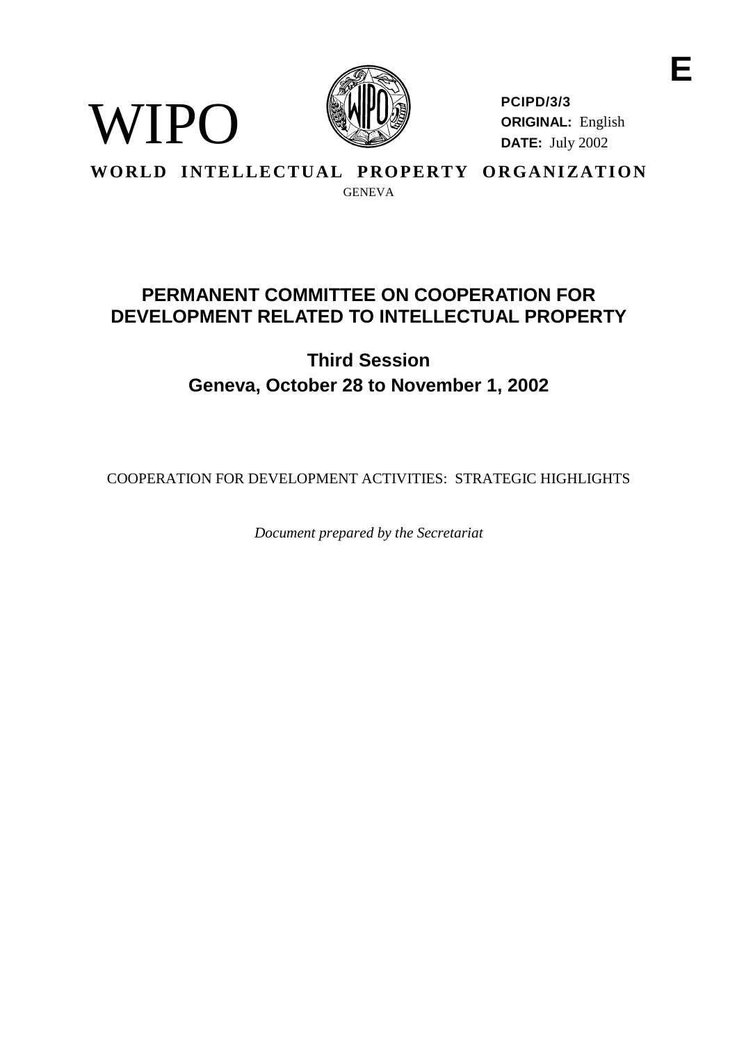E

WIPO

**PCIPD/3/3**
**ORIGINAL:** English
**DATE:** July 2002

**WORLD INTELLECTUAL PROPERTY ORGANIZATION**
GENEVA

# PERMANENT COMMITTEE ON COOPERATION FOR DEVELOPMENT RELATED TO INTELLECTUAL PROPERTY

## Third Session
## Geneva, October 28 to November 1, 2002

COOPERATION FOR DEVELOPMENT ACTIVITIES: STRATEGIC HIGHLIGHTS

*Document prepared by the Secretariat*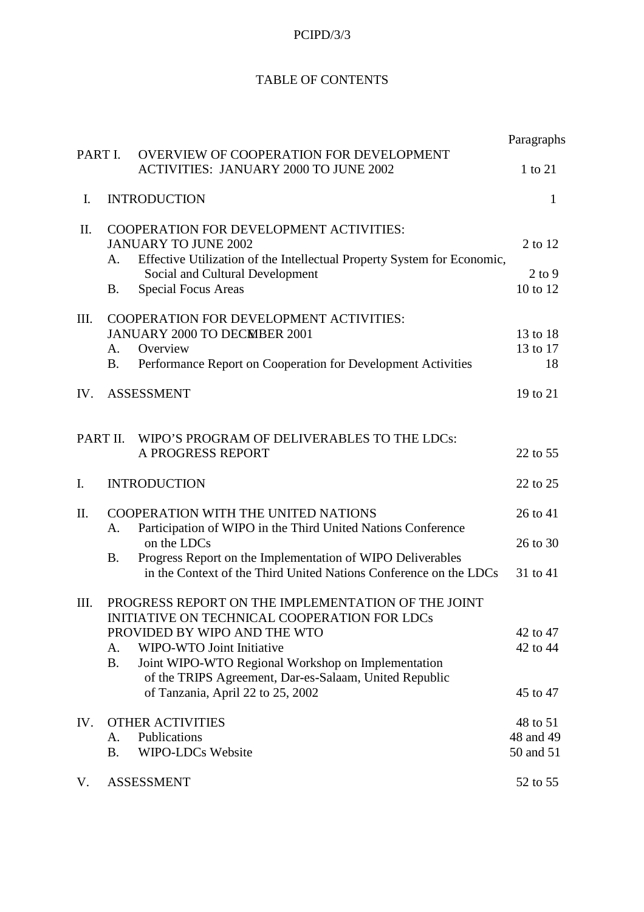# TABLE OF CONTENTS

| | | Paragraphs |
|---|---|---|
| PART I. | OVERVIEW OF COOPERATION FOR DEVELOPMENT ACTIVITIES: JANUARY 2000 TO JUNE 2002 | 1 to 21 |
| I. | INTRODUCTION | 1 |
| II. | COOPERATION FOR DEVELOPMENT ACTIVITIES: JANUARY TO JUNE 2002 | 2 to 12 |
| | A. Effective Utilization of the Intellectual Property System for Economic, Social and Cultural Development | 2 to 9 |
| | B. Special Focus Areas | 10 to 12 |
| III. | COOPERATION FOR DEVELOPMENT ACTIVITIES: JANUARY 2000 TO DECEMBER 2001 | 13 to 18 |
| | A. Overview | 13 to 17 |
| | B. Performance Report on Cooperation for Development Activities | 18 |
| IV. | ASSESSMENT | 19 to 21 |
| PART II. | WIPO'S PROGRAM OF DELIVERABLES TO THE LDCs: A PROGRESS REPORT | 22 to 55 |
| I. | INTRODUCTION | 22 to 25 |
| II. | COOPERATION WITH THE UNITED NATIONS | 26 to 41 |
| | A. Participation of WIPO in the Third United Nations Conference on the LDCs | 26 to 30 |
| | B. Progress Report on the Implementation of WIPO Deliverables in the Context of the Third United Nations Conference on the LDCs | 31 to 41 |
| III. | PROGRESS REPORT ON THE IMPLEMENTATION OF THE JOINT INITIATIVE ON TECHNICAL COOPERATION FOR LDCs PROVIDED BY WIPO AND THE WTO | 42 to 47 |
| | A. WIPO-WTO Joint Initiative | 42 to 44 |
| | B. Joint WIPO-WTO Regional Workshop on Implementation of the TRIPS Agreement, Dar-es-Salaam, United Republic of Tanzania, April 22 to 25, 2002 | 45 to 47 |
| IV. | OTHER ACTIVITIES | 48 to 51 |
| | A. Publications | 48 and 49 |
| | B. WIPO-LDCs Website | 50 and 51 |
| V. | ASSESSMENT | 52 to 55 |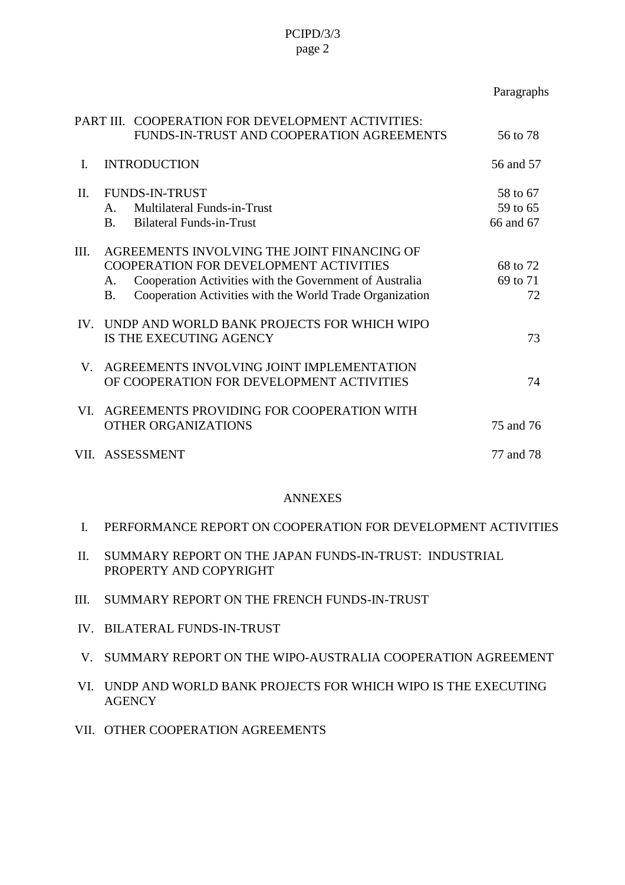| | | Paragraphs |
|---|---|---|
| PART III. | COOPERATION FOR DEVELOPMENT ACTIVITIES: FUNDS-IN-TRUST AND COOPERATION AGREEMENTS | 56 to 78 |
| I. | INTRODUCTION | 56 and 57 |
| II. | FUNDS-IN-TRUST | 58 to 67 |
| | A. Multilateral Funds-in-Trust | 59 to 65 |
| | B. Bilateral Funds-in-Trust | 66 and 67 |
| III. | AGREEMENTS INVOLVING THE JOINT FINANCING OF COOPERATION FOR DEVELOPMENT ACTIVITIES | 68 to 72 |
| | A. Cooperation Activities with the Government of Australia | 69 to 71 |
| | B. Cooperation Activities with the World Trade Organization | 72 |
| IV. | UNDP AND WORLD BANK PROJECTS FOR WHICH WIPO IS THE EXECUTING AGENCY | 73 |
| V. | AGREEMENTS INVOLVING JOINT IMPLEMENTATION OF COOPERATION FOR DEVELOPMENT ACTIVITIES | 74 |
| VI. | AGREEMENTS PROVIDING FOR COOPERATION WITH OTHER ORGANIZATIONS | 75 and 76 |
| VII. | ASSESSMENT | 77 and 78 |

ANNEXES

I. PERFORMANCE REPORT ON COOPERATION FOR DEVELOPMENT ACTIVITIES

II. SUMMARY REPORT ON THE JAPAN FUNDS-IN-TRUST: INDUSTRIAL PROPERTY AND COPYRIGHT

III. SUMMARY REPORT ON THE FRENCH FUNDS-IN-TRUST

IV. BILATERAL FUNDS-IN-TRUST

V. SUMMARY REPORT ON THE WIPO-AUSTRALIA COOPERATION AGREEMENT

VI. UNDP AND WORLD BANK PROJECTS FOR WHICH WIPO IS THE EXECUTING AGENCY

VII. OTHER COOPERATION AGREEMENTS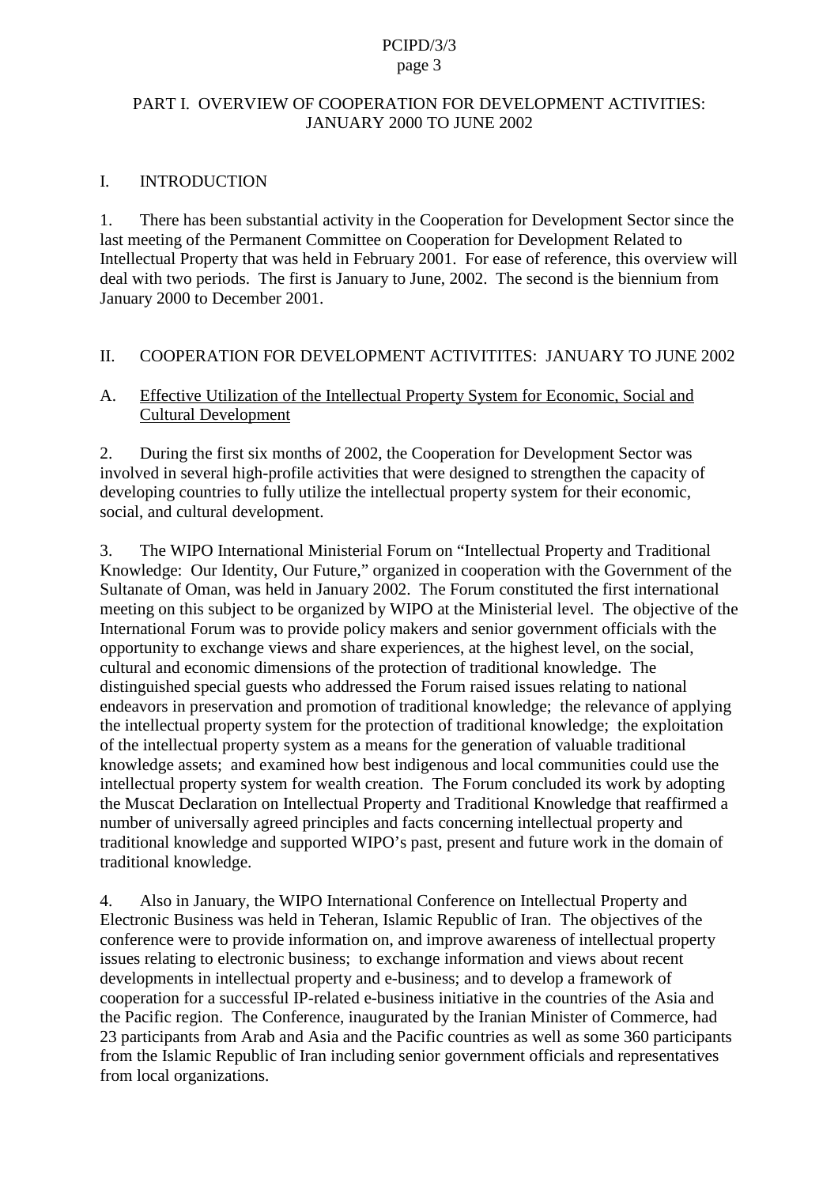# PART I. OVERVIEW OF COOPERATION FOR DEVELOPMENT ACTIVITIES: JANUARY 2000 TO JUNE 2002

## I. INTRODUCTION

1. There has been substantial activity in the Cooperation for Development Sector since the last meeting of the Permanent Committee on Cooperation for Development Related to Intellectual Property that was held in February 2001. For ease of reference, this overview will deal with two periods. The first is January to June, 2002. The second is the biennium from January 2000 to December 2001.

## II. COOPERATION FOR DEVELOPMENT ACTIVITITES: JANUARY TO JUNE 2002

### A. Effective Utilization of the Intellectual Property System for Economic, Social and Cultural Development

2. During the first six months of 2002, the Cooperation for Development Sector was involved in several high-profile activities that were designed to strengthen the capacity of developing countries to fully utilize the intellectual property system for their economic, social, and cultural development.

3. The WIPO International Ministerial Forum on "Intellectual Property and Traditional Knowledge: Our Identity, Our Future," organized in cooperation with the Government of the Sultanate of Oman, was held in January 2002. The Forum constituted the first international meeting on this subject to be organized by WIPO at the Ministerial level. The objective of the International Forum was to provide policy makers and senior government officials with the opportunity to exchange views and share experiences, at the highest level, on the social, cultural and economic dimensions of the protection of traditional knowledge. The distinguished special guests who addressed the Forum raised issues relating to national endeavors in preservation and promotion of traditional knowledge; the relevance of applying the intellectual property system for the protection of traditional knowledge; the exploitation of the intellectual property system as a means for the generation of valuable traditional knowledge assets; and examined how best indigenous and local communities could use the intellectual property system for wealth creation. The Forum concluded its work by adopting the Muscat Declaration on Intellectual Property and Traditional Knowledge that reaffirmed a number of universally agreed principles and facts concerning intellectual property and traditional knowledge and supported WIPO's past, present and future work in the domain of traditional knowledge.

4. Also in January, the WIPO International Conference on Intellectual Property and Electronic Business was held in Teheran, Islamic Republic of Iran. The objectives of the conference were to provide information on, and improve awareness of intellectual property issues relating to electronic business; to exchange information and views about recent developments in intellectual property and e-business; and to develop a framework of cooperation for a successful IP-related e-business initiative in the countries of the Asia and the Pacific region. The Conference, inaugurated by the Iranian Minister of Commerce, had 23 participants from Arab and Asia and the Pacific countries as well as some 360 participants from the Islamic Republic of Iran including senior government officials and representatives from local organizations.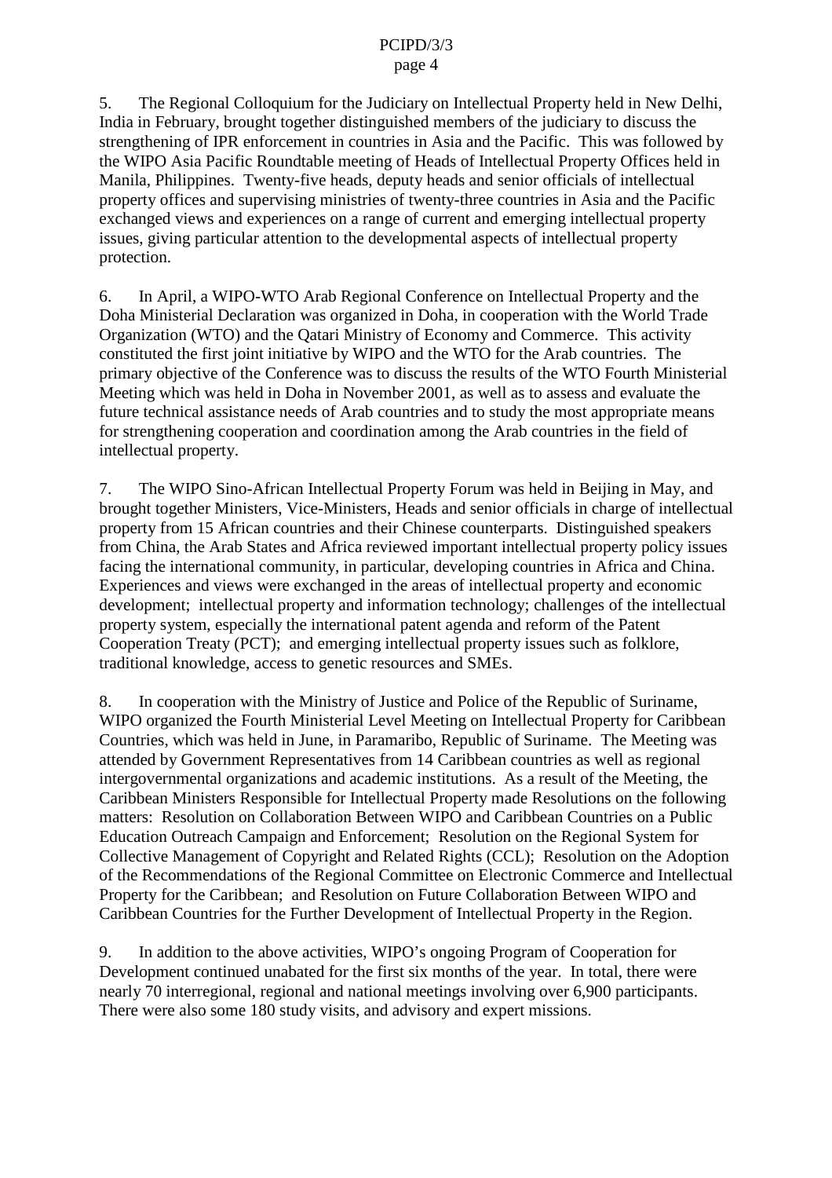5. The Regional Colloquium for the Judiciary on Intellectual Property held in New Delhi, India in February, brought together distinguished members of the judiciary to discuss the strengthening of IPR enforcement in countries in Asia and the Pacific. This was followed by the WIPO Asia Pacific Roundtable meeting of Heads of Intellectual Property Offices held in Manila, Philippines. Twenty-five heads, deputy heads and senior officials of intellectual property offices and supervising ministries of twenty-three countries in Asia and the Pacific exchanged views and experiences on a range of current and emerging intellectual property issues, giving particular attention to the developmental aspects of intellectual property protection.

6. In April, a WIPO-WTO Arab Regional Conference on Intellectual Property and the Doha Ministerial Declaration was organized in Doha, in cooperation with the World Trade Organization (WTO) and the Qatari Ministry of Economy and Commerce. This activity constituted the first joint initiative by WIPO and the WTO for the Arab countries. The primary objective of the Conference was to discuss the results of the WTO Fourth Ministerial Meeting which was held in Doha in November 2001, as well as to assess and evaluate the future technical assistance needs of Arab countries and to study the most appropriate means for strengthening cooperation and coordination among the Arab countries in the field of intellectual property.

7. The WIPO Sino-African Intellectual Property Forum was held in Beijing in May, and brought together Ministers, Vice-Ministers, Heads and senior officials in charge of intellectual property from 15 African countries and their Chinese counterparts. Distinguished speakers from China, the Arab States and Africa reviewed important intellectual property policy issues facing the international community, in particular, developing countries in Africa and China. Experiences and views were exchanged in the areas of intellectual property and economic development; intellectual property and information technology; challenges of the intellectual property system, especially the international patent agenda and reform of the Patent Cooperation Treaty (PCT); and emerging intellectual property issues such as folklore, traditional knowledge, access to genetic resources and SMEs.

8. In cooperation with the Ministry of Justice and Police of the Republic of Suriname, WIPO organized the Fourth Ministerial Level Meeting on Intellectual Property for Caribbean Countries, which was held in June, in Paramaribo, Republic of Suriname. The Meeting was attended by Government Representatives from 14 Caribbean countries as well as regional intergovernmental organizations and academic institutions. As a result of the Meeting, the Caribbean Ministers Responsible for Intellectual Property made Resolutions on the following matters: Resolution on Collaboration Between WIPO and Caribbean Countries on a Public Education Outreach Campaign and Enforcement; Resolution on the Regional System for Collective Management of Copyright and Related Rights (CCL); Resolution on the Adoption of the Recommendations of the Regional Committee on Electronic Commerce and Intellectual Property for the Caribbean; and Resolution on Future Collaboration Between WIPO and Caribbean Countries for the Further Development of Intellectual Property in the Region.

9. In addition to the above activities, WIPO's ongoing Program of Cooperation for Development continued unabated for the first six months of the year. In total, there were nearly 70 interregional, regional and national meetings involving over 6,900 participants. There were also some 180 study visits, and advisory and expert missions.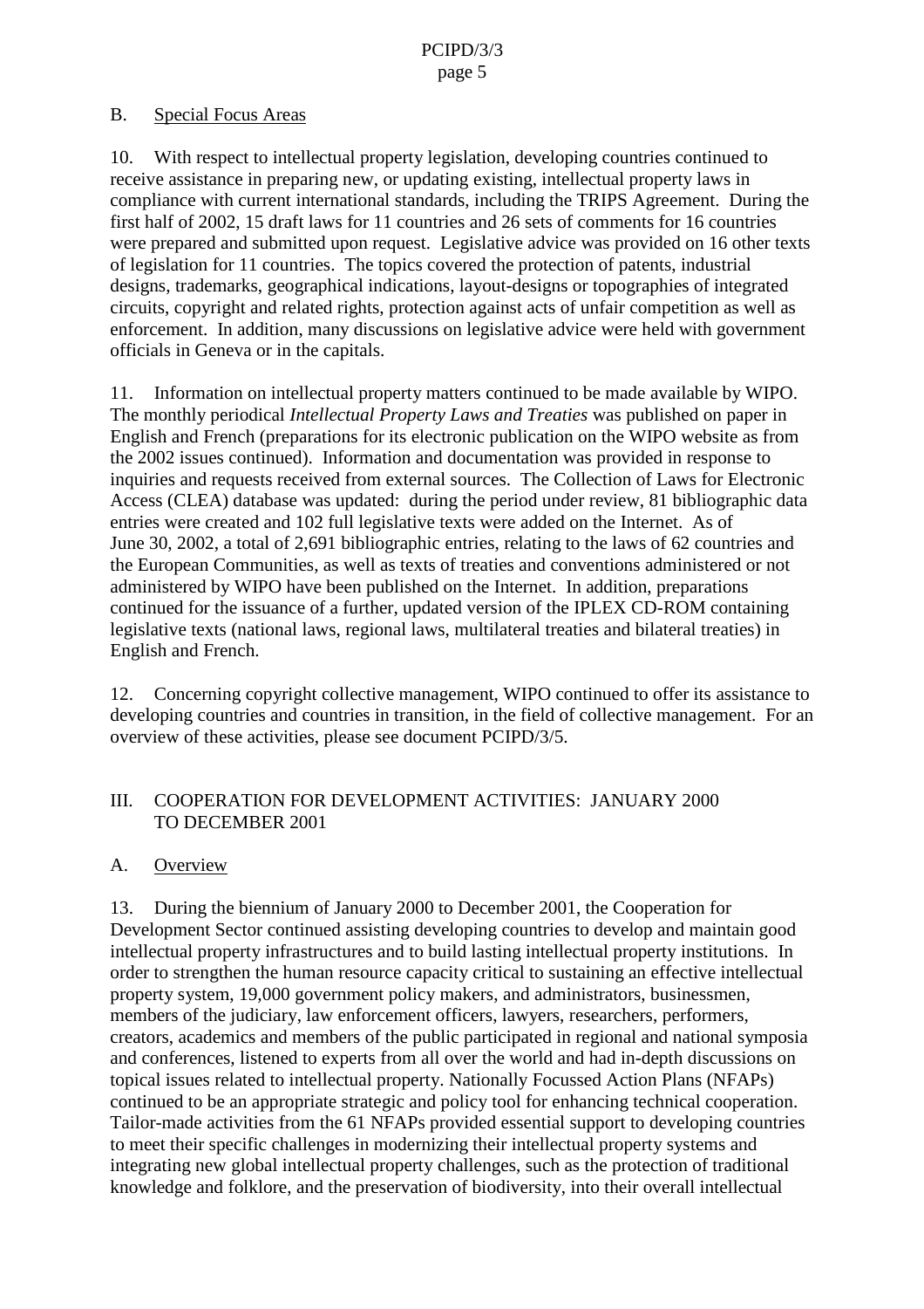## B. Special Focus Areas

10. With respect to intellectual property legislation, developing countries continued to receive assistance in preparing new, or updating existing, intellectual property laws in compliance with current international standards, including the TRIPS Agreement. During the first half of 2002, 15 draft laws for 11 countries and 26 sets of comments for 16 countries were prepared and submitted upon request. Legislative advice was provided on 16 other texts of legislation for 11 countries. The topics covered the protection of patents, industrial designs, trademarks, geographical indications, layout-designs or topographies of integrated circuits, copyright and related rights, protection against acts of unfair competition as well as enforcement. In addition, many discussions on legislative advice were held with government officials in Geneva or in the capitals.

11. Information on intellectual property matters continued to be made available by WIPO. The monthly periodical *Intellectual Property Laws and Treaties* was published on paper in English and French (preparations for its electronic publication on the WIPO website as from the 2002 issues continued). Information and documentation was provided in response to inquiries and requests received from external sources. The Collection of Laws for Electronic Access (CLEA) database was updated: during the period under review, 81 bibliographic data entries were created and 102 full legislative texts were added on the Internet. As of June 30, 2002, a total of 2,691 bibliographic entries, relating to the laws of 62 countries and the European Communities, as well as texts of treaties and conventions administered or not administered by WIPO have been published on the Internet. In addition, preparations continued for the issuance of a further, updated version of the IPLEX CD-ROM containing legislative texts (national laws, regional laws, multilateral treaties and bilateral treaties) in English and French.

12. Concerning copyright collective management, WIPO continued to offer its assistance to developing countries and countries in transition, in the field of collective management. For an overview of these activities, please see document PCIPD/3/5.

# III. COOPERATION FOR DEVELOPMENT ACTIVITIES: JANUARY 2000 TO DECEMBER 2001

## A. Overview

13. During the biennium of January 2000 to December 2001, the Cooperation for Development Sector continued assisting developing countries to develop and maintain good intellectual property infrastructures and to build lasting intellectual property institutions. In order to strengthen the human resource capacity critical to sustaining an effective intellectual property system, 19,000 government policy makers, and administrators, businessmen, members of the judiciary, law enforcement officers, lawyers, researchers, performers, creators, academics and members of the public participated in regional and national symposia and conferences, listened to experts from all over the world and had in-depth discussions on topical issues related to intellectual property. Nationally Focussed Action Plans (NFAPs) continued to be an appropriate strategic and policy tool for enhancing technical cooperation. Tailor-made activities from the 61 NFAPs provided essential support to developing countries to meet their specific challenges in modernizing their intellectual property systems and integrating new global intellectual property challenges, such as the protection of traditional knowledge and folklore, and the preservation of biodiversity, into their overall intellectual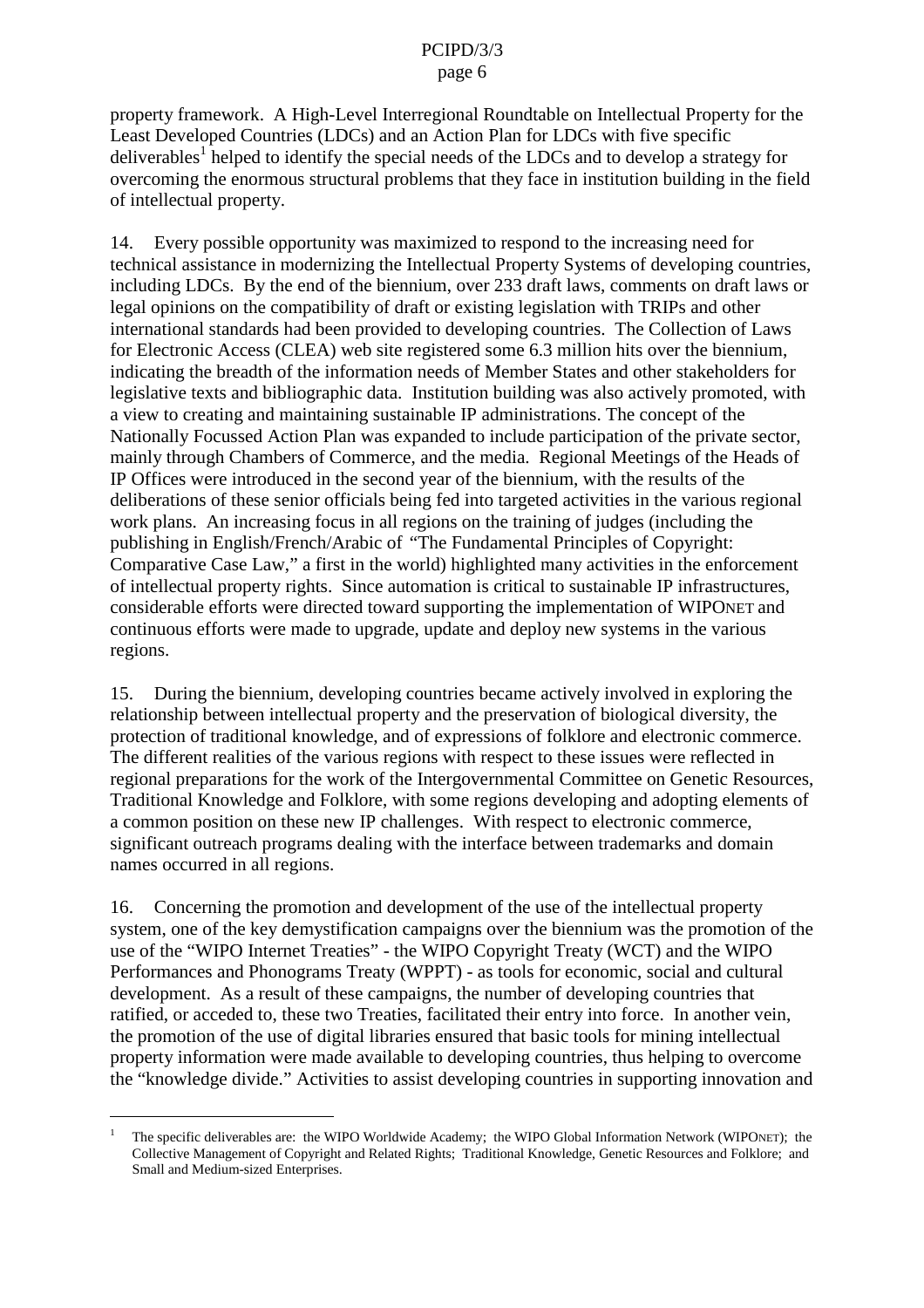property framework. A High-Level Interregional Roundtable on Intellectual Property for the Least Developed Countries (LDCs) and an Action Plan for LDCs with five specific deliverables[1] helped to identify the special needs of the LDCs and to develop a strategy for overcoming the enormous structural problems that they face in institution building in the field of intellectual property.

14. Every possible opportunity was maximized to respond to the increasing need for technical assistance in modernizing the Intellectual Property Systems of developing countries, including LDCs. By the end of the biennium, over 233 draft laws, comments on draft laws or legal opinions on the compatibility of draft or existing legislation with TRIPs and other international standards had been provided to developing countries. The Collection of Laws for Electronic Access (CLEA) web site registered some 6.3 million hits over the biennium, indicating the breadth of the information needs of Member States and other stakeholders for legislative texts and bibliographic data. Institution building was also actively promoted, with a view to creating and maintaining sustainable IP administrations. The concept of the Nationally Focussed Action Plan was expanded to include participation of the private sector, mainly through Chambers of Commerce, and the media. Regional Meetings of the Heads of IP Offices were introduced in the second year of the biennium, with the results of the deliberations of these senior officials being fed into targeted activities in the various regional work plans. An increasing focus in all regions on the training of judges (including the publishing in English/French/Arabic of "The Fundamental Principles of Copyright: Comparative Case Law," a first in the world) highlighted many activities in the enforcement of intellectual property rights. Since automation is critical to sustainable IP infrastructures, considerable efforts were directed toward supporting the implementation of WIPONET and continuous efforts were made to upgrade, update and deploy new systems in the various regions.

15. During the biennium, developing countries became actively involved in exploring the relationship between intellectual property and the preservation of biological diversity, the protection of traditional knowledge, and of expressions of folklore and electronic commerce. The different realities of the various regions with respect to these issues were reflected in regional preparations for the work of the Intergovernmental Committee on Genetic Resources, Traditional Knowledge and Folklore, with some regions developing and adopting elements of a common position on these new IP challenges. With respect to electronic commerce, significant outreach programs dealing with the interface between trademarks and domain names occurred in all regions.

16. Concerning the promotion and development of the use of the intellectual property system, one of the key demystification campaigns over the biennium was the promotion of the use of the "WIPO Internet Treaties" - the WIPO Copyright Treaty (WCT) and the WIPO Performances and Phonograms Treaty (WPPT) - as tools for economic, social and cultural development. As a result of these campaigns, the number of developing countries that ratified, or acceded to, these two Treaties, facilitated their entry into force. In another vein, the promotion of the use of digital libraries ensured that basic tools for mining intellectual property information were made available to developing countries, thus helping to overcome the "knowledge divide." Activities to assist developing countries in supporting innovation and

---

[1] The specific deliverables are: the WIPO Worldwide Academy; the WIPO Global Information Network (WIPONET); the Collective Management of Copyright and Related Rights; Traditional Knowledge, Genetic Resources and Folklore; and Small and Medium-sized Enterprises.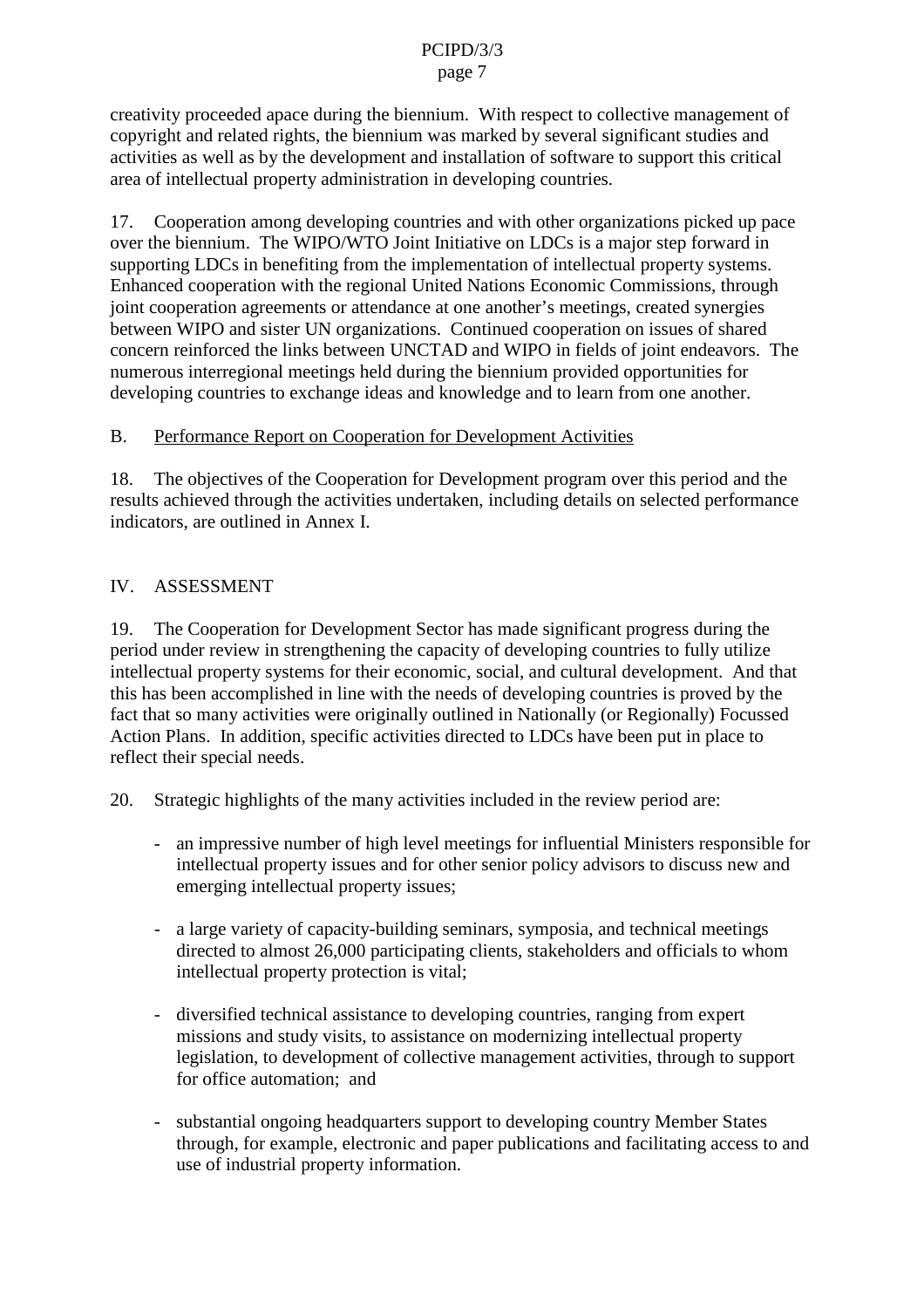creativity proceeded apace during the biennium. With respect to collective management of copyright and related rights, the biennium was marked by several significant studies and activities as well as by the development and installation of software to support this critical area of intellectual property administration in developing countries.

17. Cooperation among developing countries and with other organizations picked up pace over the biennium. The WIPO/WTO Joint Initiative on LDCs is a major step forward in supporting LDCs in benefiting from the implementation of intellectual property systems. Enhanced cooperation with the regional United Nations Economic Commissions, through joint cooperation agreements or attendance at one another's meetings, created synergies between WIPO and sister UN organizations. Continued cooperation on issues of shared concern reinforced the links between UNCTAD and WIPO in fields of joint endeavors. The numerous interregional meetings held during the biennium provided opportunities for developing countries to exchange ideas and knowledge and to learn from one another.

## B. Performance Report on Cooperation for Development Activities

18. The objectives of the Cooperation for Development program over this period and the results achieved through the activities undertaken, including details on selected performance indicators, are outlined in Annex I.

# IV. ASSESSMENT

19. The Cooperation for Development Sector has made significant progress during the period under review in strengthening the capacity of developing countries to fully utilize intellectual property systems for their economic, social, and cultural development. And that this has been accomplished in line with the needs of developing countries is proved by the fact that so many activities were originally outlined in Nationally (or Regionally) Focussed Action Plans. In addition, specific activities directed to LDCs have been put in place to reflect their special needs.

20. Strategic highlights of the many activities included in the review period are:

- an impressive number of high level meetings for influential Ministers responsible for intellectual property issues and for other senior policy advisors to discuss new and emerging intellectual property issues;

- a large variety of capacity-building seminars, symposia, and technical meetings directed to almost 26,000 participating clients, stakeholders and officials to whom intellectual property protection is vital;

- diversified technical assistance to developing countries, ranging from expert missions and study visits, to assistance on modernizing intellectual property legislation, to development of collective management activities, through to support for office automation; and

- substantial ongoing headquarters support to developing country Member States through, for example, electronic and paper publications and facilitating access to and use of industrial property information.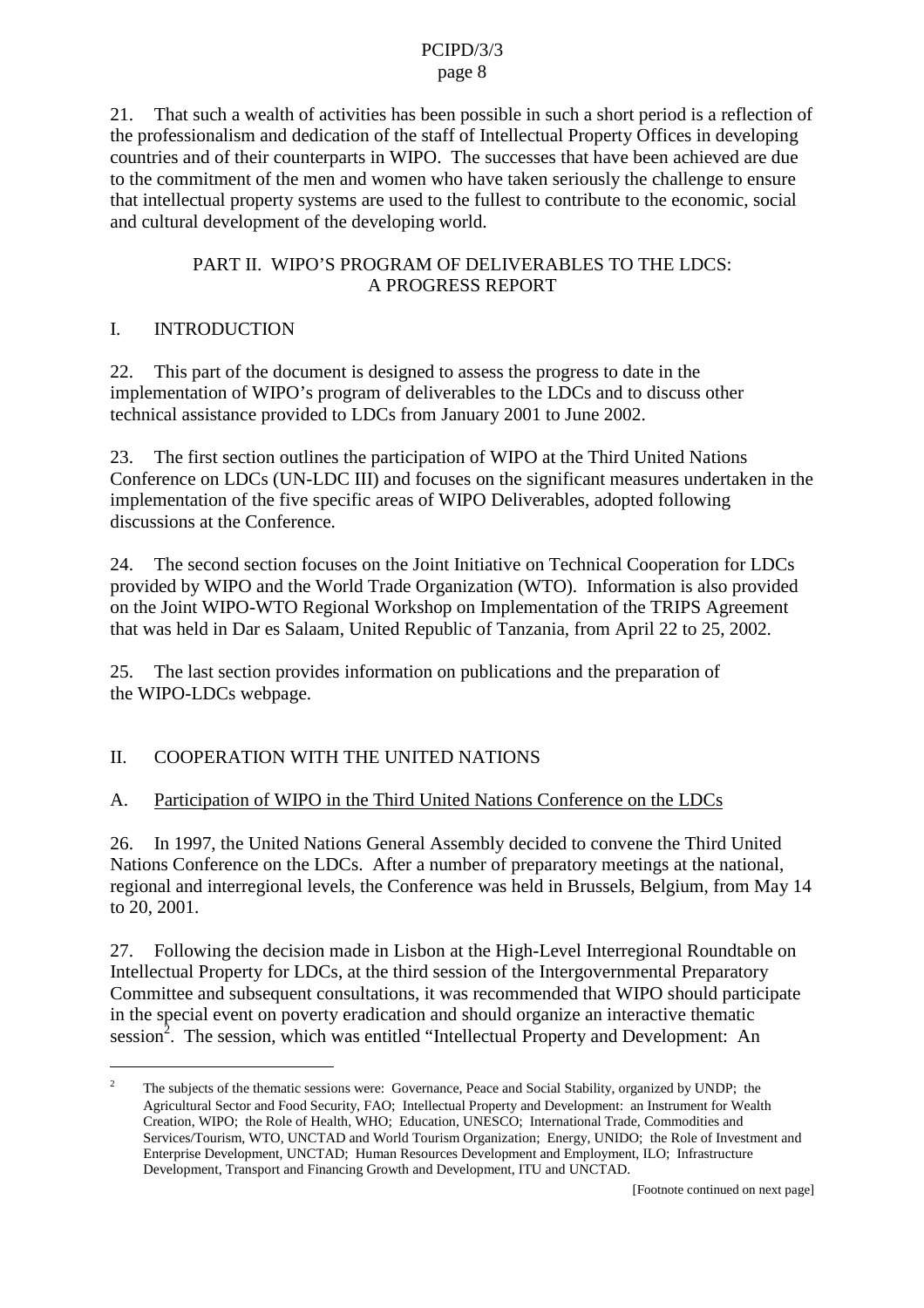21. That such a wealth of activities has been possible in such a short period is a reflection of the professionalism and dedication of the staff of Intellectual Property Offices in developing countries and of their counterparts in WIPO. The successes that have been achieved are due to the commitment of the men and women who have taken seriously the challenge to ensure that intellectual property systems are used to the fullest to contribute to the economic, social and cultural development of the developing world.

## PART II. WIPO'S PROGRAM OF DELIVERABLES TO THE LDCS: A PROGRESS REPORT

### I. INTRODUCTION

22. This part of the document is designed to assess the progress to date in the implementation of WIPO's program of deliverables to the LDCs and to discuss other technical assistance provided to LDCs from January 2001 to June 2002.

23. The first section outlines the participation of WIPO at the Third United Nations Conference on LDCs (UN-LDC III) and focuses on the significant measures undertaken in the implementation of the five specific areas of WIPO Deliverables, adopted following discussions at the Conference.

24. The second section focuses on the Joint Initiative on Technical Cooperation for LDCs provided by WIPO and the World Trade Organization (WTO). Information is also provided on the Joint WIPO-WTO Regional Workshop on Implementation of the TRIPS Agreement that was held in Dar es Salaam, United Republic of Tanzania, from April 22 to 25, 2002.

25. The last section provides information on publications and the preparation of the WIPO-LDCs webpage.

### II. COOPERATION WITH THE UNITED NATIONS

#### A. Participation of WIPO in the Third United Nations Conference on the LDCs

26. In 1997, the United Nations General Assembly decided to convene the Third United Nations Conference on the LDCs. After a number of preparatory meetings at the national, regional and interregional levels, the Conference was held in Brussels, Belgium, from May 14 to 20, 2001.

27. Following the decision made in Lisbon at the High-Level Interregional Roundtable on Intellectual Property for LDCs, at the third session of the Intergovernmental Preparatory Committee and subsequent consultations, it was recommended that WIPO should participate in the special event on poverty eradication and should organize an interactive thematic session[2]. The session, which was entitled "Intellectual Property and Development: An

---

[2] The subjects of the thematic sessions were: Governance, Peace and Social Stability, organized by UNDP; the Agricultural Sector and Food Security, FAO; Intellectual Property and Development: an Instrument for Wealth Creation, WIPO; the Role of Health, WHO; Education, UNESCO; International Trade, Commodities and Services/Tourism, WTO, UNCTAD and World Tourism Organization; Energy, UNIDO; the Role of Investment and Enterprise Development, UNCTAD; Human Resources Development and Employment, ILO; Infrastructure Development, Transport and Financing Growth and Development, ITU and UNCTAD.

[Footnote continued on next page]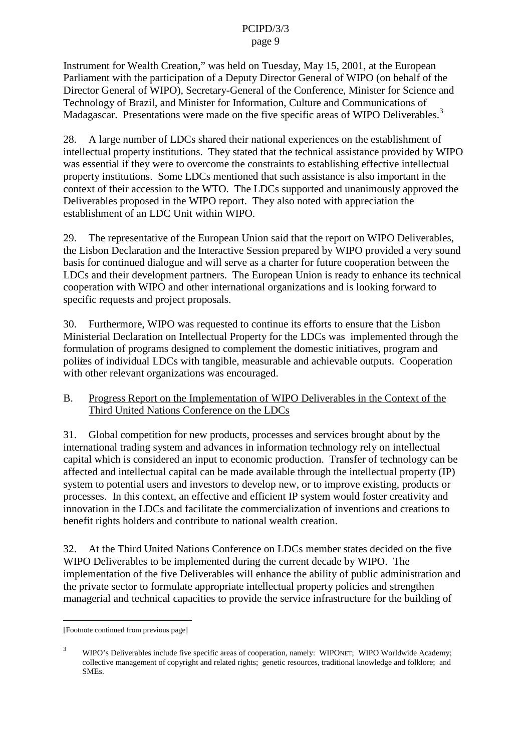Instrument for Wealth Creation," was held on Tuesday, May 15, 2001, at the European Parliament with the participation of a Deputy Director General of WIPO (on behalf of the Director General of WIPO), Secretary-General of the Conference, Minister for Science and Technology of Brazil, and Minister for Information, Culture and Communications of Madagascar. Presentations were made on the five specific areas of WIPO Deliverables.[3]

28. A large number of LDCs shared their national experiences on the establishment of intellectual property institutions. They stated that the technical assistance provided by WIPO was essential if they were to overcome the constraints to establishing effective intellectual property institutions. Some LDCs mentioned that such assistance is also important in the context of their accession to the WTO. The LDCs supported and unanimously approved the Deliverables proposed in the WIPO report. They also noted with appreciation the establishment of an LDC Unit within WIPO.

29. The representative of the European Union said that the report on WIPO Deliverables, the Lisbon Declaration and the Interactive Session prepared by WIPO provided a very sound basis for continued dialogue and will serve as a charter for future cooperation between the LDCs and their development partners. The European Union is ready to enhance its technical cooperation with WIPO and other international organizations and is looking forward to specific requests and project proposals.

30. Furthermore, WIPO was requested to continue its efforts to ensure that the Lisbon Ministerial Declaration on Intellectual Property for the LDCs was implemented through the formulation of programs designed to complement the domestic initiatives, program and polices of individual LDCs with tangible, measurable and achievable outputs. Cooperation with other relevant organizations was encouraged.

## B. Progress Report on the Implementation of WIPO Deliverables in the Context of the Third United Nations Conference on the LDCs

31. Global competition for new products, processes and services brought about by the international trading system and advances in information technology rely on intellectual capital which is considered an input to economic production. Transfer of technology can be affected and intellectual capital can be made available through the intellectual property (IP) system to potential users and investors to develop new, or to improve existing, products or processes. In this context, an effective and efficient IP system would foster creativity and innovation in the LDCs and facilitate the commercialization of inventions and creations to benefit rights holders and contribute to national wealth creation.

32. At the Third United Nations Conference on LDCs member states decided on the five WIPO Deliverables to be implemented during the current decade by WIPO. The implementation of the five Deliverables will enhance the ability of public administration and the private sector to formulate appropriate intellectual property policies and strengthen managerial and technical capacities to provide the service infrastructure for the building of

---

[Footnote continued from previous page]

[3] WIPO's Deliverables include five specific areas of cooperation, namely: WIPONET; WIPO Worldwide Academy; collective management of copyright and related rights; genetic resources, traditional knowledge and folklore; and SMEs.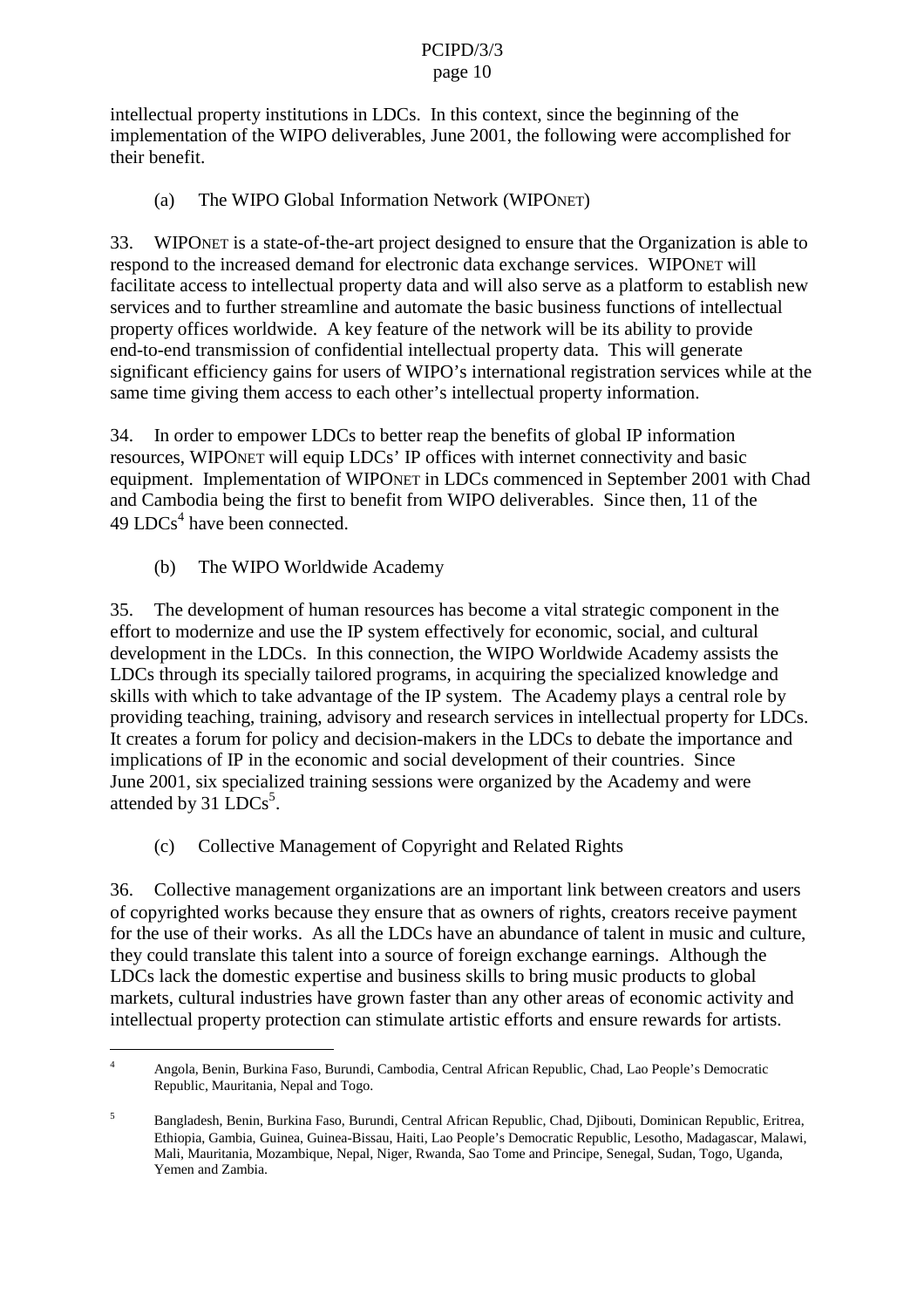intellectual property institutions in LDCs. In this context, since the beginning of the implementation of the WIPO deliverables, June 2001, the following were accomplished for their benefit.

(a) The WIPO Global Information Network (WIPONET)

33. WIPONET is a state-of-the-art project designed to ensure that the Organization is able to respond to the increased demand for electronic data exchange services. WIPONET will facilitate access to intellectual property data and will also serve as a platform to establish new services and to further streamline and automate the basic business functions of intellectual property offices worldwide. A key feature of the network will be its ability to provide end-to-end transmission of confidential intellectual property data. This will generate significant efficiency gains for users of WIPO's international registration services while at the same time giving them access to each other's intellectual property information.

34. In order to empower LDCs to better reap the benefits of global IP information resources, WIPONET will equip LDCs' IP offices with internet connectivity and basic equipment. Implementation of WIPONET in LDCs commenced in September 2001 with Chad and Cambodia being the first to benefit from WIPO deliverables. Since then, 11 of the 49 LDCs[4] have been connected.

(b) The WIPO Worldwide Academy

35. The development of human resources has become a vital strategic component in the effort to modernize and use the IP system effectively for economic, social, and cultural development in the LDCs. In this connection, the WIPO Worldwide Academy assists the LDCs through its specially tailored programs, in acquiring the specialized knowledge and skills with which to take advantage of the IP system. The Academy plays a central role by providing teaching, training, advisory and research services in intellectual property for LDCs. It creates a forum for policy and decision-makers in the LDCs to debate the importance and implications of IP in the economic and social development of their countries. Since June 2001, six specialized training sessions were organized by the Academy and were attended by 31 LDCs[5].

(c) Collective Management of Copyright and Related Rights

36. Collective management organizations are an important link between creators and users of copyrighted works because they ensure that as owners of rights, creators receive payment for the use of their works. As all the LDCs have an abundance of talent in music and culture, they could translate this talent into a source of foreign exchange earnings. Although the LDCs lack the domestic expertise and business skills to bring music products to global markets, cultural industries have grown faster than any other areas of economic activity and intellectual property protection can stimulate artistic efforts and ensure rewards for artists.

---

[4] Angola, Benin, Burkina Faso, Burundi, Cambodia, Central African Republic, Chad, Lao People's Democratic Republic, Mauritania, Nepal and Togo.

[5] Bangladesh, Benin, Burkina Faso, Burundi, Central African Republic, Chad, Djibouti, Dominican Republic, Eritrea, Ethiopia, Gambia, Guinea, Guinea-Bissau, Haiti, Lao People's Democratic Republic, Lesotho, Madagascar, Malawi, Mali, Mauritania, Mozambique, Nepal, Niger, Rwanda, Sao Tome and Principe, Senegal, Sudan, Togo, Uganda, Yemen and Zambia.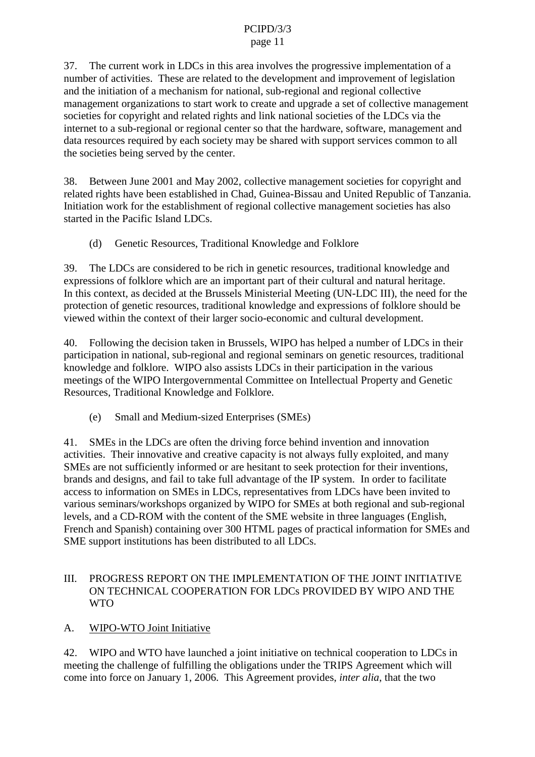37. The current work in LDCs in this area involves the progressive implementation of a number of activities. These are related to the development and improvement of legislation and the initiation of a mechanism for national, sub-regional and regional collective management organizations to start work to create and upgrade a set of collective management societies for copyright and related rights and link national societies of the LDCs via the internet to a sub-regional or regional center so that the hardware, software, management and data resources required by each society may be shared with support services common to all the societies being served by the center.

38. Between June 2001 and May 2002, collective management societies for copyright and related rights have been established in Chad, Guinea-Bissau and United Republic of Tanzania. Initiation work for the establishment of regional collective management societies has also started in the Pacific Island LDCs.

(d) Genetic Resources, Traditional Knowledge and Folklore

39. The LDCs are considered to be rich in genetic resources, traditional knowledge and expressions of folklore which are an important part of their cultural and natural heritage. In this context, as decided at the Brussels Ministerial Meeting (UN-LDC III), the need for the protection of genetic resources, traditional knowledge and expressions of folklore should be viewed within the context of their larger socio-economic and cultural development.

40. Following the decision taken in Brussels, WIPO has helped a number of LDCs in their participation in national, sub-regional and regional seminars on genetic resources, traditional knowledge and folklore. WIPO also assists LDCs in their participation in the various meetings of the WIPO Intergovernmental Committee on Intellectual Property and Genetic Resources, Traditional Knowledge and Folklore.

(e) Small and Medium-sized Enterprises (SMEs)

41. SMEs in the LDCs are often the driving force behind invention and innovation activities. Their innovative and creative capacity is not always fully exploited, and many SMEs are not sufficiently informed or are hesitant to seek protection for their inventions, brands and designs, and fail to take full advantage of the IP system. In order to facilitate access to information on SMEs in LDCs, representatives from LDCs have been invited to various seminars/workshops organized by WIPO for SMEs at both regional and sub-regional levels, and a CD-ROM with the content of the SME website in three languages (English, French and Spanish) containing over 300 HTML pages of practical information for SMEs and SME support institutions has been distributed to all LDCs.

## III. PROGRESS REPORT ON THE IMPLEMENTATION OF THE JOINT INITIATIVE ON TECHNICAL COOPERATION FOR LDCs PROVIDED BY WIPO AND THE WTO

### A. WIPO-WTO Joint Initiative

42. WIPO and WTO have launched a joint initiative on technical cooperation to LDCs in meeting the challenge of fulfilling the obligations under the TRIPS Agreement which will come into force on January 1, 2006. This Agreement provides, *inter alia*, that the two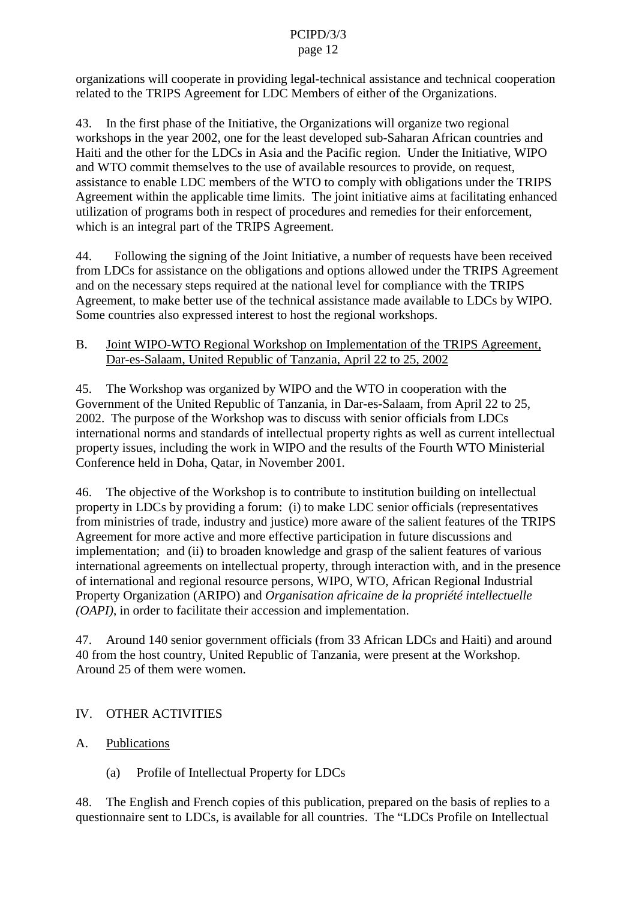organizations will cooperate in providing legal-technical assistance and technical cooperation related to the TRIPS Agreement for LDC Members of either of the Organizations.

43. In the first phase of the Initiative, the Organizations will organize two regional workshops in the year 2002, one for the least developed sub-Saharan African countries and Haiti and the other for the LDCs in Asia and the Pacific region. Under the Initiative, WIPO and WTO commit themselves to the use of available resources to provide, on request, assistance to enable LDC members of the WTO to comply with obligations under the TRIPS Agreement within the applicable time limits. The joint initiative aims at facilitating enhanced utilization of programs both in respect of procedures and remedies for their enforcement, which is an integral part of the TRIPS Agreement.

44. Following the signing of the Joint Initiative, a number of requests have been received from LDCs for assistance on the obligations and options allowed under the TRIPS Agreement and on the necessary steps required at the national level for compliance with the TRIPS Agreement, to make better use of the technical assistance made available to LDCs by WIPO. Some countries also expressed interest to host the regional workshops.

## B. Joint WIPO-WTO Regional Workshop on Implementation of the TRIPS Agreement, Dar-es-Salaam, United Republic of Tanzania, April 22 to 25, 2002

45. The Workshop was organized by WIPO and the WTO in cooperation with the Government of the United Republic of Tanzania, in Dar-es-Salaam, from April 22 to 25, 2002. The purpose of the Workshop was to discuss with senior officials from LDCs international norms and standards of intellectual property rights as well as current intellectual property issues, including the work in WIPO and the results of the Fourth WTO Ministerial Conference held in Doha, Qatar, in November 2001.

46. The objective of the Workshop is to contribute to institution building on intellectual property in LDCs by providing a forum: (i) to make LDC senior officials (representatives from ministries of trade, industry and justice) more aware of the salient features of the TRIPS Agreement for more active and more effective participation in future discussions and implementation; and (ii) to broaden knowledge and grasp of the salient features of various international agreements on intellectual property, through interaction with, and in the presence of international and regional resource persons, WIPO, WTO, African Regional Industrial Property Organization (ARIPO) and *Organisation africaine de la propriété intellectuelle (OAPI)*, in order to facilitate their accession and implementation.

47. Around 140 senior government officials (from 33 African LDCs and Haiti) and around 40 from the host country, United Republic of Tanzania, were present at the Workshop. Around 25 of them were women.

# IV. OTHER ACTIVITIES

## A. Publications

### (a) Profile of Intellectual Property for LDCs

48. The English and French copies of this publication, prepared on the basis of replies to a questionnaire sent to LDCs, is available for all countries. The "LDCs Profile on Intellectual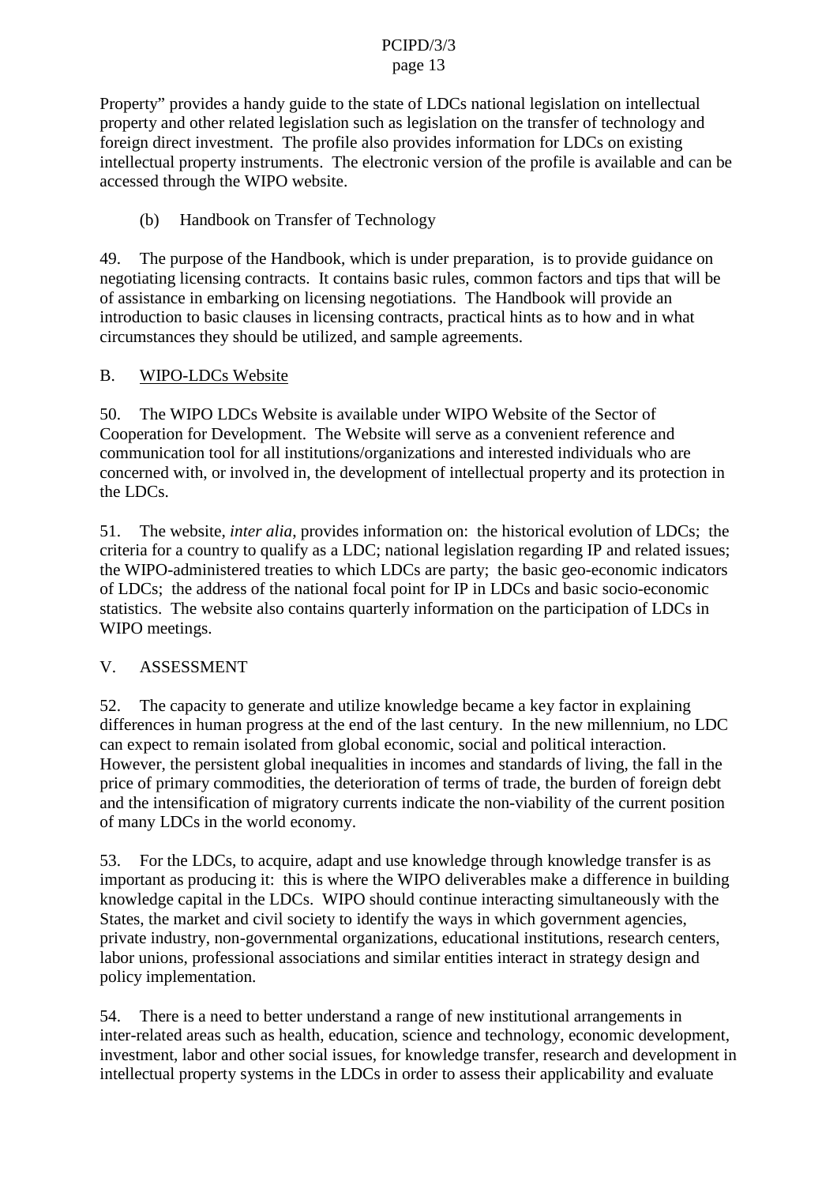Property" provides a handy guide to the state of LDCs national legislation on intellectual property and other related legislation such as legislation on the transfer of technology and foreign direct investment. The profile also provides information for LDCs on existing intellectual property instruments. The electronic version of the profile is available and can be accessed through the WIPO website.

(b) Handbook on Transfer of Technology

49. The purpose of the Handbook, which is under preparation, is to provide guidance on negotiating licensing contracts. It contains basic rules, common factors and tips that will be of assistance in embarking on licensing negotiations. The Handbook will provide an introduction to basic clauses in licensing contracts, practical hints as to how and in what circumstances they should be utilized, and sample agreements.

### B. WIPO-LDCs Website

50. The WIPO LDCs Website is available under WIPO Website of the Sector of Cooperation for Development. The Website will serve as a convenient reference and communication tool for all institutions/organizations and interested individuals who are concerned with, or involved in, the development of intellectual property and its protection in the LDCs.

51. The website, *inter alia*, provides information on: the historical evolution of LDCs; the criteria for a country to qualify as a LDC; national legislation regarding IP and related issues; the WIPO-administered treaties to which LDCs are party; the basic geo-economic indicators of LDCs; the address of the national focal point for IP in LDCs and basic socio-economic statistics. The website also contains quarterly information on the participation of LDCs in WIPO meetings.

## V. ASSESSMENT

52. The capacity to generate and utilize knowledge became a key factor in explaining differences in human progress at the end of the last century. In the new millennium, no LDC can expect to remain isolated from global economic, social and political interaction. However, the persistent global inequalities in incomes and standards of living, the fall in the price of primary commodities, the deterioration of terms of trade, the burden of foreign debt and the intensification of migratory currents indicate the non-viability of the current position of many LDCs in the world economy.

53. For the LDCs, to acquire, adapt and use knowledge through knowledge transfer is as important as producing it: this is where the WIPO deliverables make a difference in building knowledge capital in the LDCs. WIPO should continue interacting simultaneously with the States, the market and civil society to identify the ways in which government agencies, private industry, non-governmental organizations, educational institutions, research centers, labor unions, professional associations and similar entities interact in strategy design and policy implementation.

54. There is a need to better understand a range of new institutional arrangements in inter-related areas such as health, education, science and technology, economic development, investment, labor and other social issues, for knowledge transfer, research and development in intellectual property systems in the LDCs in order to assess their applicability and evaluate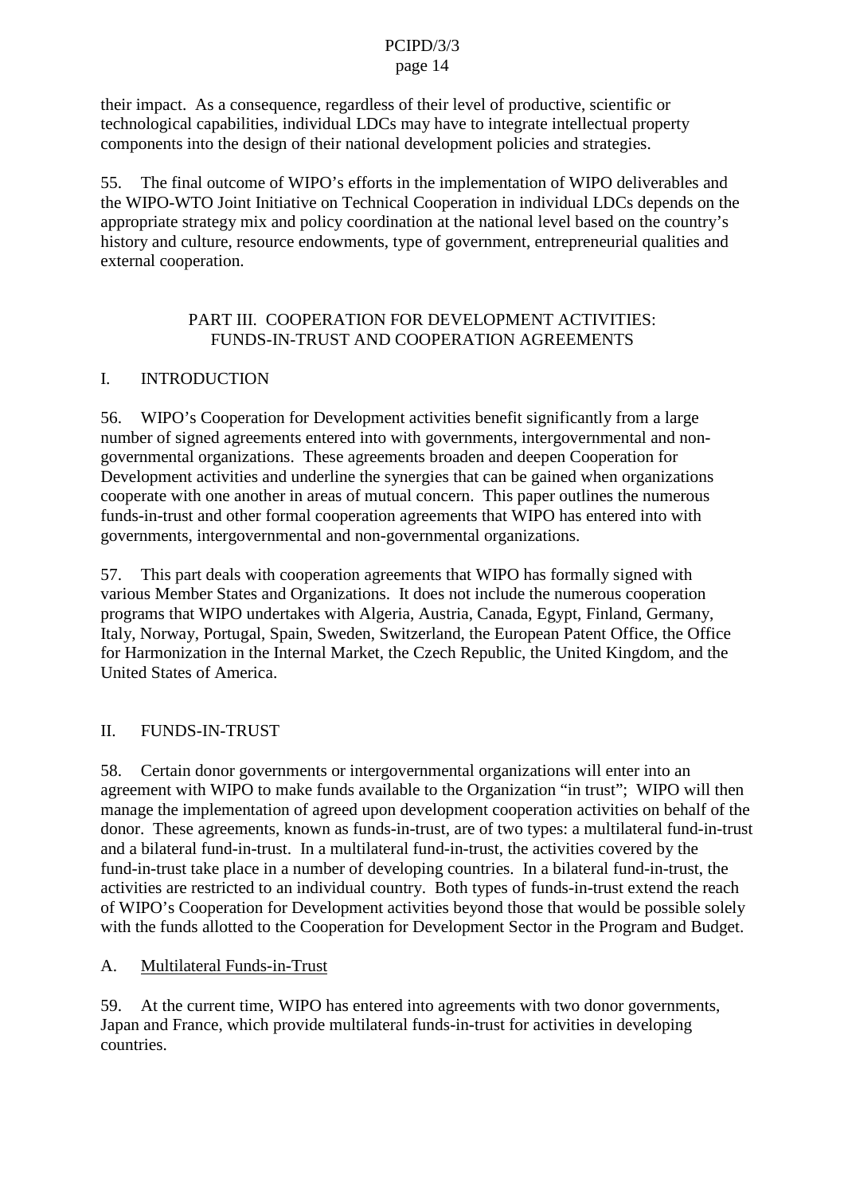their impact. As a consequence, regardless of their level of productive, scientific or technological capabilities, individual LDCs may have to integrate intellectual property components into the design of their national development policies and strategies.

55. The final outcome of WIPO's efforts in the implementation of WIPO deliverables and the WIPO-WTO Joint Initiative on Technical Cooperation in individual LDCs depends on the appropriate strategy mix and policy coordination at the national level based on the country's history and culture, resource endowments, type of government, entrepreneurial qualities and external cooperation.

## PART III. COOPERATION FOR DEVELOPMENT ACTIVITIES: FUNDS-IN-TRUST AND COOPERATION AGREEMENTS

### I. INTRODUCTION

56. WIPO's Cooperation for Development activities benefit significantly from a large number of signed agreements entered into with governments, intergovernmental and non-governmental organizations. These agreements broaden and deepen Cooperation for Development activities and underline the synergies that can be gained when organizations cooperate with one another in areas of mutual concern. This paper outlines the numerous funds-in-trust and other formal cooperation agreements that WIPO has entered into with governments, intergovernmental and non-governmental organizations.

57. This part deals with cooperation agreements that WIPO has formally signed with various Member States and Organizations. It does not include the numerous cooperation programs that WIPO undertakes with Algeria, Austria, Canada, Egypt, Finland, Germany, Italy, Norway, Portugal, Spain, Sweden, Switzerland, the European Patent Office, the Office for Harmonization in the Internal Market, the Czech Republic, the United Kingdom, and the United States of America.

### II. FUNDS-IN-TRUST

58. Certain donor governments or intergovernmental organizations will enter into an agreement with WIPO to make funds available to the Organization "in trust"; WIPO will then manage the implementation of agreed upon development cooperation activities on behalf of the donor. These agreements, known as funds-in-trust, are of two types: a multilateral fund-in-trust and a bilateral fund-in-trust. In a multilateral fund-in-trust, the activities covered by the fund-in-trust take place in a number of developing countries. In a bilateral fund-in-trust, the activities are restricted to an individual country. Both types of funds-in-trust extend the reach of WIPO's Cooperation for Development activities beyond those that would be possible solely with the funds allotted to the Cooperation for Development Sector in the Program and Budget.

#### A. Multilateral Funds-in-Trust

59. At the current time, WIPO has entered into agreements with two donor governments, Japan and France, which provide multilateral funds-in-trust for activities in developing countries.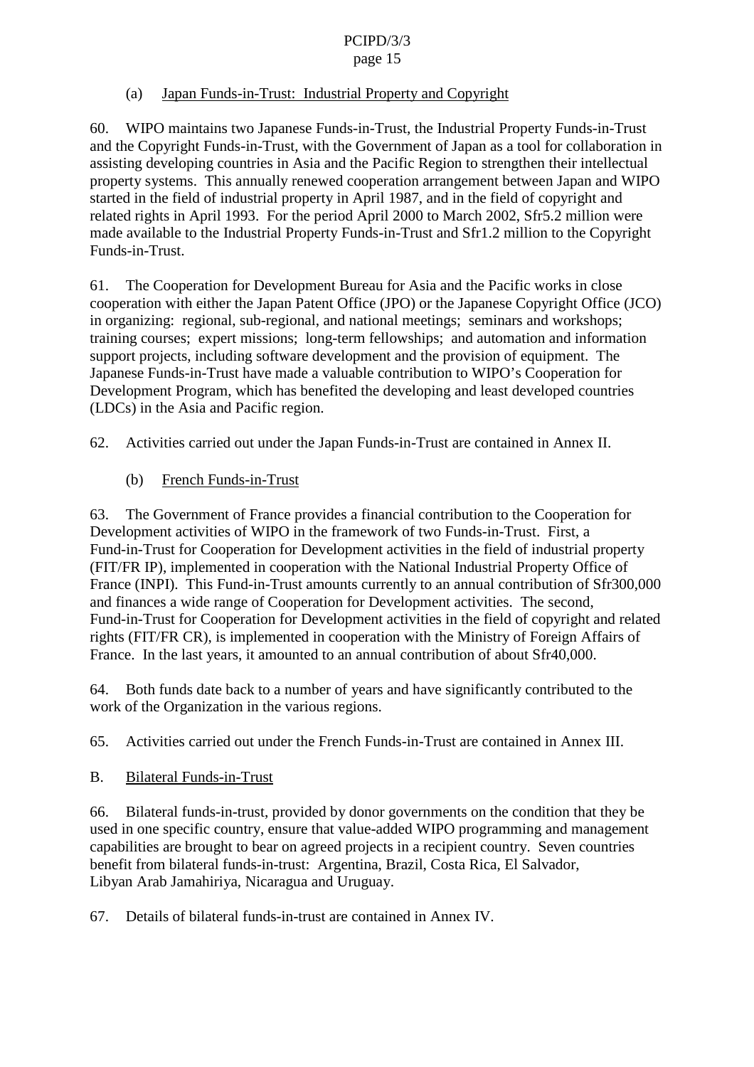### (a) Japan Funds-in-Trust: Industrial Property and Copyright

60. WIPO maintains two Japanese Funds-in-Trust, the Industrial Property Funds-in-Trust and the Copyright Funds-in-Trust, with the Government of Japan as a tool for collaboration in assisting developing countries in Asia and the Pacific Region to strengthen their intellectual property systems. This annually renewed cooperation arrangement between Japan and WIPO started in the field of industrial property in April 1987, and in the field of copyright and related rights in April 1993. For the period April 2000 to March 2002, Sfr5.2 million were made available to the Industrial Property Funds-in-Trust and Sfr1.2 million to the Copyright Funds-in-Trust.

61. The Cooperation for Development Bureau for Asia and the Pacific works in close cooperation with either the Japan Patent Office (JPO) or the Japanese Copyright Office (JCO) in organizing: regional, sub-regional, and national meetings; seminars and workshops; training courses; expert missions; long-term fellowships; and automation and information support projects, including software development and the provision of equipment. The Japanese Funds-in-Trust have made a valuable contribution to WIPO's Cooperation for Development Program, which has benefited the developing and least developed countries (LDCs) in the Asia and Pacific region.

62. Activities carried out under the Japan Funds-in-Trust are contained in Annex II.

### (b) French Funds-in-Trust

63. The Government of France provides a financial contribution to the Cooperation for Development activities of WIPO in the framework of two Funds-in-Trust. First, a Fund-in-Trust for Cooperation for Development activities in the field of industrial property (FIT/FR IP), implemented in cooperation with the National Industrial Property Office of France (INPI). This Fund-in-Trust amounts currently to an annual contribution of Sfr300,000 and finances a wide range of Cooperation for Development activities. The second, Fund-in-Trust for Cooperation for Development activities in the field of copyright and related rights (FIT/FR CR), is implemented in cooperation with the Ministry of Foreign Affairs of France. In the last years, it amounted to an annual contribution of about Sfr40,000.

64. Both funds date back to a number of years and have significantly contributed to the work of the Organization in the various regions.

65. Activities carried out under the French Funds-in-Trust are contained in Annex III.

## B. Bilateral Funds-in-Trust

66. Bilateral funds-in-trust, provided by donor governments on the condition that they be used in one specific country, ensure that value-added WIPO programming and management capabilities are brought to bear on agreed projects in a recipient country. Seven countries benefit from bilateral funds-in-trust: Argentina, Brazil, Costa Rica, El Salvador, Libyan Arab Jamahiriya, Nicaragua and Uruguay.

67. Details of bilateral funds-in-trust are contained in Annex IV.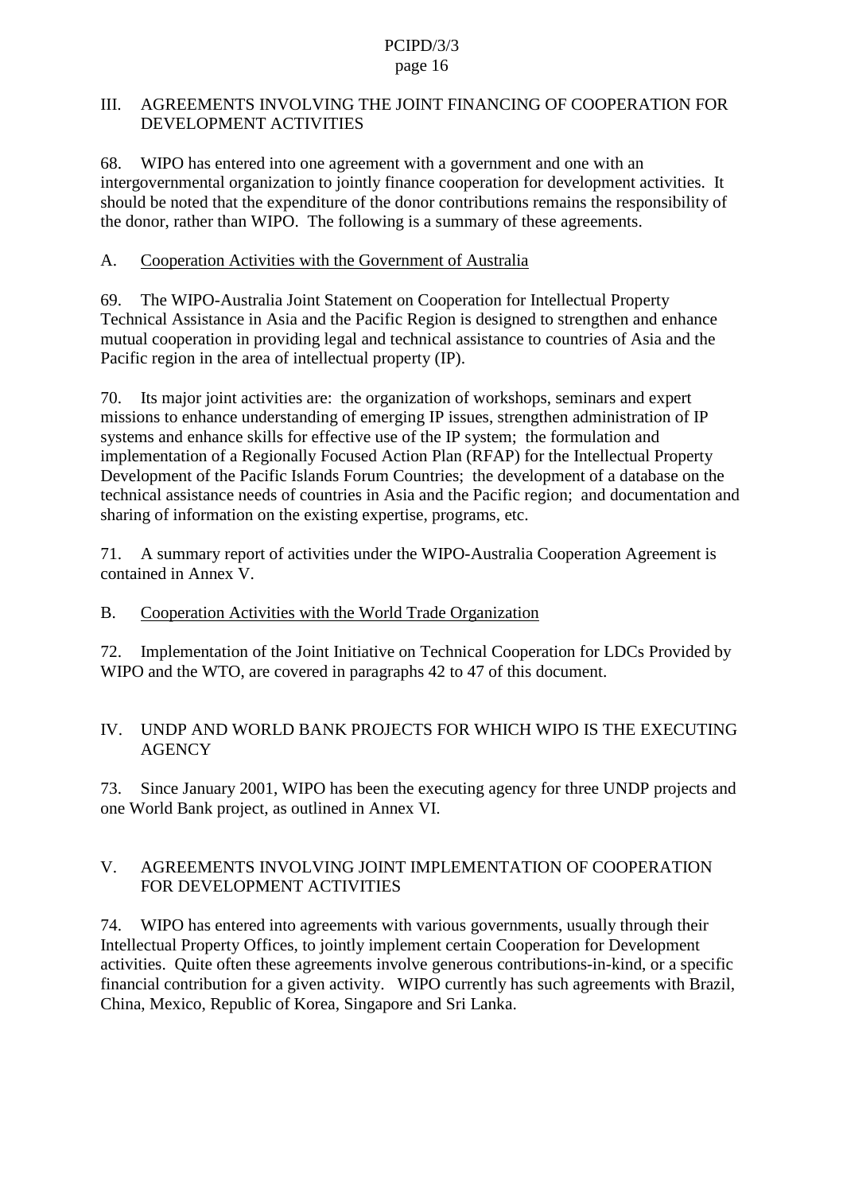## III. AGREEMENTS INVOLVING THE JOINT FINANCING OF COOPERATION FOR DEVELOPMENT ACTIVITIES

68. WIPO has entered into one agreement with a government and one with an intergovernmental organization to jointly finance cooperation for development activities. It should be noted that the expenditure of the donor contributions remains the responsibility of the donor, rather than WIPO. The following is a summary of these agreements.

### A. Cooperation Activities with the Government of Australia

69. The WIPO-Australia Joint Statement on Cooperation for Intellectual Property Technical Assistance in Asia and the Pacific Region is designed to strengthen and enhance mutual cooperation in providing legal and technical assistance to countries of Asia and the Pacific region in the area of intellectual property (IP).

70. Its major joint activities are: the organization of workshops, seminars and expert missions to enhance understanding of emerging IP issues, strengthen administration of IP systems and enhance skills for effective use of the IP system; the formulation and implementation of a Regionally Focused Action Plan (RFAP) for the Intellectual Property Development of the Pacific Islands Forum Countries; the development of a database on the technical assistance needs of countries in Asia and the Pacific region; and documentation and sharing of information on the existing expertise, programs, etc.

71. A summary report of activities under the WIPO-Australia Cooperation Agreement is contained in Annex V.

### B. Cooperation Activities with the World Trade Organization

72. Implementation of the Joint Initiative on Technical Cooperation for LDCs Provided by WIPO and the WTO, are covered in paragraphs 42 to 47 of this document.

## IV. UNDP AND WORLD BANK PROJECTS FOR WHICH WIPO IS THE EXECUTING AGENCY

73. Since January 2001, WIPO has been the executing agency for three UNDP projects and one World Bank project, as outlined in Annex VI.

## V. AGREEMENTS INVOLVING JOINT IMPLEMENTATION OF COOPERATION FOR DEVELOPMENT ACTIVITIES

74. WIPO has entered into agreements with various governments, usually through their Intellectual Property Offices, to jointly implement certain Cooperation for Development activities. Quite often these agreements involve generous contributions-in-kind, or a specific financial contribution for a given activity. WIPO currently has such agreements with Brazil, China, Mexico, Republic of Korea, Singapore and Sri Lanka.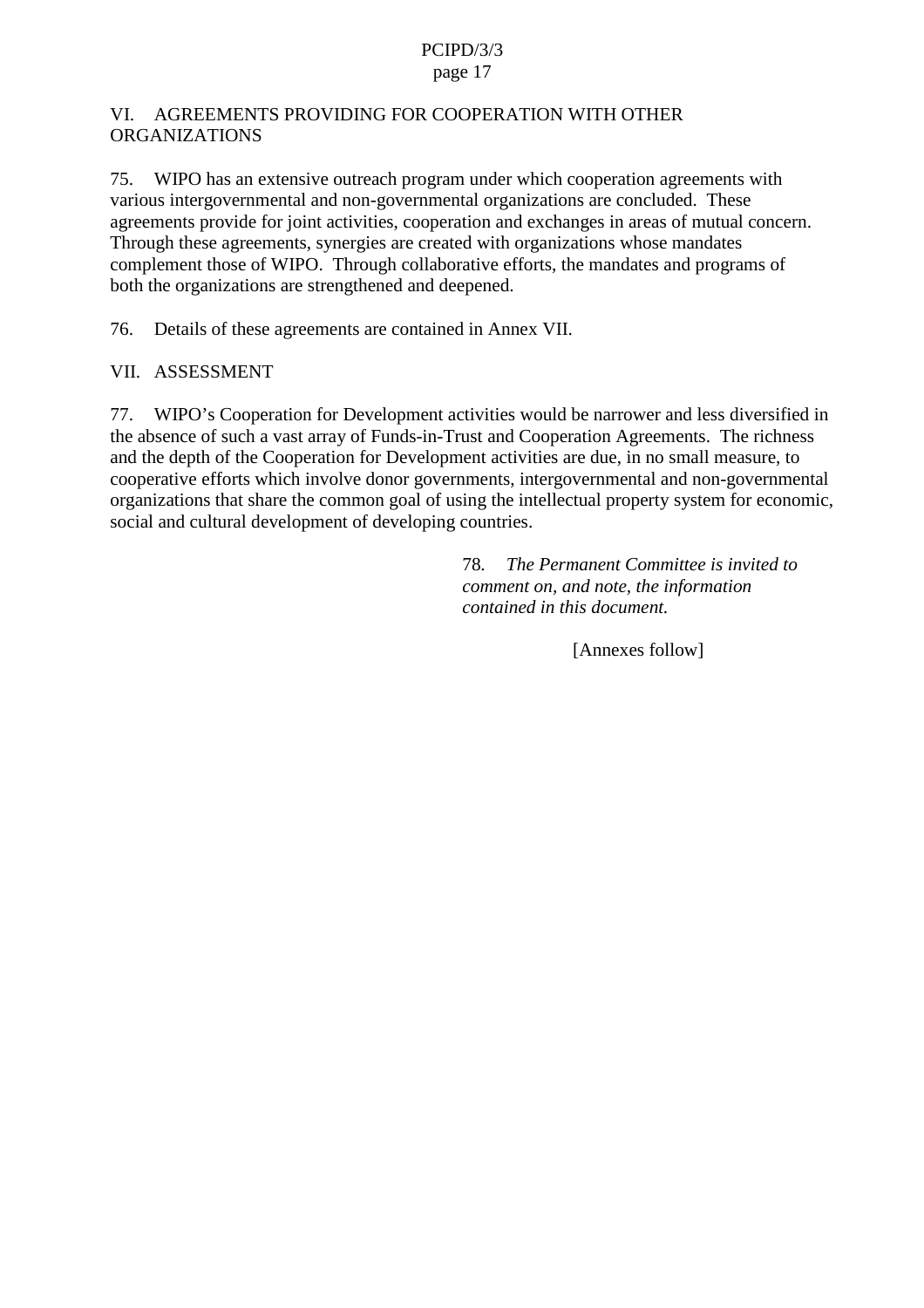## VI. AGREEMENTS PROVIDING FOR COOPERATION WITH OTHER ORGANIZATIONS

75. WIPO has an extensive outreach program under which cooperation agreements with various intergovernmental and non-governmental organizations are concluded. These agreements provide for joint activities, cooperation and exchanges in areas of mutual concern. Through these agreements, synergies are created with organizations whose mandates complement those of WIPO. Through collaborative efforts, the mandates and programs of both the organizations are strengthened and deepened.

76. Details of these agreements are contained in Annex VII.

## VII. ASSESSMENT

77. WIPO's Cooperation for Development activities would be narrower and less diversified in the absence of such a vast array of Funds-in-Trust and Cooperation Agreements. The richness and the depth of the Cooperation for Development activities are due, in no small measure, to cooperative efforts which involve donor governments, intergovernmental and non-governmental organizations that share the common goal of using the intellectual property system for economic, social and cultural development of developing countries.

78. *The Permanent Committee is invited to comment on, and note, the information contained in this document.*

[Annexes follow]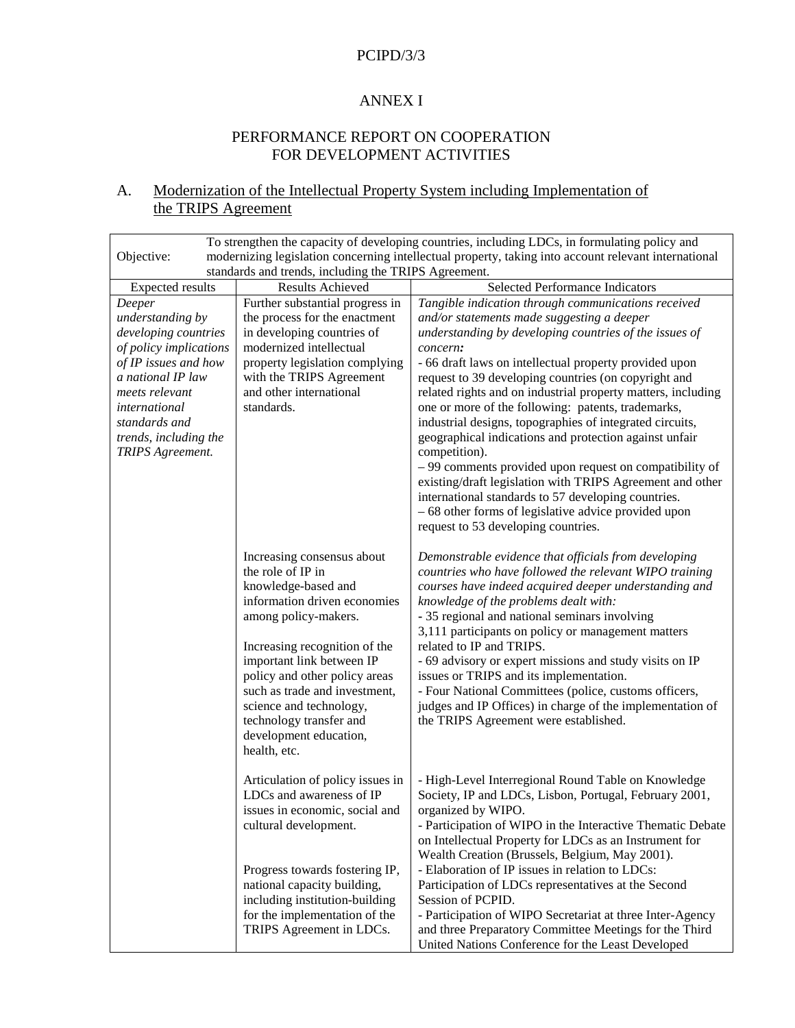## ANNEX I

## PERFORMANCE REPORT ON COOPERATION FOR DEVELOPMENT ACTIVITIES

### A. Modernization of the Intellectual Property System including Implementation of the TRIPS Agreement

| Objective: To strengthen the capacity of developing countries, including LDCs, in formulating policy and modernizing legislation concerning intellectual property, taking into account relevant international standards and trends, including the TRIPS Agreement. | | |
|---|---|---|
| Expected results | Results Achieved | Selected Performance Indicators |
| *Deeper understanding by developing countries of policy implications of IP issues and how a national IP law meets relevant international standards and trends, including the TRIPS Agreement.* | Further substantial progress in the process for the enactment in developing countries of modernized intellectual property legislation complying with the TRIPS Agreement and other international standards. | *Tangible indication through communications received and/or statements made suggesting a deeper understanding by developing countries of the issues of concern:*<br>- 66 draft laws on intellectual property provided upon request to 39 developing countries (on copyright and related rights and on industrial property matters, including one or more of the following: patents, trademarks, industrial designs, topographies of integrated circuits, geographical indications and protection against unfair competition).<br>– 99 comments provided upon request on compatibility of existing/draft legislation with TRIPS Agreement and other international standards to 57 developing countries.<br>– 68 other forms of legislative advice provided upon request to 53 developing countries. |
| | Increasing consensus about the role of IP in knowledge-based and information driven economies among policy-makers.<br><br>Increasing recognition of the important link between IP policy and other policy areas such as trade and investment, science and technology, technology transfer and development education, health, etc. | *Demonstrable evidence that officials from developing countries who have followed the relevant WIPO training courses have indeed acquired deeper understanding and knowledge of the problems dealt with:*<br>- 35 regional and national seminars involving 3,111 participants on policy or management matters related to IP and TRIPS.<br>- 69 advisory or expert missions and study visits on IP issues or TRIPS and its implementation.<br>- Four National Committees (police, customs officers, judges and IP Offices) in charge of the implementation of the TRIPS Agreement were established. |
| | Articulation of policy issues in LDCs and awareness of IP issues in economic, social and cultural development.<br><br>Progress towards fostering IP, national capacity building, including institution-building for the implementation of the TRIPS Agreement in LDCs. | - High-Level Interregional Round Table on Knowledge Society, IP and LDCs, Lisbon, Portugal, February 2001, organized by WIPO.<br>- Participation of WIPO in the Interactive Thematic Debate on Intellectual Property for LDCs as an Instrument for Wealth Creation (Brussels, Belgium, May 2001).<br>- Elaboration of IP issues in relation to LDCs: Participation of LDCs representatives at the Second Session of PCPID.<br>- Participation of WIPO Secretariat at three Inter-Agency and three Preparatory Committee Meetings for the Third United Nations Conference for the Least Developed |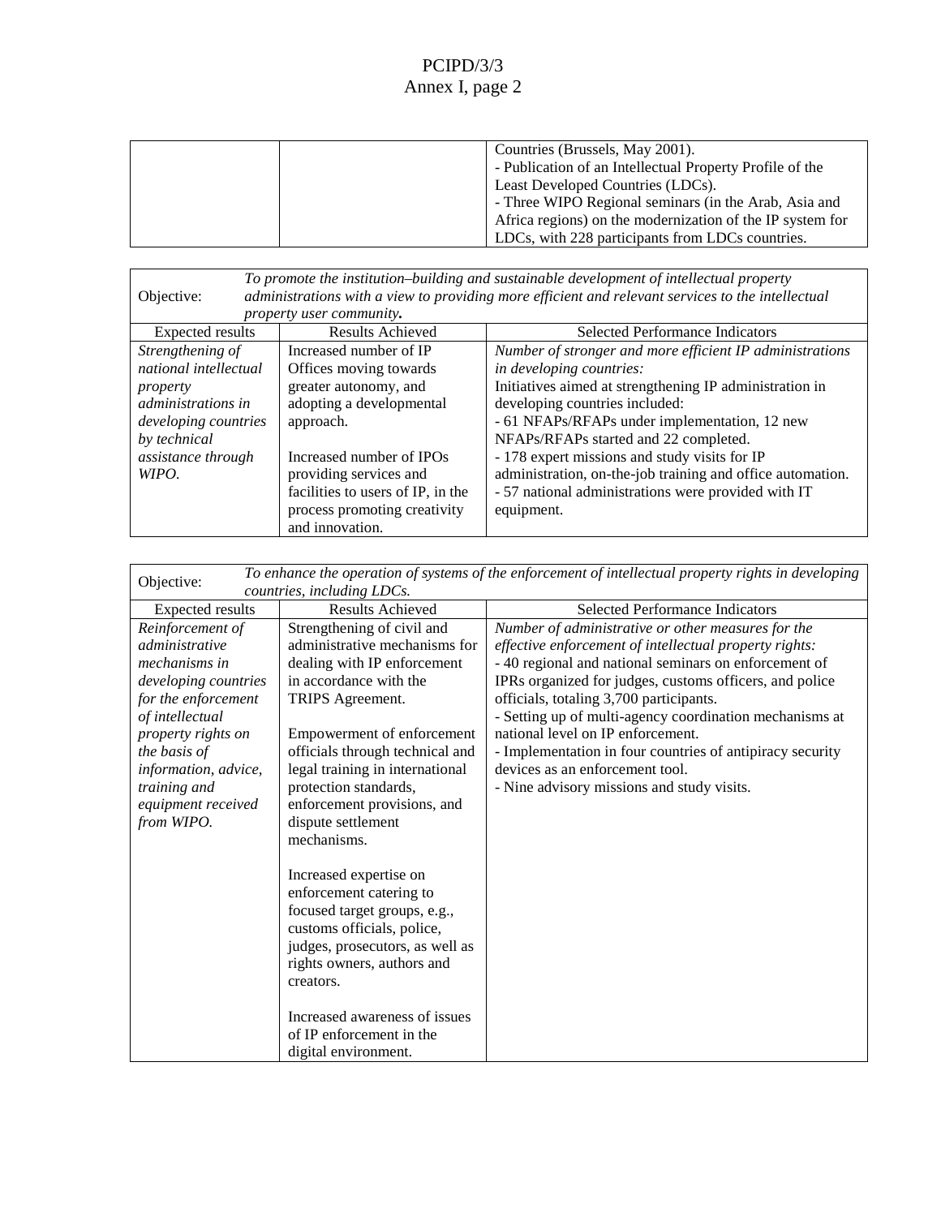| | | Countries (Brussels, May 2001).<br>- Publication of an Intellectual Property Profile of the Least Developed Countries (LDCs).<br>- Three WIPO Regional seminars (in the Arab, Asia and Africa regions) on the modernization of the IP system for LDCs, with 228 participants from LDCs countries. |
|---|---|---|

| Objective: *To promote the institution–building and sustainable development of intellectual property administrations with a view to providing more efficient and relevant services to the intellectual property user community.* | | |
|---|---|---|
| Expected results | Results Achieved | Selected Performance Indicators |
| *Strengthening of national intellectual property administrations in developing countries by technical assistance through WIPO.* | Increased number of IP Offices moving towards greater autonomy, and adopting a developmental approach.<br><br>Increased number of IPOs providing services and facilities to users of IP, in the process promoting creativity and innovation. | *Number of stronger and more efficient IP administrations in developing countries:*<br>Initiatives aimed at strengthening IP administration in developing countries included:<br>- 61 NFAPs/RFAPs under implementation, 12 new NFAPs/RFAPs started and 22 completed.<br>- 178 expert missions and study visits for IP administration, on-the-job training and office automation.<br>- 57 national administrations were provided with IT equipment. |

| Objective: *To enhance the operation of systems of the enforcement of intellectual property rights in developing countries, including LDCs.* | | |
|---|---|---|
| Expected results | Results Achieved | Selected Performance Indicators |
| *Reinforcement of administrative mechanisms in developing countries for the enforcement of intellectual property rights on the basis of information, advice, training and equipment received from WIPO.* | Strengthening of civil and administrative mechanisms for dealing with IP enforcement in accordance with the TRIPS Agreement.<br><br>Empowerment of enforcement officials through technical and legal training in international protection standards, enforcement provisions, and dispute settlement mechanisms.<br><br>Increased expertise on enforcement catering to focused target groups, e.g., customs officials, police, judges, prosecutors, as well as rights owners, authors and creators.<br><br>Increased awareness of issues of IP enforcement in the digital environment. | *Number of administrative or other measures for the effective enforcement of intellectual property rights:*<br>- 40 regional and national seminars on enforcement of IPRs organized for judges, customs officers, and police officials, totaling 3,700 participants.<br>- Setting up of multi-agency coordination mechanisms at national level on IP enforcement.<br>- Implementation in four countries of antipiracy security devices as an enforcement tool.<br>- Nine advisory missions and study visits. |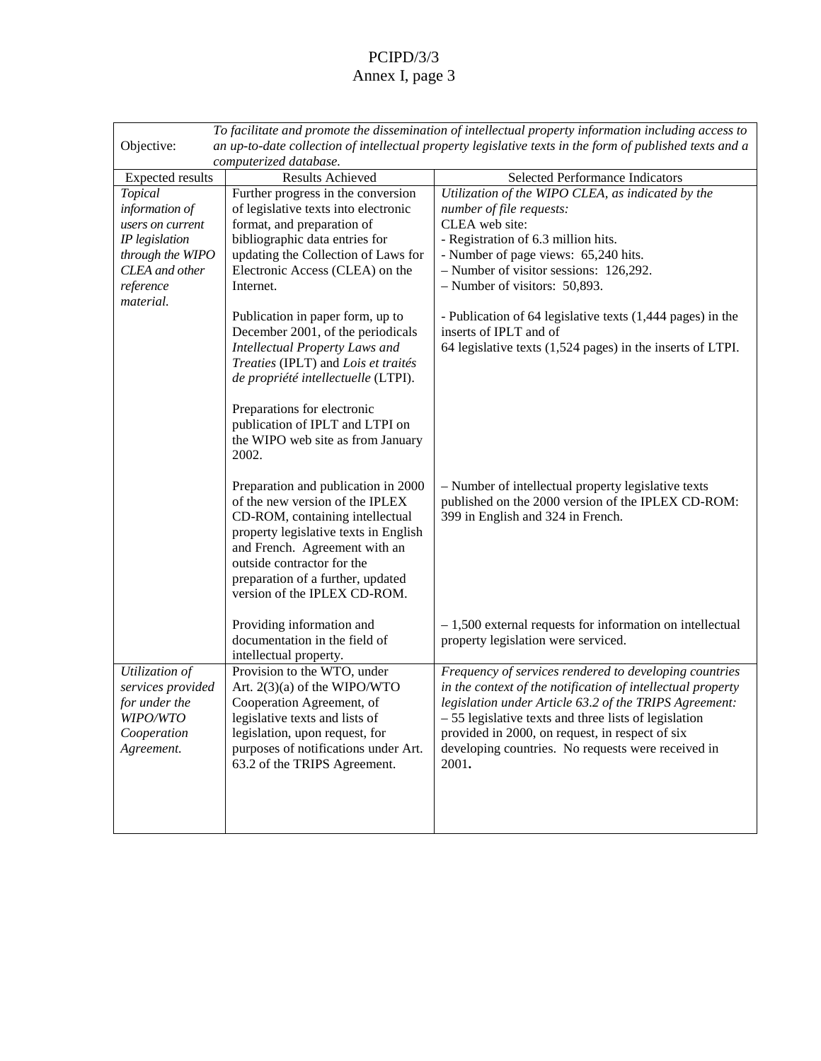| Objective: | *To facilitate and promote the dissemination of intellectual property information including access to an up-to-date collection of intellectual property legislative texts in the form of published texts and a computerized database.* | |
|---|---|---|
| Expected results | Results Achieved | Selected Performance Indicators |
| *Topical information of users on current IP legislation through the WIPO CLEA and other reference material.* | Further progress in the conversion of legislative texts into electronic format, and preparation of bibliographic data entries for updating the Collection of Laws for Electronic Access (CLEA) on the Internet.<br><br>Publication in paper form, up to December 2001, of the periodicals *Intellectual Property Laws and Treaties* (IPLT) and *Lois et traités de propriété intellectuelle* (LTPI).<br><br>Preparations for electronic publication of IPLT and LTPI on the WIPO web site as from January 2002.<br><br>Preparation and publication in 2000 of the new version of the IPLEX CD-ROM, containing intellectual property legislative texts in English and French. Agreement with an outside contractor for the preparation of a further, updated version of the IPLEX CD-ROM.<br><br>Providing information and documentation in the field of intellectual property. | *Utilization of the WIPO CLEA, as indicated by the number of file requests:*<br>CLEA web site:<br>- Registration of 6.3 million hits.<br>- Number of page views: 65,240 hits.<br>– Number of visitor sessions: 126,292.<br>– Number of visitors: 50,893.<br><br>- Publication of 64 legislative texts (1,444 pages) in the inserts of IPLT and of<br>64 legislative texts (1,524 pages) in the inserts of LTPI.<br><br>– Number of intellectual property legislative texts published on the 2000 version of the IPLEX CD-ROM: 399 in English and 324 in French.<br><br>– 1,500 external requests for information on intellectual property legislation were serviced. |
| *Utilization of services provided for under the WIPO/WTO Cooperation Agreement.* | Provision to the WTO, under Art. 2(3)(a) of the WIPO/WTO Cooperation Agreement, of legislative texts and lists of legislation, upon request, for purposes of notifications under Art. 63.2 of the TRIPS Agreement. | *Frequency of services rendered to developing countries in the context of the notification of intellectual property legislation under Article 63.2 of the TRIPS Agreement:*<br>– 55 legislative texts and three lists of legislation provided in 2000, on request, in respect of six developing countries. No requests were received in 2001**.** |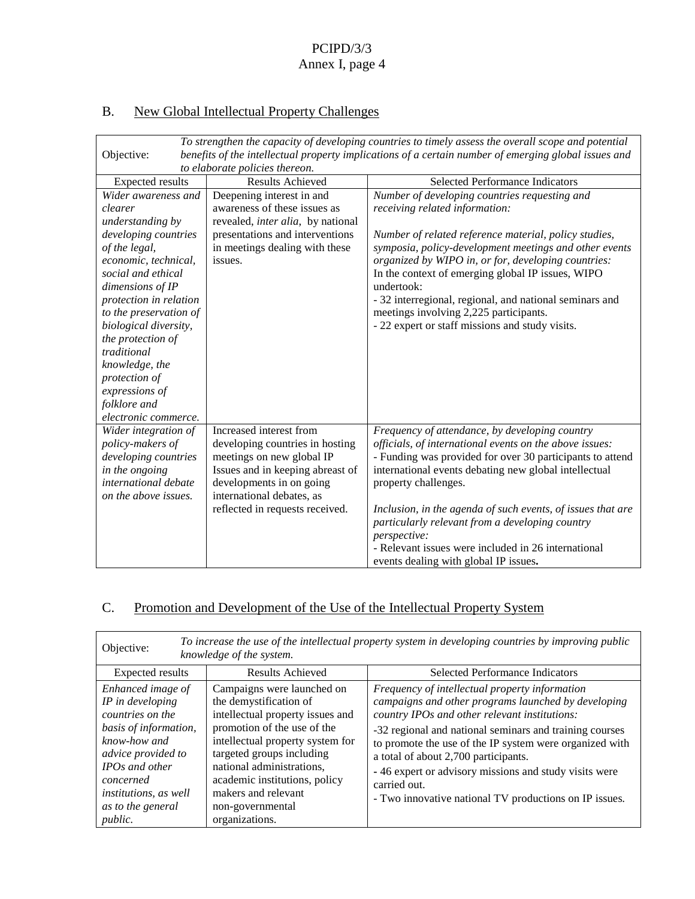## B. New Global Intellectual Property Challenges

| Objective: | *To strengthen the capacity of developing countries to timely assess the overall scope and potential benefits of the intellectual property implications of a certain number of emerging global issues and to elaborate policies thereon.* | |
|---|---|---|
| Expected results | Results Achieved | Selected Performance Indicators |
| *Wider awareness and clearer understanding by developing countries of the legal, economic, technical, social and ethical dimensions of IP protection in relation to the preservation of biological diversity, the protection of traditional knowledge, the protection of expressions of folklore and electronic commerce.* | Deepening interest in and awareness of these issues as revealed, *inter alia*, by national presentations and interventions in meetings dealing with these issues. | *Number of developing countries requesting and receiving related information:*<br><br>*Number of related reference material, policy studies, symposia, policy-development meetings and other events organized by WIPO in, or for, developing countries:*<br>In the context of emerging global IP issues, WIPO undertook:<br>- 32 interregional, regional, and national seminars and meetings involving 2,225 participants.<br>- 22 expert or staff missions and study visits. |
| *Wider integration of policy-makers of developing countries in the ongoing international debate on the above issues.* | Increased interest from developing countries in hosting meetings on new global IP Issues and in keeping abreast of developments in on going international debates, as reflected in requests received. | *Frequency of attendance, by developing country officials, of international events on the above issues:*<br>- Funding was provided for over 30 participants to attend international events debating new global intellectual property challenges.<br><br>*Inclusion, in the agenda of such events, of issues that are particularly relevant from a developing country perspective:*<br>- Relevant issues were included in 26 international events dealing with global IP issues**.** |

## C. Promotion and Development of the Use of the Intellectual Property System

| Objective: | *To increase the use of the intellectual property system in developing countries by improving public knowledge of the system.* | |
|---|---|---|
| Expected results | Results Achieved | Selected Performance Indicators |
| *Enhanced image of IP in developing countries on the basis of information, know-how and advice provided to IPOs and other concerned institutions, as well as to the general public.* | Campaigns were launched on the demystification of intellectual property issues and promotion of the use of the intellectual property system for targeted groups including national administrations, academic institutions, policy makers and relevant non-governmental organizations. | *Frequency of intellectual property information campaigns and other programs launched by developing country IPOs and other relevant institutions:*<br>-32 regional and national seminars and training courses to promote the use of the IP system were organized with a total of about 2,700 participants.<br>- 46 expert or advisory missions and study visits were carried out.<br>- Two innovative national TV productions on IP issues. |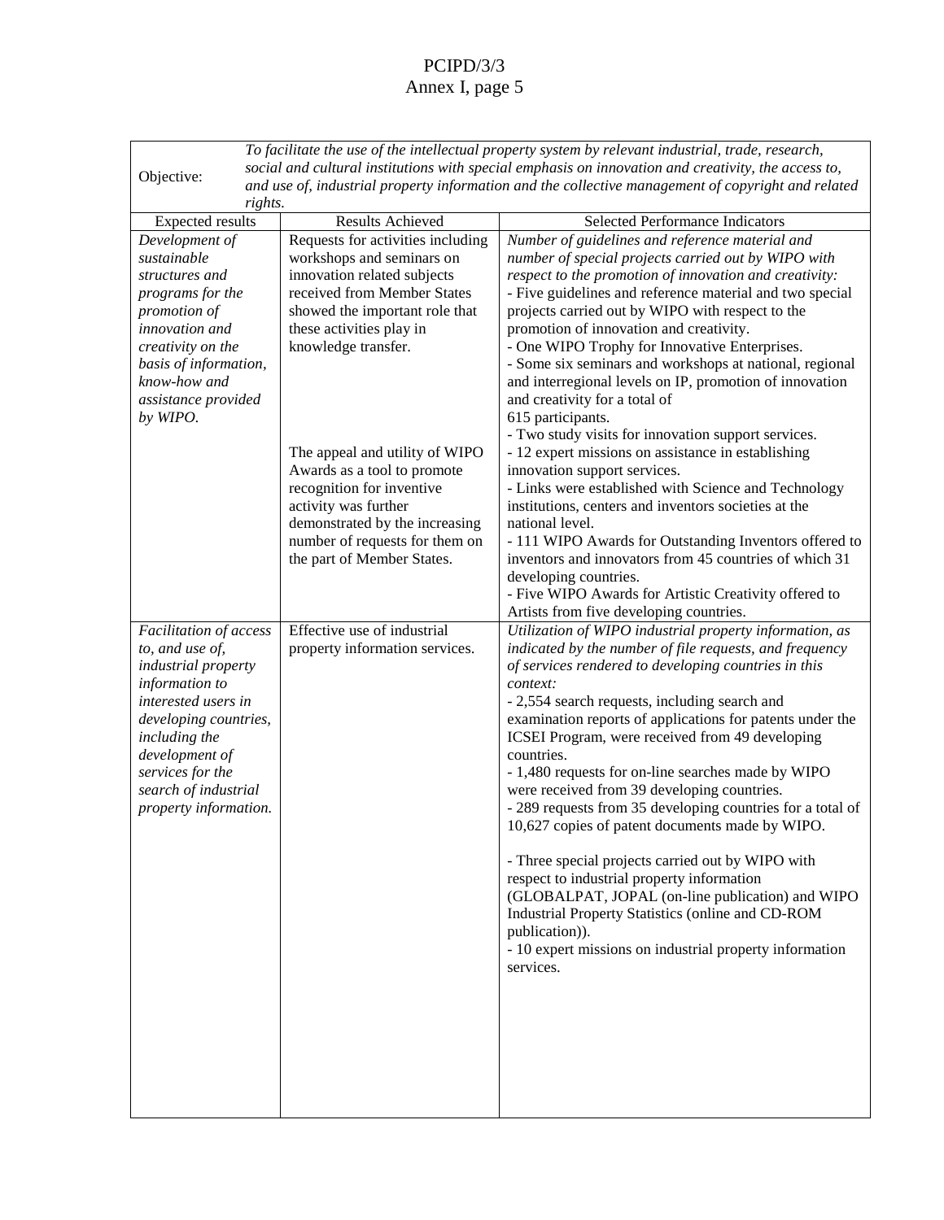| Objective: | *To facilitate the use of the intellectual property system by relevant industrial, trade, research, social and cultural institutions with special emphasis on innovation and creativity, the access to, and use of, industrial property information and the collective management of copyright and related rights.* | |
|---|---|---|
| Expected results | Results Achieved | Selected Performance Indicators |
| *Development of sustainable structures and programs for the promotion of innovation and creativity on the basis of information, know-how and assistance provided by WIPO.* | Requests for activities including workshops and seminars on innovation related subjects received from Member States showed the important role that these activities play in knowledge transfer.<br><br>The appeal and utility of WIPO Awards as a tool to promote recognition for inventive activity was further demonstrated by the increasing number of requests for them on the part of Member States. | *Number of guidelines and reference material and number of special projects carried out by WIPO with respect to the promotion of innovation and creativity:*<br>- Five guidelines and reference material and two special projects carried out by WIPO with respect to the promotion of innovation and creativity.<br>- One WIPO Trophy for Innovative Enterprises.<br>- Some six seminars and workshops at national, regional and interregional levels on IP, promotion of innovation and creativity for a total of 615 participants.<br>- Two study visits for innovation support services.<br>- 12 expert missions on assistance in establishing innovation support services.<br>- Links were established with Science and Technology institutions, centers and inventors societies at the national level.<br>- 111 WIPO Awards for Outstanding Inventors offered to inventors and innovators from 45 countries of which 31 developing countries.<br>- Five WIPO Awards for Artistic Creativity offered to Artists from five developing countries. |
| *Facilitation of access to, and use of, industrial property information to interested users in developing countries, including the development of services for the search of industrial property information.* | Effective use of industrial property information services. | *Utilization of WIPO industrial property information, as indicated by the number of file requests, and frequency of services rendered to developing countries in this context:*<br>- 2,554 search requests, including search and examination reports of applications for patents under the ICSEI Program, were received from 49 developing countries.<br>- 1,480 requests for on-line searches made by WIPO were received from 39 developing countries.<br>- 289 requests from 35 developing countries for a total of 10,627 copies of patent documents made by WIPO.<br><br>- Three special projects carried out by WIPO with respect to industrial property information (GLOBALPAT, JOPAL (on-line publication) and WIPO Industrial Property Statistics (online and CD-ROM publication)).<br>- 10 expert missions on industrial property information services. |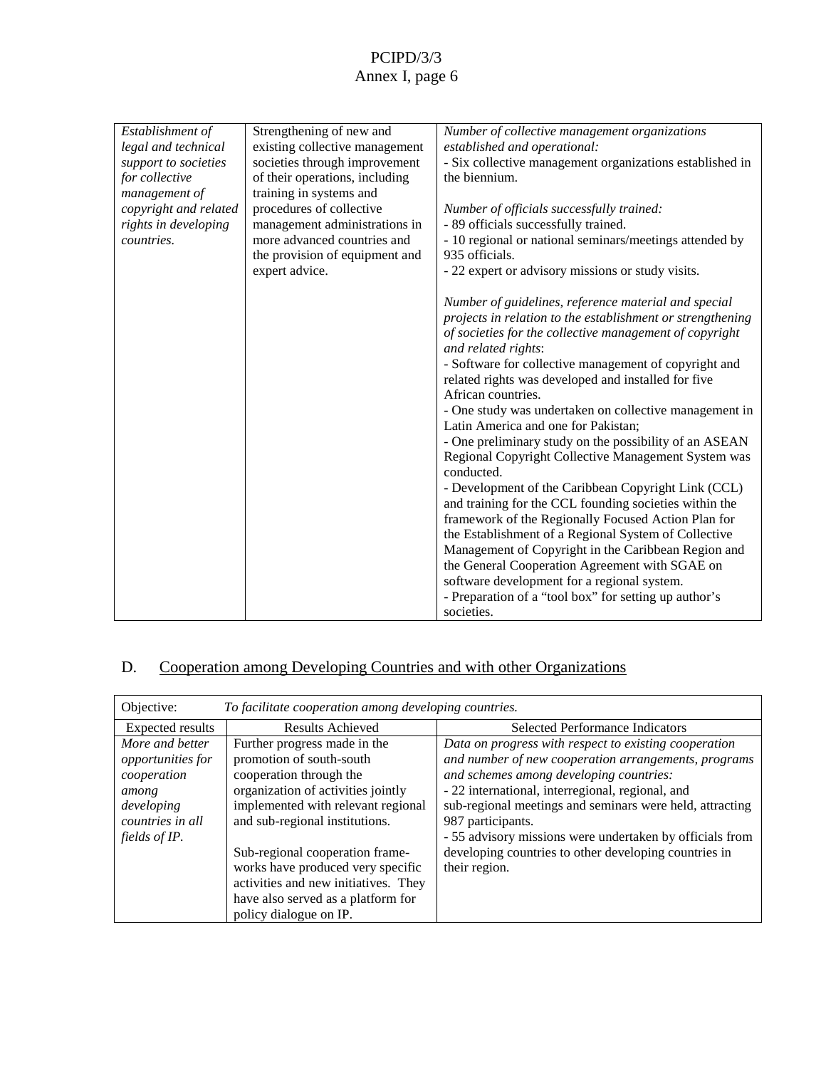| | | |
|---|---|---|
| *Establishment of legal and technical support to societies for collective management of copyright and related rights in developing countries.* | Strengthening of new and existing collective management societies through improvement of their operations, including training in systems and procedures of collective management administrations in more advanced countries and the provision of equipment and expert advice. | *Number of collective management organizations established and operational:*<br>- Six collective management organizations established in the biennium.<br><br>*Number of officials successfully trained:*<br>- 89 officials successfully trained.<br>- 10 regional or national seminars/meetings attended by 935 officials.<br>- 22 expert or advisory missions or study visits.<br><br>*Number of guidelines, reference material and special projects in relation to the establishment or strengthening of societies for the collective management of copyright and related rights*:<br>- Software for collective management of copyright and related rights was developed and installed for five African countries.<br>- One study was undertaken on collective management in Latin America and one for Pakistan;<br>- One preliminary study on the possibility of an ASEAN Regional Copyright Collective Management System was conducted.<br>- Development of the Caribbean Copyright Link (CCL) and training for the CCL founding societies within the framework of the Regionally Focused Action Plan for the Establishment of a Regional System of Collective Management of Copyright in the Caribbean Region and the General Cooperation Agreement with SGAE on software development for a regional system.<br>- Preparation of a "tool box" for setting up author's societies. |

## D. Cooperation among Developing Countries and with other Organizations

| Objective: *To facilitate cooperation among developing countries.* | | |
|---|---|---|
| Expected results | Results Achieved | Selected Performance Indicators |
| *More and better opportunities for cooperation among developing countries in all fields of IP.* | Further progress made in the promotion of south-south cooperation through the organization of activities jointly implemented with relevant regional and sub-regional institutions.<br><br>Sub-regional cooperation frame-works have produced very specific activities and new initiatives. They have also served as a platform for policy dialogue on IP. | *Data on progress with respect to existing cooperation and number of new cooperation arrangements, programs and schemes among developing countries:*<br>- 22 international, interregional, regional, and sub-regional meetings and seminars were held, attracting 987 participants.<br>- 55 advisory missions were undertaken by officials from developing countries to other developing countries in their region. |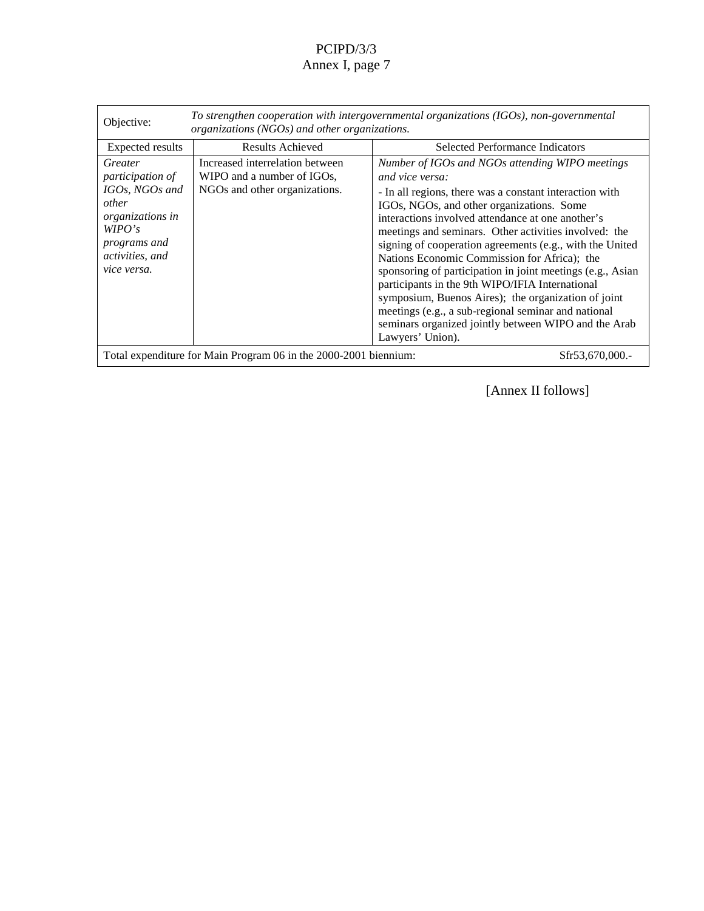| Objective: | *To strengthen cooperation with intergovernmental organizations (IGOs), non-governmental organizations (NGOs) and other organizations.* | |
|---|---|---|
| Expected results | Results Achieved | Selected Performance Indicators |
| *Greater participation of IGOs, NGOs and other organizations in WIPO's programs and activities, and vice versa.* | Increased interrelation between WIPO and a number of IGOs, NGOs and other organizations. | *Number of IGOs and NGOs attending WIPO meetings and vice versa:*<br>- In all regions, there was a constant interaction with IGOs, NGOs, and other organizations. Some interactions involved attendance at one another's meetings and seminars. Other activities involved: the signing of cooperation agreements (e.g., with the United Nations Economic Commission for Africa); the sponsoring of participation in joint meetings (e.g., Asian participants in the 9th WIPO/IFIA International symposium, Buenos Aires); the organization of joint meetings (e.g., a sub-regional seminar and national seminars organized jointly between WIPO and the Arab Lawyers' Union). |
| Total expenditure for Main Program 06 in the 2000-2001 biennium: | | Sfr53,670,000.- |

[Annex II follows]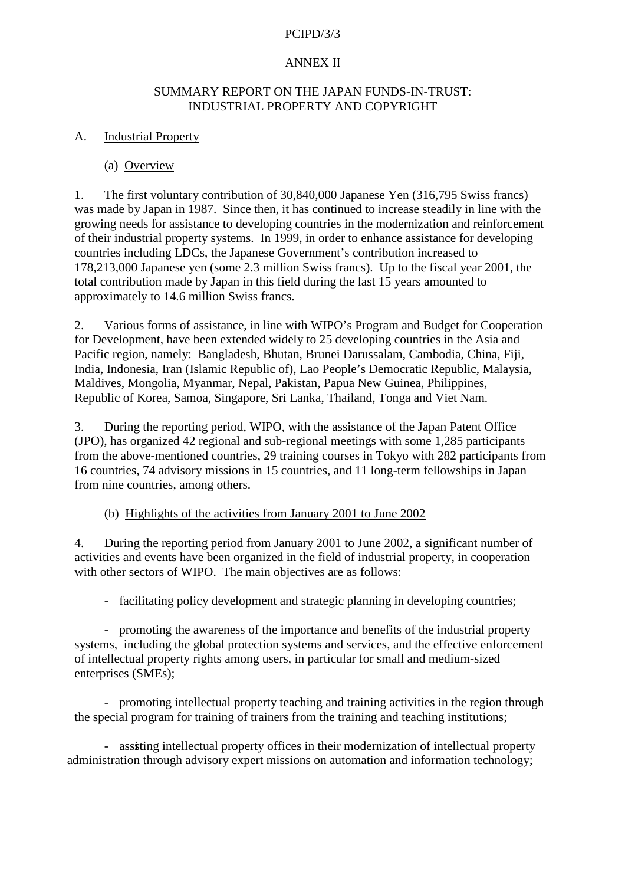PCIPD/3/3

ANNEX II

# SUMMARY REPORT ON THE JAPAN FUNDS-IN-TRUST: INDUSTRIAL PROPERTY AND COPYRIGHT

## A. Industrial Property

### (a) Overview

1. The first voluntary contribution of 30,840,000 Japanese Yen (316,795 Swiss francs) was made by Japan in 1987. Since then, it has continued to increase steadily in line with the growing needs for assistance to developing countries in the modernization and reinforcement of their industrial property systems. In 1999, in order to enhance assistance for developing countries including LDCs, the Japanese Government's contribution increased to 178,213,000 Japanese yen (some 2.3 million Swiss francs). Up to the fiscal year 2001, the total contribution made by Japan in this field during the last 15 years amounted to approximately to 14.6 million Swiss francs.

2. Various forms of assistance, in line with WIPO's Program and Budget for Cooperation for Development, have been extended widely to 25 developing countries in the Asia and Pacific region, namely: Bangladesh, Bhutan, Brunei Darussalam, Cambodia, China, Fiji, India, Indonesia, Iran (Islamic Republic of), Lao People's Democratic Republic, Malaysia, Maldives, Mongolia, Myanmar, Nepal, Pakistan, Papua New Guinea, Philippines, Republic of Korea, Samoa, Singapore, Sri Lanka, Thailand, Tonga and Viet Nam.

3. During the reporting period, WIPO, with the assistance of the Japan Patent Office (JPO), has organized 42 regional and sub-regional meetings with some 1,285 participants from the above-mentioned countries, 29 training courses in Tokyo with 282 participants from 16 countries, 74 advisory missions in 15 countries, and 11 long-term fellowships in Japan from nine countries, among others.

### (b) Highlights of the activities from January 2001 to June 2002

4. During the reporting period from January 2001 to June 2002, a significant number of activities and events have been organized in the field of industrial property, in cooperation with other sectors of WIPO. The main objectives are as follows:

- facilitating policy development and strategic planning in developing countries;

- promoting the awareness of the importance and benefits of the industrial property systems, including the global protection systems and services, and the effective enforcement of intellectual property rights among users, in particular for small and medium-sized enterprises (SMEs);

- promoting intellectual property teaching and training activities in the region through the special program for training of trainers from the training and teaching institutions;

- assisting intellectual property offices in their modernization of intellectual property administration through advisory expert missions on automation and information technology;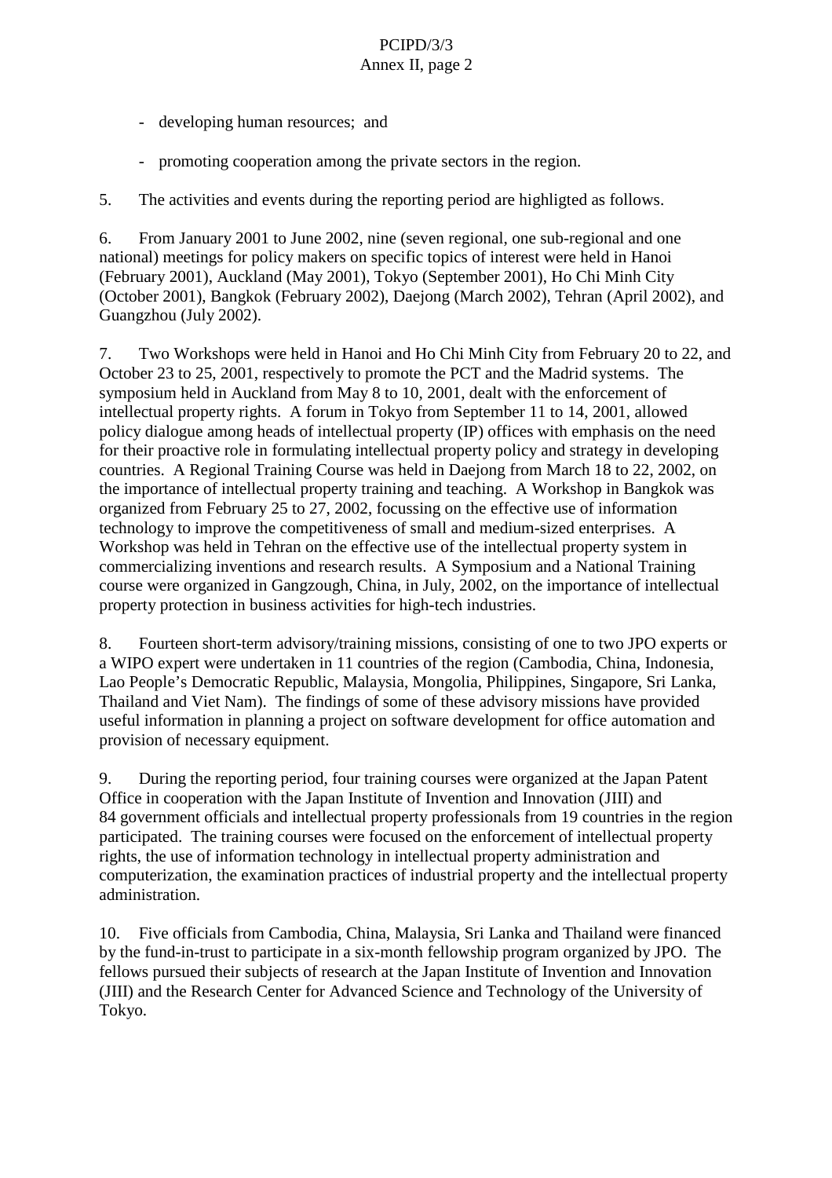- developing human resources; and

- promoting cooperation among the private sectors in the region.

5. The activities and events during the reporting period are highligted as follows.

6. From January 2001 to June 2002, nine (seven regional, one sub-regional and one national) meetings for policy makers on specific topics of interest were held in Hanoi (February 2001), Auckland (May 2001), Tokyo (September 2001), Ho Chi Minh City (October 2001), Bangkok (February 2002), Daejong (March 2002), Tehran (April 2002), and Guangzhou (July 2002).

7. Two Workshops were held in Hanoi and Ho Chi Minh City from February 20 to 22, and October 23 to 25, 2001, respectively to promote the PCT and the Madrid systems. The symposium held in Auckland from May 8 to 10, 2001, dealt with the enforcement of intellectual property rights. A forum in Tokyo from September 11 to 14, 2001, allowed policy dialogue among heads of intellectual property (IP) offices with emphasis on the need for their proactive role in formulating intellectual property policy and strategy in developing countries. A Regional Training Course was held in Daejong from March 18 to 22, 2002, on the importance of intellectual property training and teaching. A Workshop in Bangkok was organized from February 25 to 27, 2002, focussing on the effective use of information technology to improve the competitiveness of small and medium-sized enterprises. A Workshop was held in Tehran on the effective use of the intellectual property system in commercializing inventions and research results. A Symposium and a National Training course were organized in Gangzough, China, in July, 2002, on the importance of intellectual property protection in business activities for high-tech industries.

8. Fourteen short-term advisory/training missions, consisting of one to two JPO experts or a WIPO expert were undertaken in 11 countries of the region (Cambodia, China, Indonesia, Lao People's Democratic Republic, Malaysia, Mongolia, Philippines, Singapore, Sri Lanka, Thailand and Viet Nam). The findings of some of these advisory missions have provided useful information in planning a project on software development for office automation and provision of necessary equipment.

9. During the reporting period, four training courses were organized at the Japan Patent Office in cooperation with the Japan Institute of Invention and Innovation (JIII) and 84 government officials and intellectual property professionals from 19 countries in the region participated. The training courses were focused on the enforcement of intellectual property rights, the use of information technology in intellectual property administration and computerization, the examination practices of industrial property and the intellectual property administration.

10. Five officials from Cambodia, China, Malaysia, Sri Lanka and Thailand were financed by the fund-in-trust to participate in a six-month fellowship program organized by JPO. The fellows pursued their subjects of research at the Japan Institute of Invention and Innovation (JIII) and the Research Center for Advanced Science and Technology of the University of Tokyo.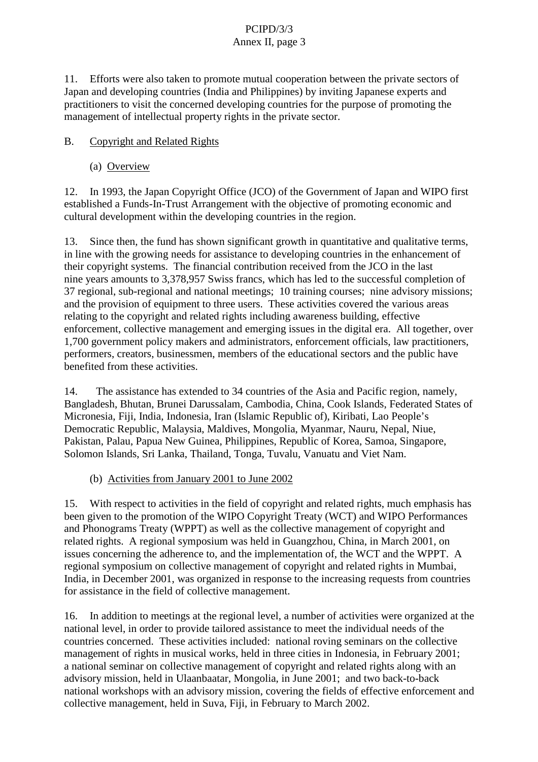11. Efforts were also taken to promote mutual cooperation between the private sectors of Japan and developing countries (India and Philippines) by inviting Japanese experts and practitioners to visit the concerned developing countries for the purpose of promoting the management of intellectual property rights in the private sector.

B. Copyright and Related Rights

(a) Overview

12. In 1993, the Japan Copyright Office (JCO) of the Government of Japan and WIPO first established a Funds-In-Trust Arrangement with the objective of promoting economic and cultural development within the developing countries in the region.

13. Since then, the fund has shown significant growth in quantitative and qualitative terms, in line with the growing needs for assistance to developing countries in the enhancement of their copyright systems. The financial contribution received from the JCO in the last nine years amounts to 3,378,957 Swiss francs, which has led to the successful completion of 37 regional, sub-regional and national meetings; 10 training courses; nine advisory missions; and the provision of equipment to three users. These activities covered the various areas relating to the copyright and related rights including awareness building, effective enforcement, collective management and emerging issues in the digital era. All together, over 1,700 government policy makers and administrators, enforcement officials, law practitioners, performers, creators, businessmen, members of the educational sectors and the public have benefited from these activities.

14. The assistance has extended to 34 countries of the Asia and Pacific region, namely, Bangladesh, Bhutan, Brunei Darussalam, Cambodia, China, Cook Islands, Federated States of Micronesia, Fiji, India, Indonesia, Iran (Islamic Republic of), Kiribati, Lao People's Democratic Republic, Malaysia, Maldives, Mongolia, Myanmar, Nauru, Nepal, Niue, Pakistan, Palau, Papua New Guinea, Philippines, Republic of Korea, Samoa, Singapore, Solomon Islands, Sri Lanka, Thailand, Tonga, Tuvalu, Vanuatu and Viet Nam.

(b) Activities from January 2001 to June 2002

15. With respect to activities in the field of copyright and related rights, much emphasis has been given to the promotion of the WIPO Copyright Treaty (WCT) and WIPO Performances and Phonograms Treaty (WPPT) as well as the collective management of copyright and related rights. A regional symposium was held in Guangzhou, China, in March 2001, on issues concerning the adherence to, and the implementation of, the WCT and the WPPT. A regional symposium on collective management of copyright and related rights in Mumbai, India, in December 2001, was organized in response to the increasing requests from countries for assistance in the field of collective management.

16. In addition to meetings at the regional level, a number of activities were organized at the national level, in order to provide tailored assistance to meet the individual needs of the countries concerned. These activities included: national roving seminars on the collective management of rights in musical works, held in three cities in Indonesia, in February 2001; a national seminar on collective management of copyright and related rights along with an advisory mission, held in Ulaanbaatar, Mongolia, in June 2001; and two back-to-back national workshops with an advisory mission, covering the fields of effective enforcement and collective management, held in Suva, Fiji, in February to March 2002.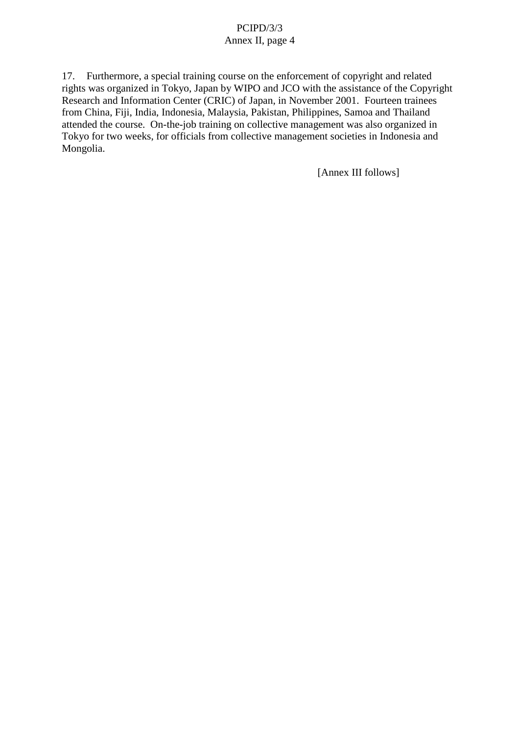17. Furthermore, a special training course on the enforcement of copyright and related rights was organized in Tokyo, Japan by WIPO and JCO with the assistance of the Copyright Research and Information Center (CRIC) of Japan, in November 2001. Fourteen trainees from China, Fiji, India, Indonesia, Malaysia, Pakistan, Philippines, Samoa and Thailand attended the course. On-the-job training on collective management was also organized in Tokyo for two weeks, for officials from collective management societies in Indonesia and Mongolia.

[Annex III follows]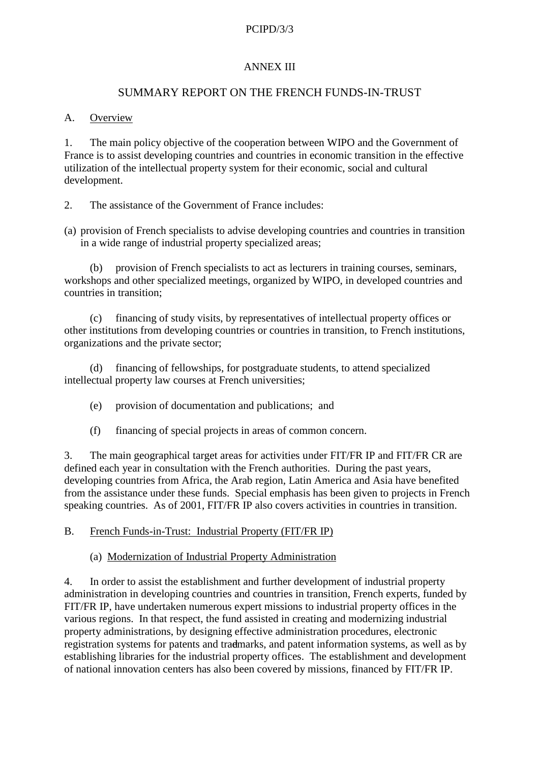ANNEX III

SUMMARY REPORT ON THE FRENCH FUNDS-IN-TRUST

A. Overview

1. The main policy objective of the cooperation between WIPO and the Government of France is to assist developing countries and countries in economic transition in the effective utilization of the intellectual property system for their economic, social and cultural development.

2. The assistance of the Government of France includes:

(a) provision of French specialists to advise developing countries and countries in transition in a wide range of industrial property specialized areas;

(b) provision of French specialists to act as lecturers in training courses, seminars, workshops and other specialized meetings, organized by WIPO, in developed countries and countries in transition;

(c) financing of study visits, by representatives of intellectual property offices or other institutions from developing countries or countries in transition, to French institutions, organizations and the private sector;

(d) financing of fellowships, for postgraduate students, to attend specialized intellectual property law courses at French universities;

(e) provision of documentation and publications; and

(f) financing of special projects in areas of common concern.

3. The main geographical target areas for activities under FIT/FR IP and FIT/FR CR are defined each year in consultation with the French authorities. During the past years, developing countries from Africa, the Arab region, Latin America and Asia have benefited from the assistance under these funds. Special emphasis has been given to projects in French speaking countries. As of 2001, FIT/FR IP also covers activities in countries in transition.

B. French Funds-in-Trust: Industrial Property (FIT/FR IP)

(a) Modernization of Industrial Property Administration

4. In order to assist the establishment and further development of industrial property administration in developing countries and countries in transition, French experts, funded by FIT/FR IP, have undertaken numerous expert missions to industrial property offices in the various regions. In that respect, the fund assisted in creating and modernizing industrial property administrations, by designing effective administration procedures, electronic registration systems for patents and trademarks, and patent information systems, as well as by establishing libraries for the industrial property offices. The establishment and development of national innovation centers has also been covered by missions, financed by FIT/FR IP.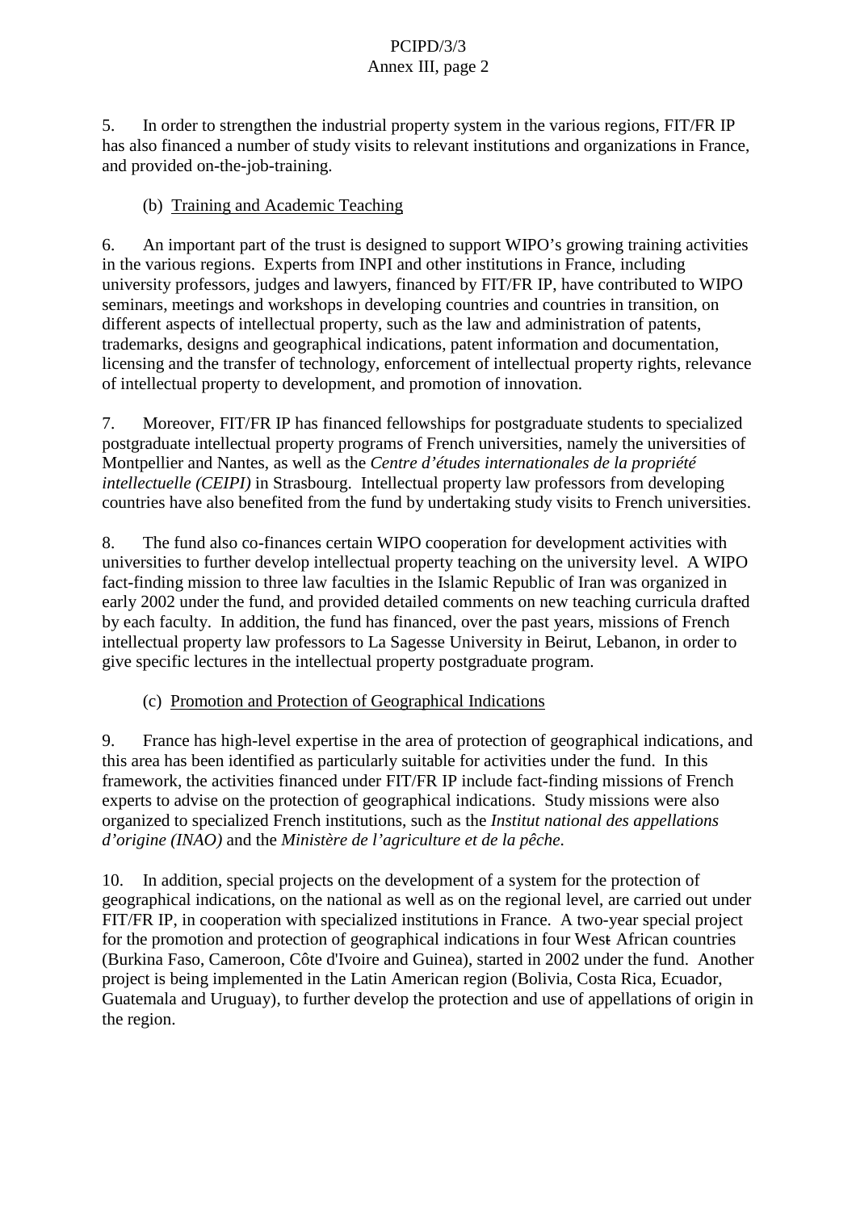5. In order to strengthen the industrial property system in the various regions, FIT/FR IP has also financed a number of study visits to relevant institutions and organizations in France, and provided on-the-job-training.

(b) Training and Academic Teaching

6. An important part of the trust is designed to support WIPO's growing training activities in the various regions. Experts from INPI and other institutions in France, including university professors, judges and lawyers, financed by FIT/FR IP, have contributed to WIPO seminars, meetings and workshops in developing countries and countries in transition, on different aspects of intellectual property, such as the law and administration of patents, trademarks, designs and geographical indications, patent information and documentation, licensing and the transfer of technology, enforcement of intellectual property rights, relevance of intellectual property to development, and promotion of innovation.

7. Moreover, FIT/FR IP has financed fellowships for postgraduate students to specialized postgraduate intellectual property programs of French universities, namely the universities of Montpellier and Nantes, as well as the *Centre d'études internationales de la propriété intellectuelle (CEIPI)* in Strasbourg. Intellectual property law professors from developing countries have also benefited from the fund by undertaking study visits to French universities.

8. The fund also co-finances certain WIPO cooperation for development activities with universities to further develop intellectual property teaching on the university level. A WIPO fact-finding mission to three law faculties in the Islamic Republic of Iran was organized in early 2002 under the fund, and provided detailed comments on new teaching curricula drafted by each faculty. In addition, the fund has financed, over the past years, missions of French intellectual property law professors to La Sagesse University in Beirut, Lebanon, in order to give specific lectures in the intellectual property postgraduate program.

(c) Promotion and Protection of Geographical Indications

9. France has high-level expertise in the area of protection of geographical indications, and this area has been identified as particularly suitable for activities under the fund. In this framework, the activities financed under FIT/FR IP include fact-finding missions of French experts to advise on the protection of geographical indications. Study missions were also organized to specialized French institutions, such as the *Institut national des appellations d'origine (INAO)* and the *Ministère de l'agriculture et de la pêche*.

10. In addition, special projects on the development of a system for the protection of geographical indications, on the national as well as on the regional level, are carried out under FIT/FR IP, in cooperation with specialized institutions in France. A two-year special project for the promotion and protection of geographical indications in four West African countries (Burkina Faso, Cameroon, Côte d'Ivoire and Guinea), started in 2002 under the fund. Another project is being implemented in the Latin American region (Bolivia, Costa Rica, Ecuador, Guatemala and Uruguay), to further develop the protection and use of appellations of origin in the region.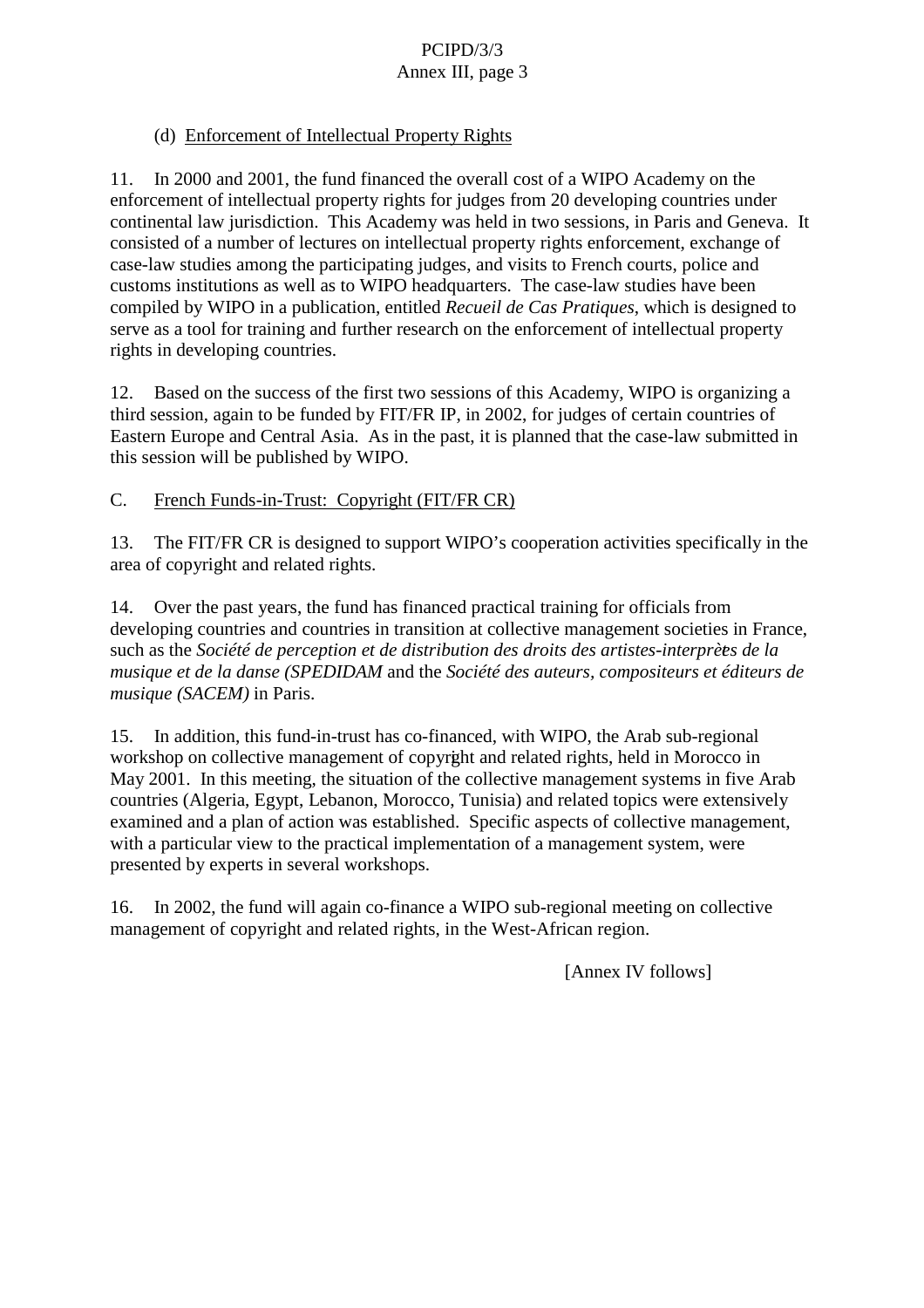(d) Enforcement of Intellectual Property Rights

11. In 2000 and 2001, the fund financed the overall cost of a WIPO Academy on the enforcement of intellectual property rights for judges from 20 developing countries under continental law jurisdiction. This Academy was held in two sessions, in Paris and Geneva. It consisted of a number of lectures on intellectual property rights enforcement, exchange of case-law studies among the participating judges, and visits to French courts, police and customs institutions as well as to WIPO headquarters. The case-law studies have been compiled by WIPO in a publication, entitled *Recueil de Cas Pratiques*, which is designed to serve as a tool for training and further research on the enforcement of intellectual property rights in developing countries.

12. Based on the success of the first two sessions of this Academy, WIPO is organizing a third session, again to be funded by FIT/FR IP, in 2002, for judges of certain countries of Eastern Europe and Central Asia. As in the past, it is planned that the case-law submitted in this session will be published by WIPO.

C. French Funds-in-Trust: Copyright (FIT/FR CR)

13. The FIT/FR CR is designed to support WIPO's cooperation activities specifically in the area of copyright and related rights.

14. Over the past years, the fund has financed practical training for officials from developing countries and countries in transition at collective management societies in France, such as the *Société de perception et de distribution des droits des artistes-interprètes de la musique et de la danse (SPEDIDAM* and the *Société des auteurs, compositeurs et éditeurs de musique (SACEM)* in Paris.

15. In addition, this fund-in-trust has co-financed, with WIPO, the Arab sub-regional workshop on collective management of copyright and related rights, held in Morocco in May 2001. In this meeting, the situation of the collective management systems in five Arab countries (Algeria, Egypt, Lebanon, Morocco, Tunisia) and related topics were extensively examined and a plan of action was established. Specific aspects of collective management, with a particular view to the practical implementation of a management system, were presented by experts in several workshops.

16. In 2002, the fund will again co-finance a WIPO sub-regional meeting on collective management of copyright and related rights, in the West-African region.

[Annex IV follows]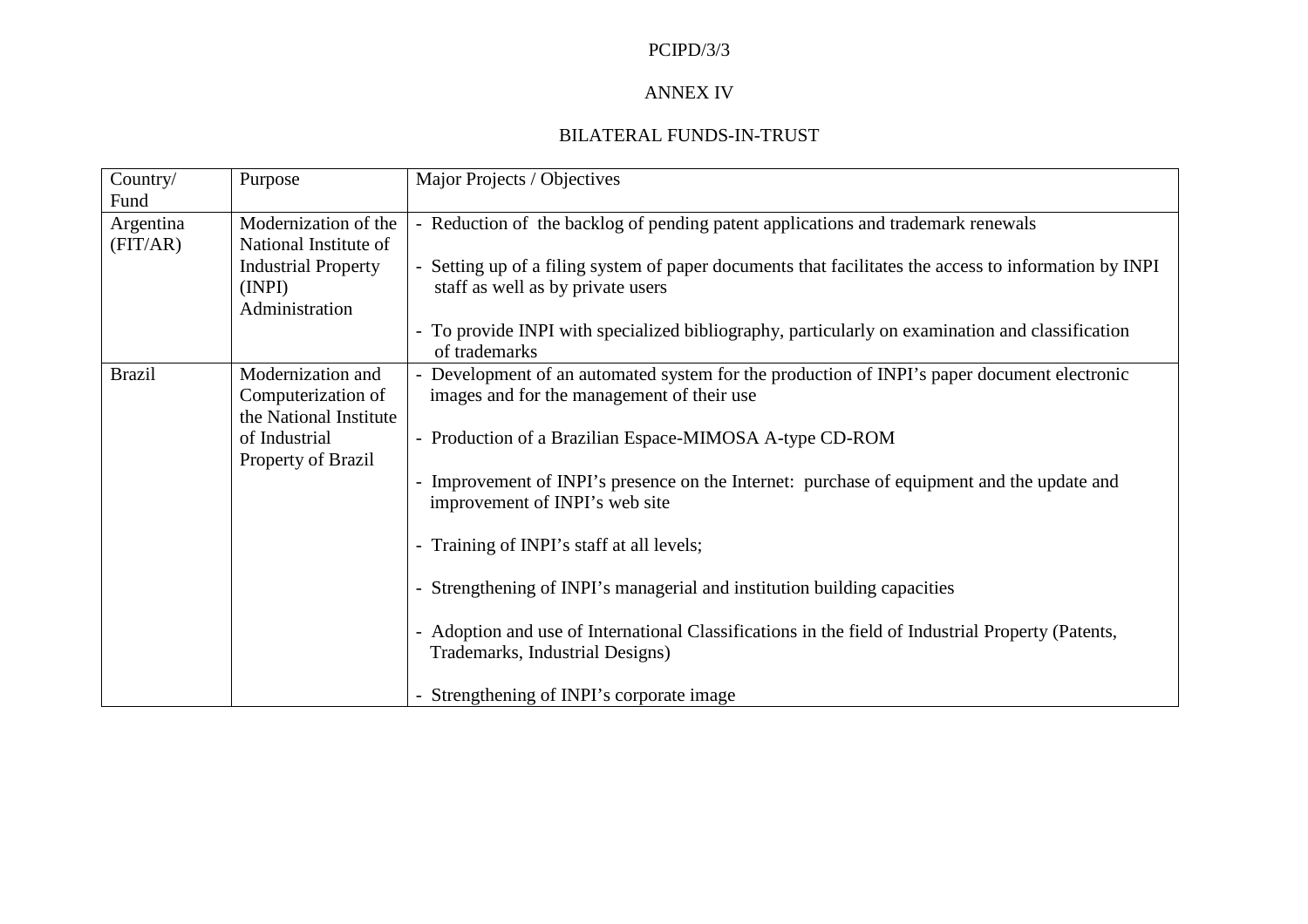PCIPD/3/3

ANNEX IV

BILATERAL FUNDS-IN-TRUST

| Country/ Fund | Purpose | Major Projects / Objectives |
|---|---|---|
| Argentina (FIT/AR) | Modernization of the National Institute of Industrial Property (INPI) Administration | - Reduction of the backlog of pending patent applications and trademark renewals<br><br>- Setting up of a filing system of paper documents that facilitates the access to information by INPI staff as well as by private users<br><br>- To provide INPI with specialized bibliography, particularly on examination and classification of trademarks |
| Brazil | Modernization and Computerization of the National Institute of Industrial Property of Brazil | - Development of an automated system for the production of INPI's paper document electronic images and for the management of their use<br><br>- Production of a Brazilian Espace-MIMOSA A-type CD-ROM<br><br>- Improvement of INPI's presence on the Internet: purchase of equipment and the update and improvement of INPI's web site<br><br>- Training of INPI's staff at all levels;<br><br>- Strengthening of INPI's managerial and institution building capacities<br><br>- Adoption and use of International Classifications in the field of Industrial Property (Patents, Trademarks, Industrial Designs)<br><br>- Strengthening of INPI's corporate image |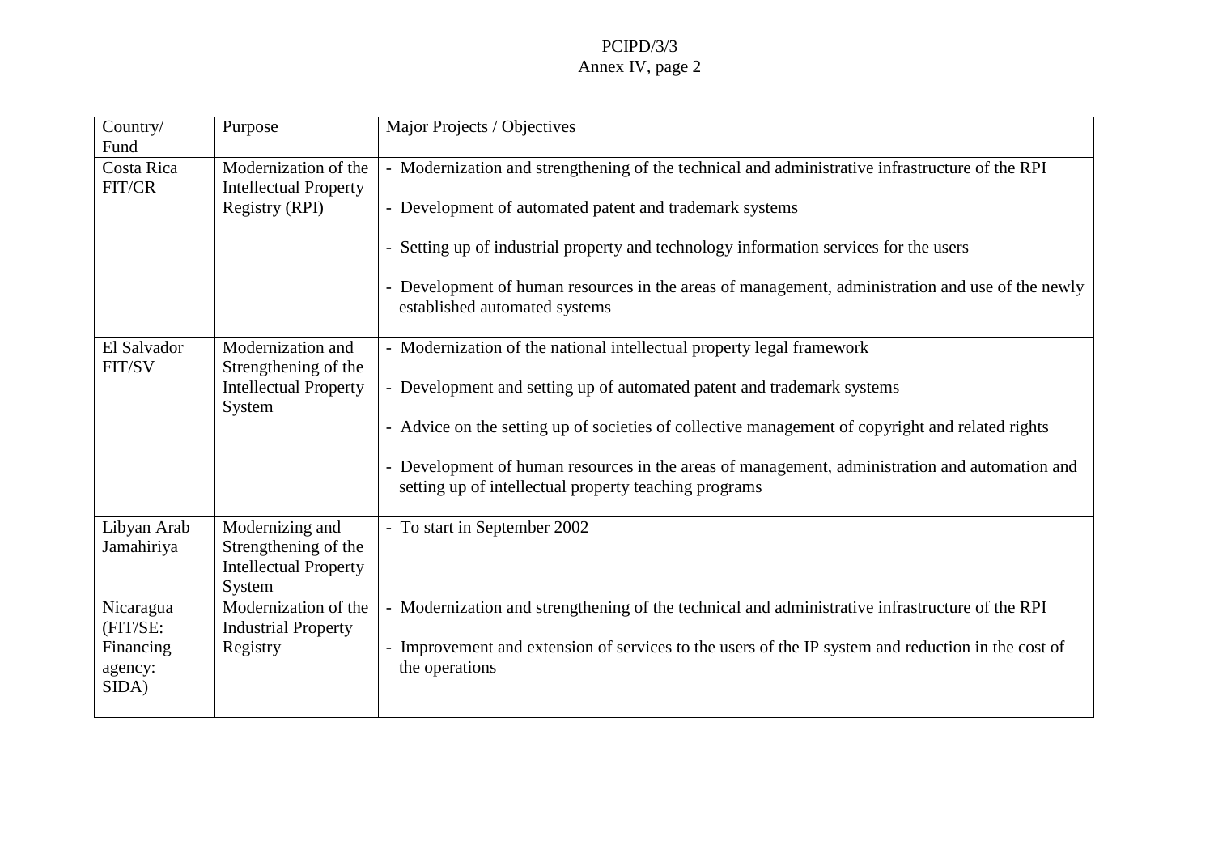| Country/ Fund | Purpose | Major Projects / Objectives |
|---|---|---|
| Costa Rica FIT/CR | Modernization of the Intellectual Property Registry (RPI) | - Modernization and strengthening of the technical and administrative infrastructure of the RPI<br><br>- Development of automated patent and trademark systems<br><br>- Setting up of industrial property and technology information services for the users<br><br>- Development of human resources in the areas of management, administration and use of the newly established automated systems |
| El Salvador FIT/SV | Modernization and Strengthening of the Intellectual Property System | - Modernization of the national intellectual property legal framework<br><br>- Development and setting up of automated patent and trademark systems<br><br>- Advice on the setting up of societies of collective management of copyright and related rights<br><br>- Development of human resources in the areas of management, administration and automation and setting up of intellectual property teaching programs |
| Libyan Arab Jamahiriya | Modernizing and Strengthening of the Intellectual Property System | - To start in September 2002 |
| Nicaragua (FIT/SE: Financing agency: SIDA) | Modernization of the Industrial Property Registry | - Modernization and strengthening of the technical and administrative infrastructure of the RPI<br><br>- Improvement and extension of services to the users of the IP system and reduction in the cost of the operations |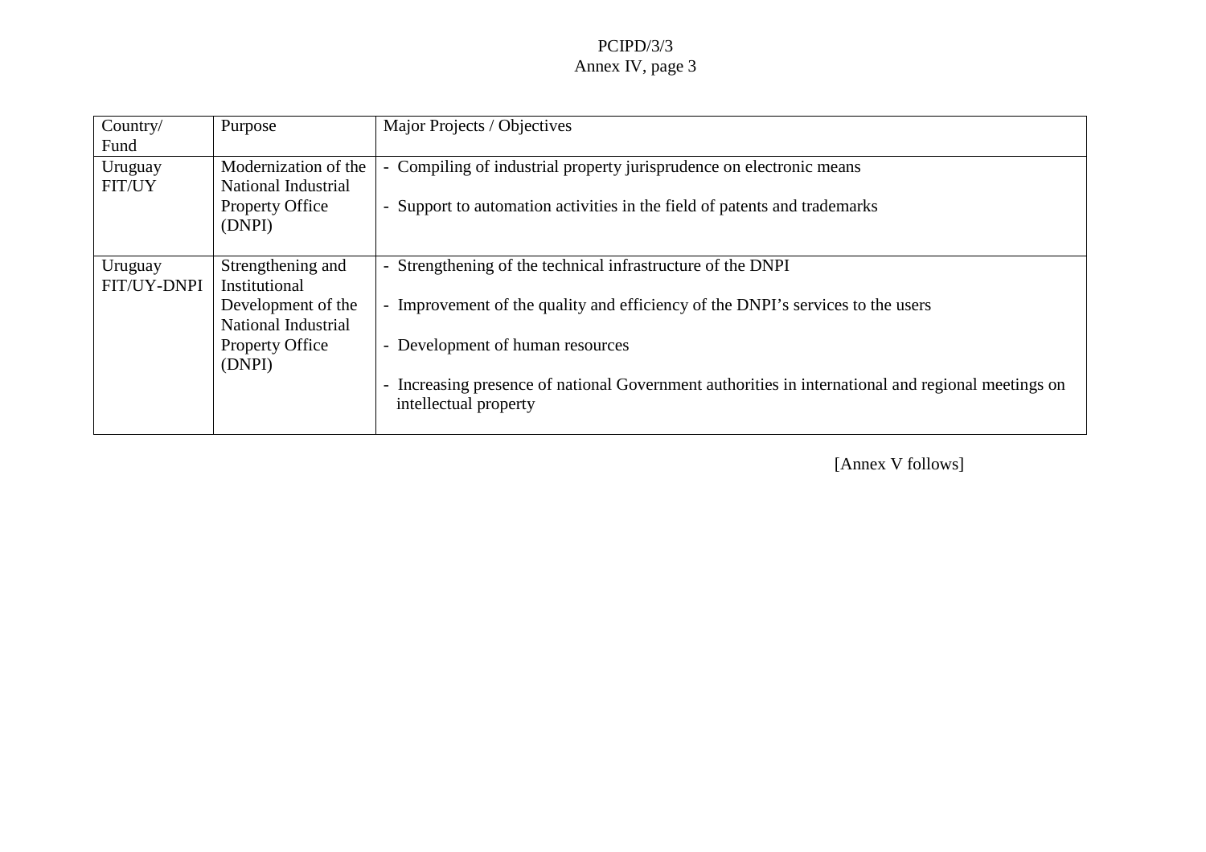| Country/ Fund | Purpose | Major Projects / Objectives |
|---|---|---|
| Uruguay FIT/UY | Modernization of the National Industrial Property Office (DNPI) | - Compiling of industrial property jurisprudence on electronic means<br><br>- Support to automation activities in the field of patents and trademarks |
| Uruguay FIT/UY-DNPI | Strengthening and Institutional Development of the National Industrial Property Office (DNPI) | - Strengthening of the technical infrastructure of the DNPI<br><br>- Improvement of the quality and efficiency of the DNPI's services to the users<br><br>- Development of human resources<br><br>- Increasing presence of national Government authorities in international and regional meetings on intellectual property |

[Annex V follows]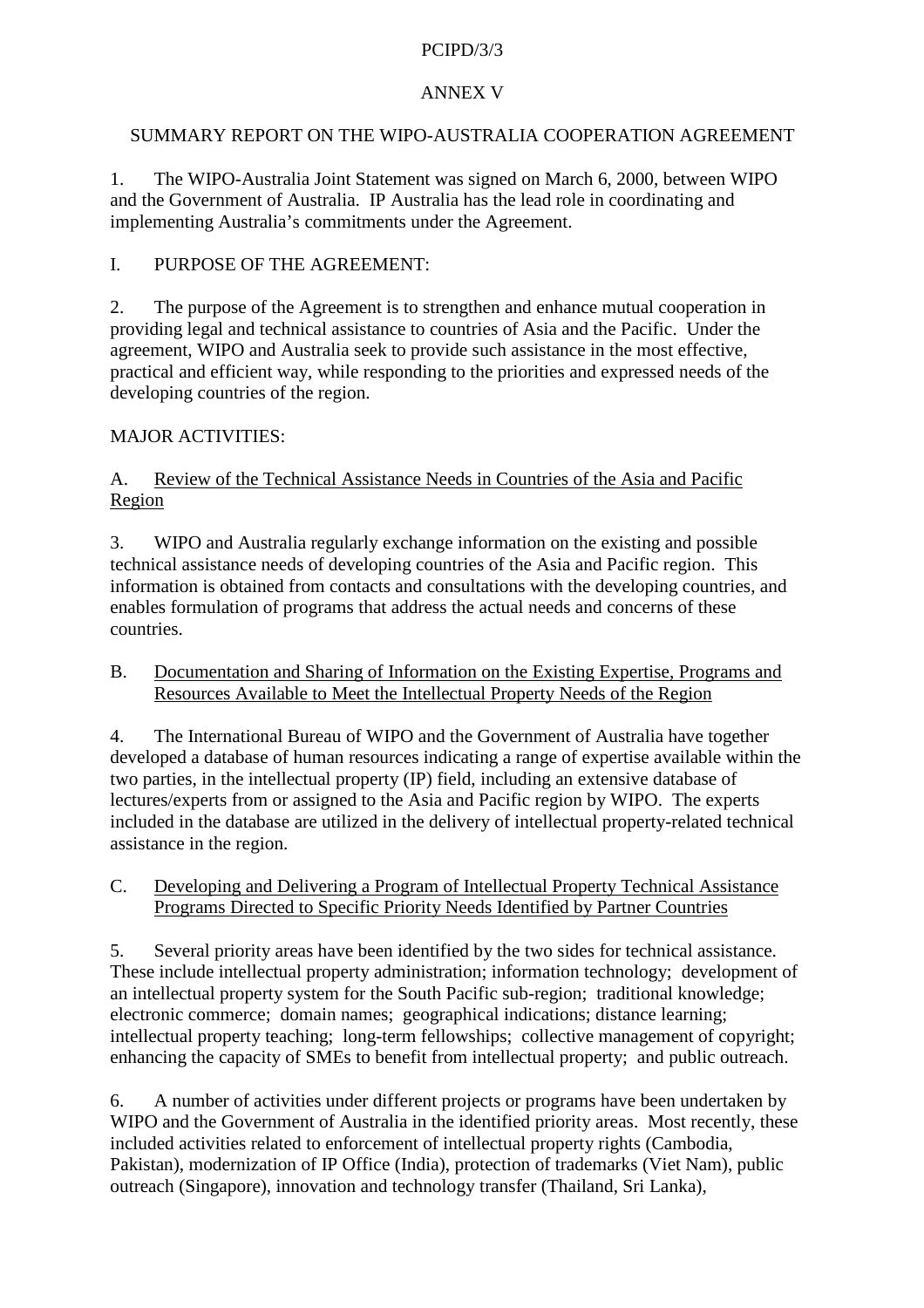PCIPD/3/3

ANNEX V

SUMMARY REPORT ON THE WIPO-AUSTRALIA COOPERATION AGREEMENT

1. The WIPO-Australia Joint Statement was signed on March 6, 2000, between WIPO and the Government of Australia. IP Australia has the lead role in coordinating and implementing Australia's commitments under the Agreement.

I. PURPOSE OF THE AGREEMENT:

2. The purpose of the Agreement is to strengthen and enhance mutual cooperation in providing legal and technical assistance to countries of Asia and the Pacific. Under the agreement, WIPO and Australia seek to provide such assistance in the most effective, practical and efficient way, while responding to the priorities and expressed needs of the developing countries of the region.

MAJOR ACTIVITIES:

A. Review of the Technical Assistance Needs in Countries of the Asia and Pacific Region

3. WIPO and Australia regularly exchange information on the existing and possible technical assistance needs of developing countries of the Asia and Pacific region. This information is obtained from contacts and consultations with the developing countries, and enables formulation of programs that address the actual needs and concerns of these countries.

B. Documentation and Sharing of Information on the Existing Expertise, Programs and Resources Available to Meet the Intellectual Property Needs of the Region

4. The International Bureau of WIPO and the Government of Australia have together developed a database of human resources indicating a range of expertise available within the two parties, in the intellectual property (IP) field, including an extensive database of lectures/experts from or assigned to the Asia and Pacific region by WIPO. The experts included in the database are utilized in the delivery of intellectual property-related technical assistance in the region.

C. Developing and Delivering a Program of Intellectual Property Technical Assistance Programs Directed to Specific Priority Needs Identified by Partner Countries

5. Several priority areas have been identified by the two sides for technical assistance. These include intellectual property administration; information technology; development of an intellectual property system for the South Pacific sub-region; traditional knowledge; electronic commerce; domain names; geographical indications; distance learning; intellectual property teaching; long-term fellowships; collective management of copyright; enhancing the capacity of SMEs to benefit from intellectual property; and public outreach.

6. A number of activities under different projects or programs have been undertaken by WIPO and the Government of Australia in the identified priority areas. Most recently, these included activities related to enforcement of intellectual property rights (Cambodia, Pakistan), modernization of IP Office (India), protection of trademarks (Viet Nam), public outreach (Singapore), innovation and technology transfer (Thailand, Sri Lanka),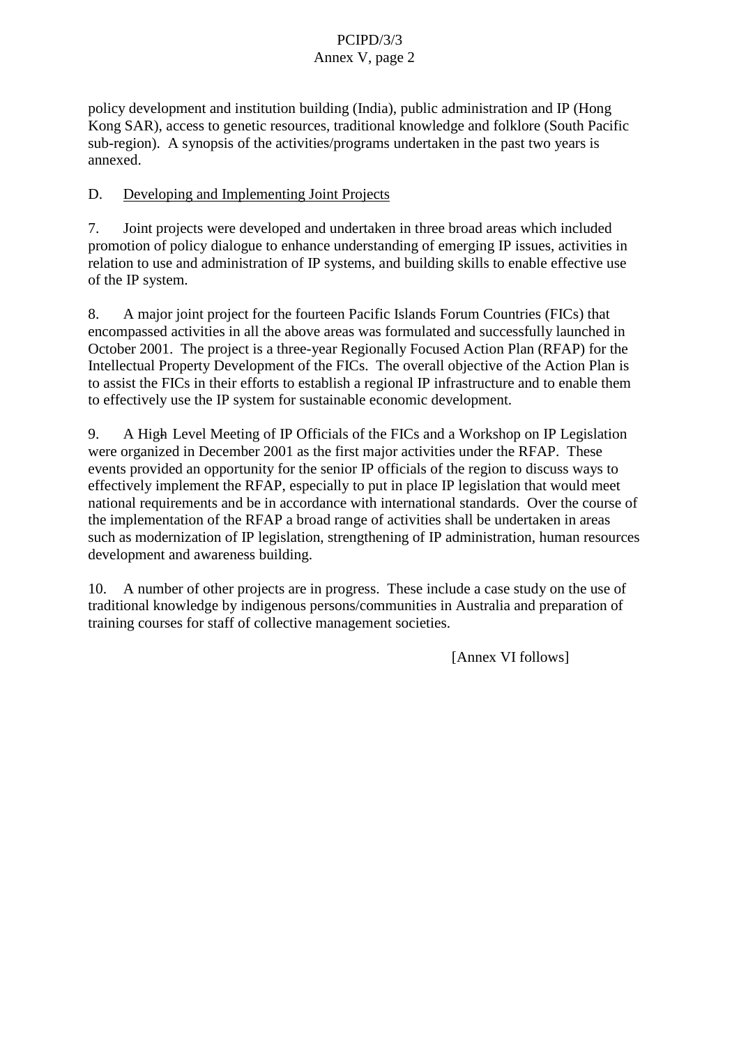policy development and institution building (India), public administration and IP (Hong Kong SAR), access to genetic resources, traditional knowledge and folklore (South Pacific sub-region). A synopsis of the activities/programs undertaken in the past two years is annexed.

D. Developing and Implementing Joint Projects

7. Joint projects were developed and undertaken in three broad areas which included promotion of policy dialogue to enhance understanding of emerging IP issues, activities in relation to use and administration of IP systems, and building skills to enable effective use of the IP system.

8. A major joint project for the fourteen Pacific Islands Forum Countries (FICs) that encompassed activities in all the above areas was formulated and successfully launched in October 2001. The project is a three-year Regionally Focused Action Plan (RFAP) for the Intellectual Property Development of the FICs. The overall objective of the Action Plan is to assist the FICs in their efforts to establish a regional IP infrastructure and to enable them to effectively use the IP system for sustainable economic development.

9. A High Level Meeting of IP Officials of the FICs and a Workshop on IP Legislation were organized in December 2001 as the first major activities under the RFAP. These events provided an opportunity for the senior IP officials of the region to discuss ways to effectively implement the RFAP, especially to put in place IP legislation that would meet national requirements and be in accordance with international standards. Over the course of the implementation of the RFAP a broad range of activities shall be undertaken in areas such as modernization of IP legislation, strengthening of IP administration, human resources development and awareness building.

10. A number of other projects are in progress. These include a case study on the use of traditional knowledge by indigenous persons/communities in Australia and preparation of training courses for staff of collective management societies.

[Annex VI follows]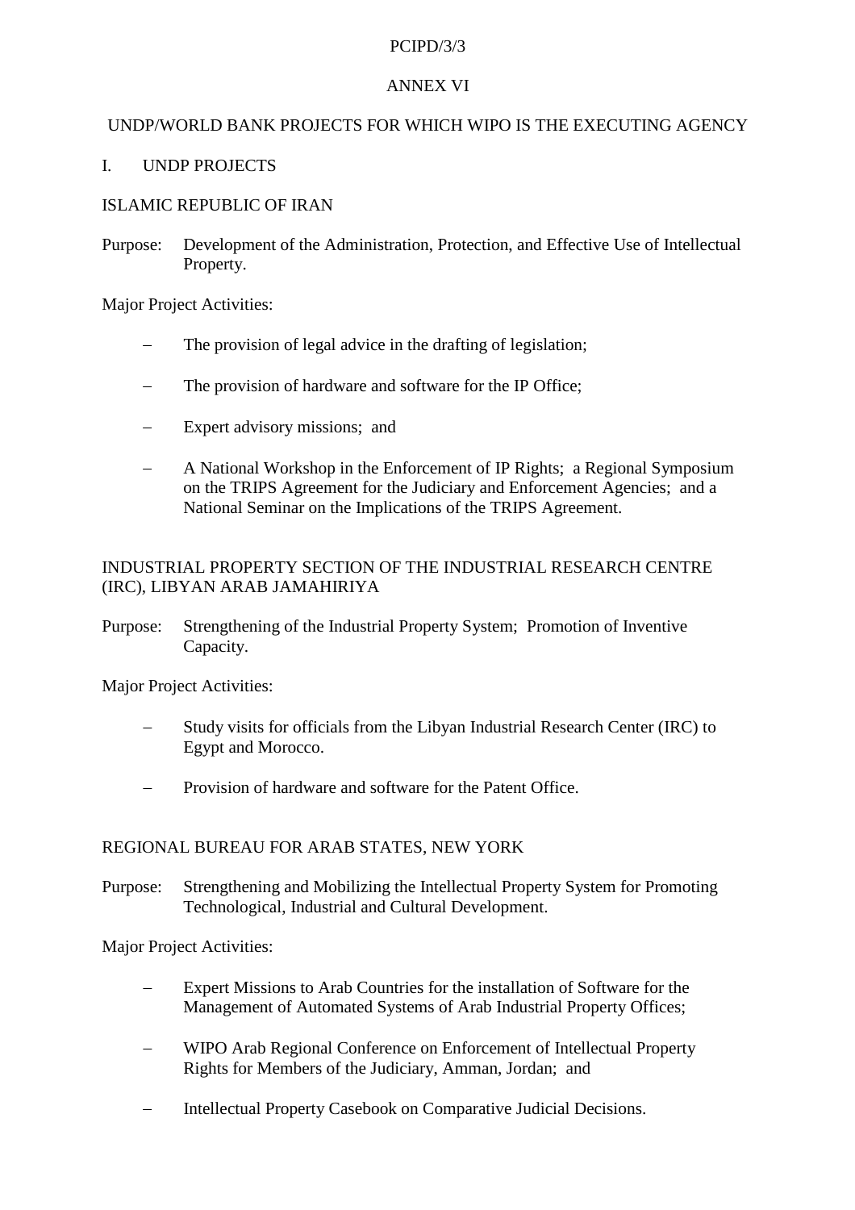ANNEX VI

# UNDP/WORLD BANK PROJECTS FOR WHICH WIPO IS THE EXECUTING AGENCY

## I. UNDP PROJECTS

### ISLAMIC REPUBLIC OF IRAN

Purpose: Development of the Administration, Protection, and Effective Use of Intellectual Property.

Major Project Activities:

- The provision of legal advice in the drafting of legislation;
- The provision of hardware and software for the IP Office;
- Expert advisory missions;  and
- A National Workshop in the Enforcement of IP Rights;  a Regional Symposium on the TRIPS Agreement for the Judiciary and Enforcement Agencies;  and a National Seminar on the Implications of the TRIPS Agreement.

### INDUSTRIAL PROPERTY SECTION OF THE INDUSTRIAL RESEARCH CENTRE (IRC), LIBYAN ARAB JAMAHIRIYA

Purpose: Strengthening of the Industrial Property System;  Promotion of Inventive Capacity.

Major Project Activities:

- Study visits for officials from the Libyan Industrial Research Center (IRC) to Egypt and Morocco.
- Provision of hardware and software for the Patent Office.

### REGIONAL BUREAU FOR ARAB STATES, NEW YORK

Purpose: Strengthening and Mobilizing the Intellectual Property System for Promoting Technological, Industrial and Cultural Development.

Major Project Activities:

- Expert Missions to Arab Countries for the installation of Software for the Management of Automated Systems of Arab Industrial Property Offices;
- WIPO Arab Regional Conference on Enforcement of Intellectual Property Rights for Members of the Judiciary, Amman, Jordan;  and
- Intellectual Property Casebook on Comparative Judicial Decisions.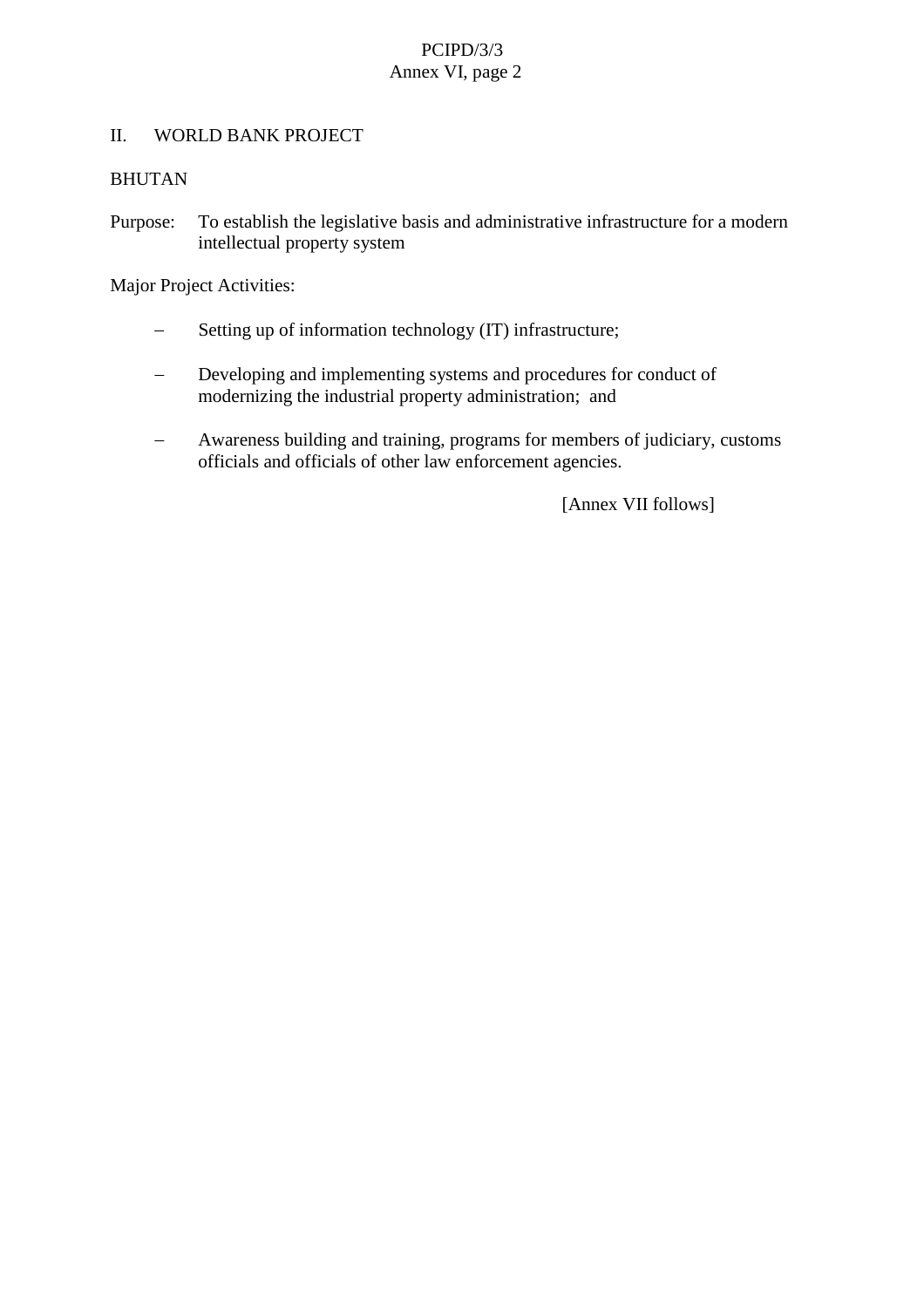## II. WORLD BANK PROJECT

BHUTAN

Purpose: To establish the legislative basis and administrative infrastructure for a modern intellectual property system

Major Project Activities:

- Setting up of information technology (IT) infrastructure;
- Developing and implementing systems and procedures for conduct of modernizing the industrial property administration; and
- Awareness building and training, programs for members of judiciary, customs officials and officials of other law enforcement agencies.

[Annex VII follows]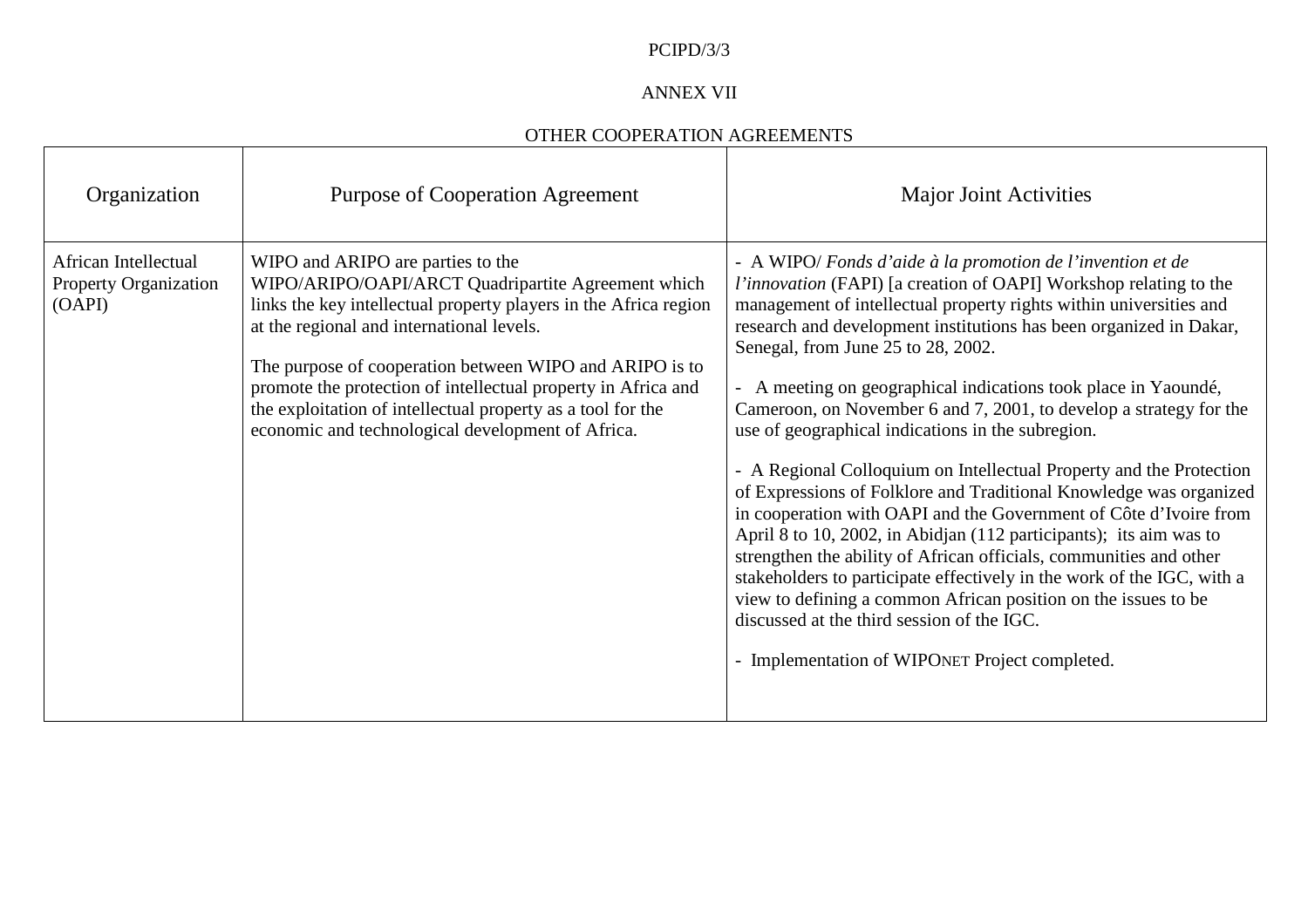PCIPD/3/3

ANNEX VII

OTHER COOPERATION AGREEMENTS

| Organization | Purpose of Cooperation Agreement | Major Joint Activities |
|---|---|---|
| African Intellectual Property Organization (OAPI) | WIPO and ARIPO are parties to the WIPO/ARIPO/OAPI/ARCT Quadripartite Agreement which links the key intellectual property players in the Africa region at the regional and international levels.<br><br>The purpose of cooperation between WIPO and ARIPO is to promote the protection of intellectual property in Africa and the exploitation of intellectual property as a tool for the economic and technological development of Africa. | - A WIPO/ *Fonds d'aide à la promotion de l'invention et de l'innovation* (FAPI) [a creation of OAPI] Workshop relating to the management of intellectual property rights within universities and research and development institutions has been organized in Dakar, Senegal, from June 25 to 28, 2002.<br><br>- A meeting on geographical indications took place in Yaoundé, Cameroon, on November 6 and 7, 2001, to develop a strategy for the use of geographical indications in the subregion.<br><br>- A Regional Colloquium on Intellectual Property and the Protection of Expressions of Folklore and Traditional Knowledge was organized in cooperation with OAPI and the Government of Côte d'Ivoire from April 8 to 10, 2002, in Abidjan (112 participants); its aim was to strengthen the ability of African officials, communities and other stakeholders to participate effectively in the work of the IGC, with a view to defining a common African position on the issues to be discussed at the third session of the IGC.<br><br>- Implementation of WIPONET Project completed. |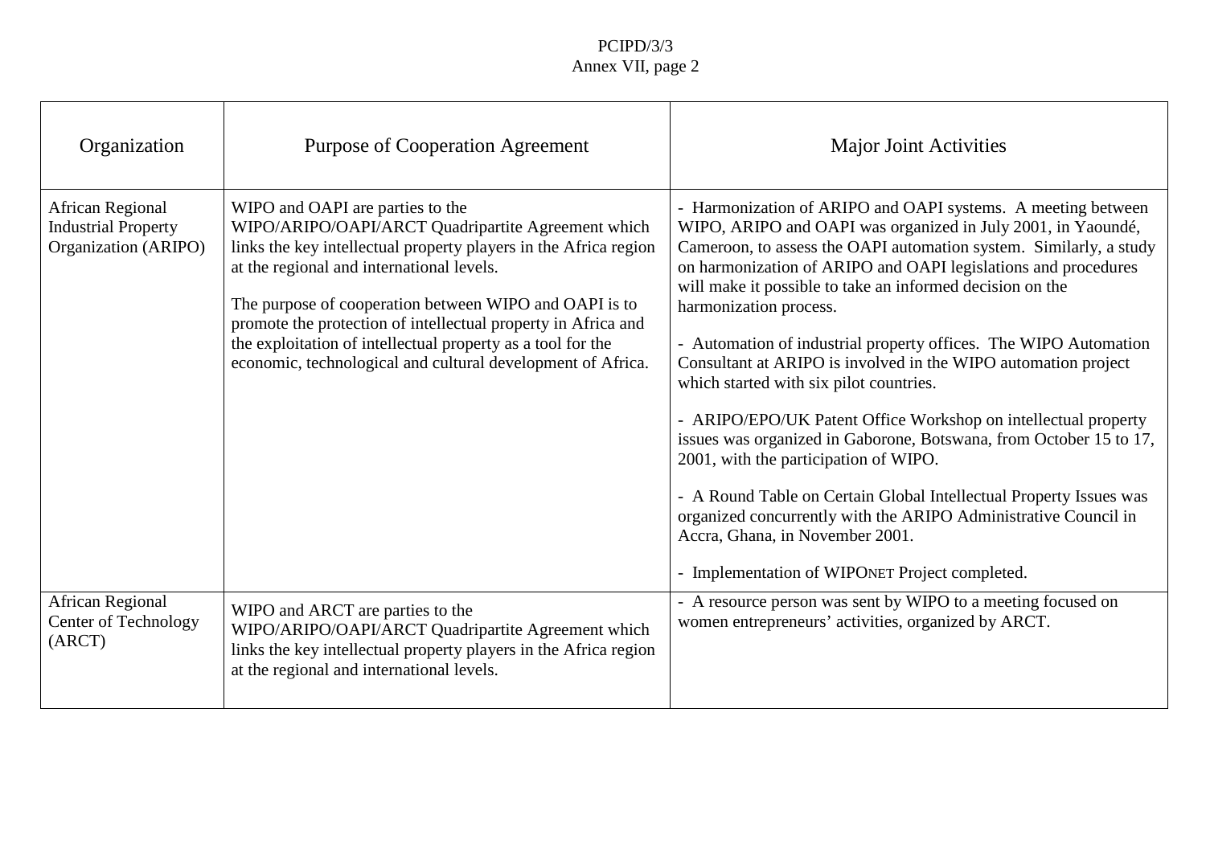| Organization | Purpose of Cooperation Agreement | Major Joint Activities |
|---|---|---|
| African Regional Industrial Property Organization (ARIPO) | WIPO and OAPI are parties to the WIPO/ARIPO/OAPI/ARCT Quadripartite Agreement which links the key intellectual property players in the Africa region at the regional and international levels.<br><br>The purpose of cooperation between WIPO and OAPI is to promote the protection of intellectual property in Africa and the exploitation of intellectual property as a tool for the economic, technological and cultural development of Africa. | - Harmonization of ARIPO and OAPI systems. A meeting between WIPO, ARIPO and OAPI was organized in July 2001, in Yaoundé, Cameroon, to assess the OAPI automation system. Similarly, a study on harmonization of ARIPO and OAPI legislations and procedures will make it possible to take an informed decision on the harmonization process.<br><br>- Automation of industrial property offices. The WIPO Automation Consultant at ARIPO is involved in the WIPO automation project which started with six pilot countries.<br><br>- ARIPO/EPO/UK Patent Office Workshop on intellectual property issues was organized in Gaborone, Botswana, from October 15 to 17, 2001, with the participation of WIPO.<br><br>- A Round Table on Certain Global Intellectual Property Issues was organized concurrently with the ARIPO Administrative Council in Accra, Ghana, in November 2001.<br><br>- Implementation of WIPONET Project completed. |
| African Regional Center of Technology (ARCT) | WIPO and ARCT are parties to the WIPO/ARIPO/OAPI/ARCT Quadripartite Agreement which links the key intellectual property players in the Africa region at the regional and international levels. | - A resource person was sent by WIPO to a meeting focused on women entrepreneurs' activities, organized by ARCT. |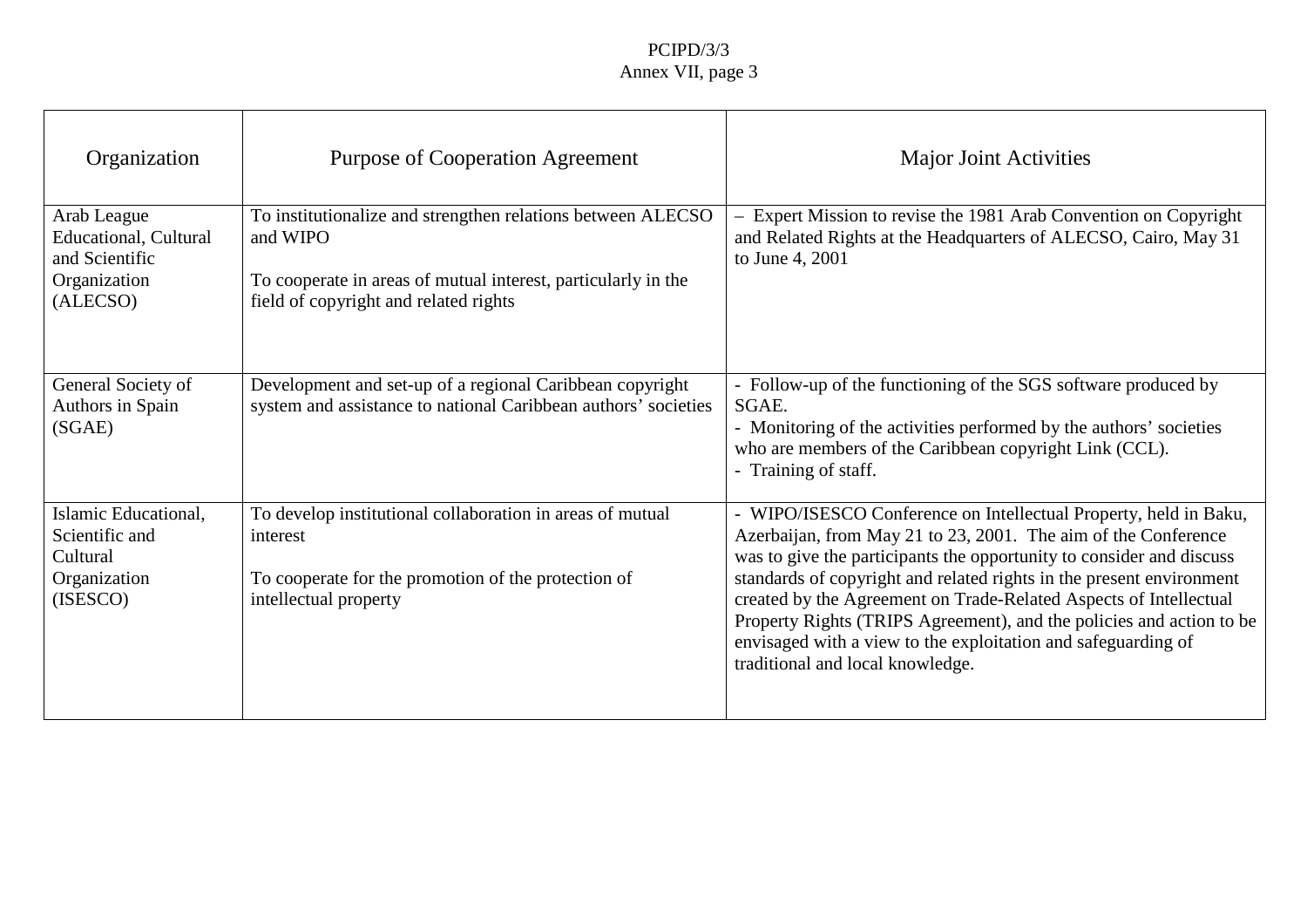| Organization | Purpose of Cooperation Agreement | Major Joint Activities |
|---|---|---|
| Arab League Educational, Cultural and Scientific Organization (ALECSO) | To institutionalize and strengthen relations between ALECSO and WIPO<br><br>To cooperate in areas of mutual interest, particularly in the field of copyright and related rights | – Expert Mission to revise the 1981 Arab Convention on Copyright and Related Rights at the Headquarters of ALECSO, Cairo, May 31 to June 4, 2001 |
| General Society of Authors in Spain (SGAE) | Development and set-up of a regional Caribbean copyright system and assistance to national Caribbean authors' societies | - Follow-up of the functioning of the SGS software produced by SGAE.<br>- Monitoring of the activities performed by the authors' societies who are members of the Caribbean copyright Link (CCL).<br>- Training of staff. |
| Islamic Educational, Scientific and Cultural Organization (ISESCO) | To develop institutional collaboration in areas of mutual interest<br><br>To cooperate for the promotion of the protection of intellectual property | - WIPO/ISESCO Conference on Intellectual Property, held in Baku, Azerbaijan, from May 21 to 23, 2001. The aim of the Conference was to give the participants the opportunity to consider and discuss standards of copyright and related rights in the present environment created by the Agreement on Trade-Related Aspects of Intellectual Property Rights (TRIPS Agreement), and the policies and action to be envisaged with a view to the exploitation and safeguarding of traditional and local knowledge. |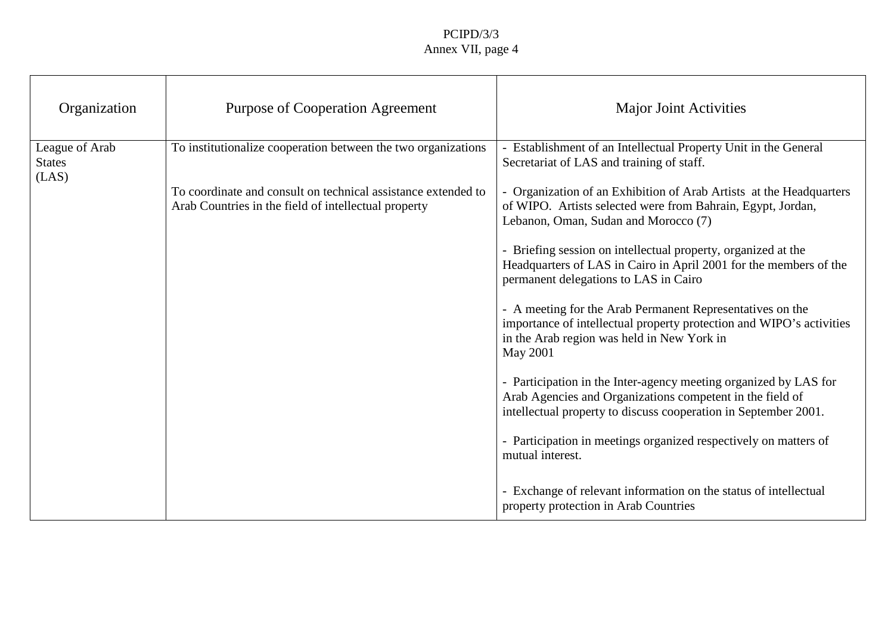| Organization | Purpose of Cooperation Agreement | Major Joint Activities |
|---|---|---|
| League of Arab States (LAS) | To institutionalize cooperation between the two organizations<br><br>To coordinate and consult on technical assistance extended to Arab Countries in the field of intellectual property | - Establishment of an Intellectual Property Unit in the General Secretariat of LAS and training of staff.<br><br>- Organization of an Exhibition of Arab Artists at the Headquarters of WIPO. Artists selected were from Bahrain, Egypt, Jordan, Lebanon, Oman, Sudan and Morocco (7)<br><br>- Briefing session on intellectual property, organized at the Headquarters of LAS in Cairo in April 2001 for the members of the permanent delegations to LAS in Cairo<br><br>- A meeting for the Arab Permanent Representatives on the importance of intellectual property protection and WIPO's activities in the Arab region was held in New York in May 2001<br><br>- Participation in the Inter-agency meeting organized by LAS for Arab Agencies and Organizations competent in the field of intellectual property to discuss cooperation in September 2001.<br><br>- Participation in meetings organized respectively on matters of mutual interest.<br><br>- Exchange of relevant information on the status of intellectual property protection in Arab Countries |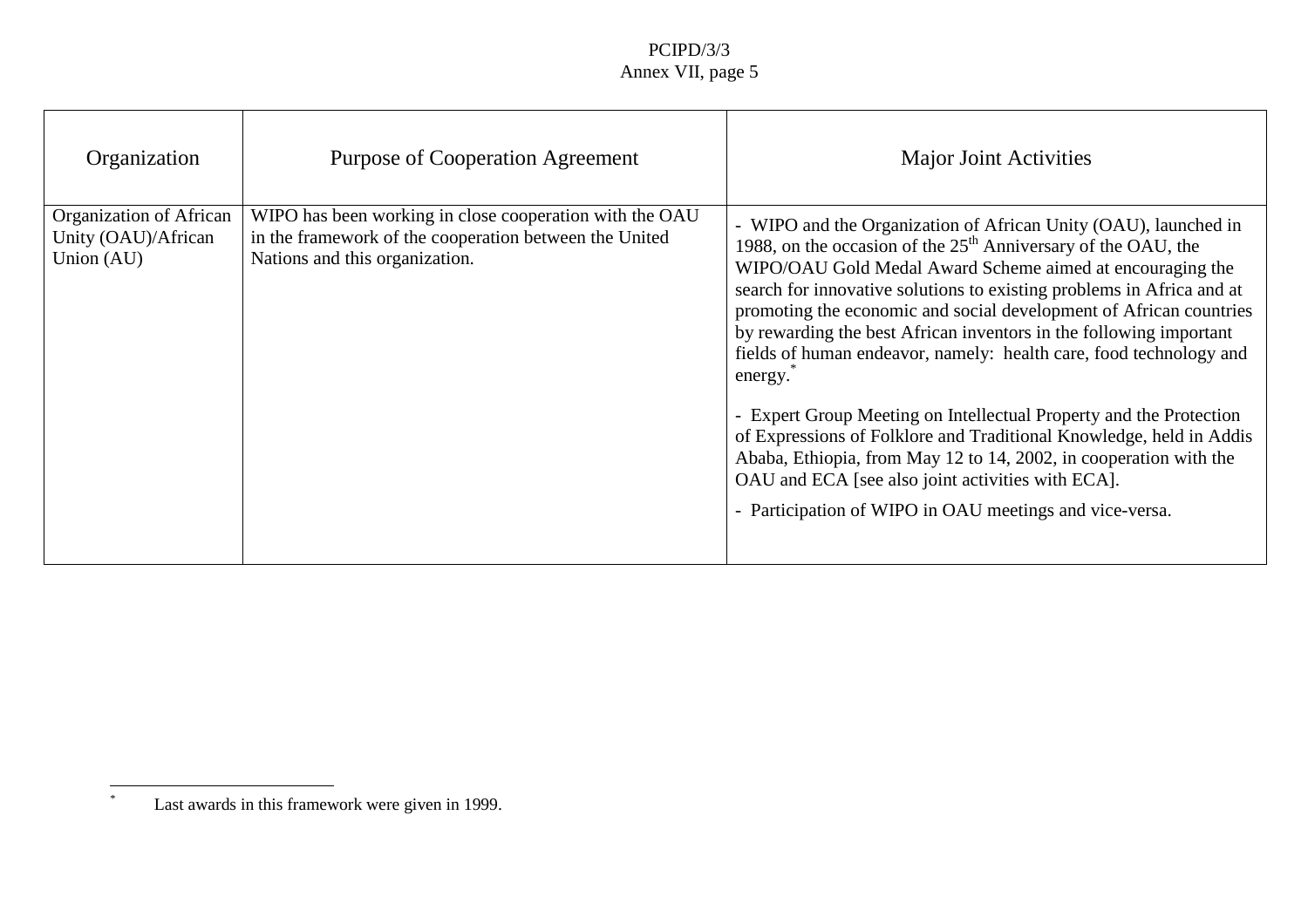| Organization | Purpose of Cooperation Agreement | Major Joint Activities |
|---|---|---|
| Organization of African Unity (OAU)/African Union (AU) | WIPO has been working in close cooperation with the OAU in the framework of the cooperation between the United Nations and this organization. | - WIPO and the Organization of African Unity (OAU), launched in 1988, on the occasion of the 25th Anniversary of the OAU, the WIPO/OAU Gold Medal Award Scheme aimed at encouraging the search for innovative solutions to existing problems in Africa and at promoting the economic and social development of African countries by rewarding the best African inventors in the following important fields of human endeavor, namely: health care, food technology and energy.[*]<br><br>- Expert Group Meeting on Intellectual Property and the Protection of Expressions of Folklore and Traditional Knowledge, held in Addis Ababa, Ethiopia, from May 12 to 14, 2002, in cooperation with the OAU and ECA [see also joint activities with ECA].<br><br>- Participation of WIPO in OAU meetings and vice-versa. |

[*] Last awards in this framework were given in 1999.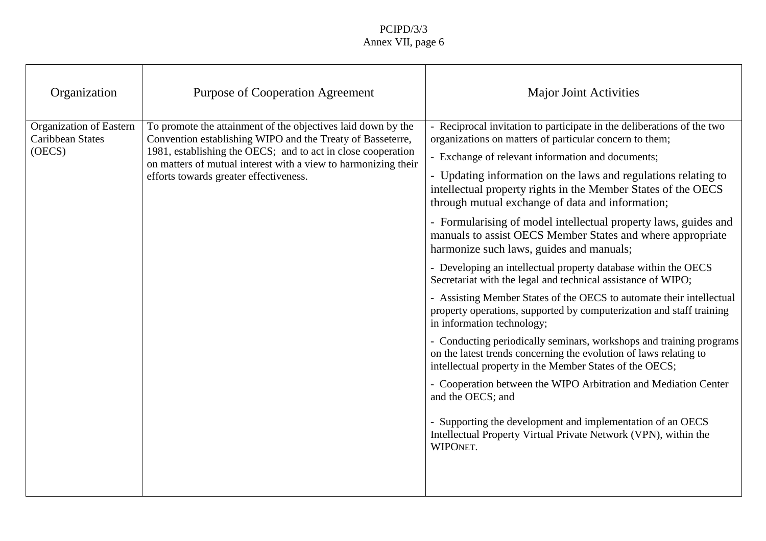| Organization | Purpose of Cooperation Agreement | Major Joint Activities |
|---|---|---|
| Organization of Eastern Caribbean States (OECS) | To promote the attainment of the objectives laid down by the Convention establishing WIPO and the Treaty of Basseterre, 1981, establishing the OECS; and to act in close cooperation on matters of mutual interest with a view to harmonizing their efforts towards greater effectiveness. | - Reciprocal invitation to participate in the deliberations of the two organizations on matters of particular concern to them;<br>- Exchange of relevant information and documents;<br>- Updating information on the laws and regulations relating to intellectual property rights in the Member States of the OECS through mutual exchange of data and information;<br>- Formularising of model intellectual property laws, guides and manuals to assist OECS Member States and where appropriate harmonize such laws, guides and manuals;<br>- Developing an intellectual property database within the OECS Secretariat with the legal and technical assistance of WIPO;<br>- Assisting Member States of the OECS to automate their intellectual property operations, supported by computerization and staff training in information technology;<br>- Conducting periodically seminars, workshops and training programs on the latest trends concerning the evolution of laws relating to intellectual property in the Member States of the OECS;<br>- Cooperation between the WIPO Arbitration and Mediation Center and the OECS; and<br>- Supporting the development and implementation of an OECS Intellectual Property Virtual Private Network (VPN), within the WIPONET. |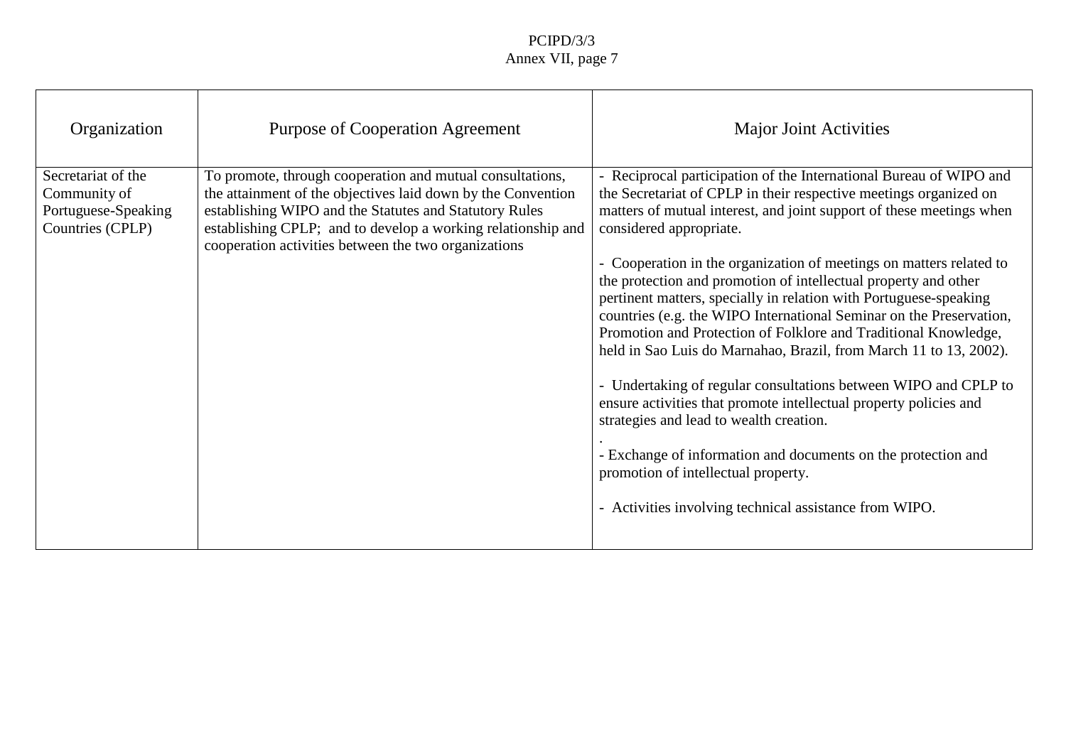| Organization | Purpose of Cooperation Agreement | Major Joint Activities |
|---|---|---|
| Secretariat of the Community of Portuguese-Speaking Countries (CPLP) | To promote, through cooperation and mutual consultations, the attainment of the objectives laid down by the Convention establishing WIPO and the Statutes and Statutory Rules establishing CPLP; and to develop a working relationship and cooperation activities between the two organizations | - Reciprocal participation of the International Bureau of WIPO and the Secretariat of CPLP in their respective meetings organized on matters of mutual interest, and joint support of these meetings when considered appropriate.<br><br>- Cooperation in the organization of meetings on matters related to the protection and promotion of intellectual property and other pertinent matters, specially in relation with Portuguese-speaking countries (e.g. the WIPO International Seminar on the Preservation, Promotion and Protection of Folklore and Traditional Knowledge, held in Sao Luis do Marnahao, Brazil, from March 11 to 13, 2002).<br><br>- Undertaking of regular consultations between WIPO and CPLP to ensure activities that promote intellectual property policies and strategies and lead to wealth creation.<br>.<br>- Exchange of information and documents on the protection and promotion of intellectual property.<br><br>- Activities involving technical assistance from WIPO. |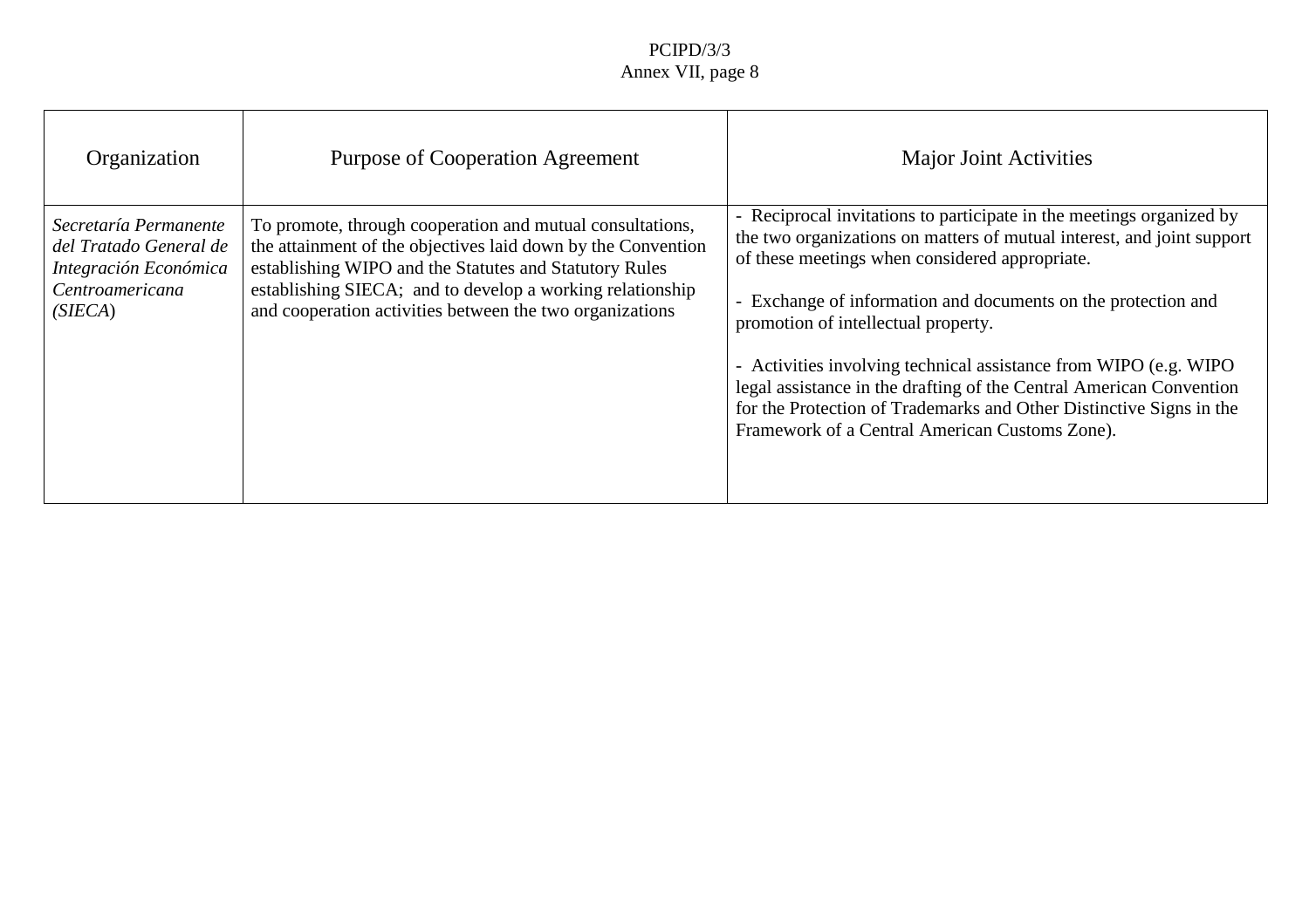| Organization | Purpose of Cooperation Agreement | Major Joint Activities |
|---|---|---|
| *Secretaría Permanente del Tratado General de Integración Económica Centroamericana (SIECA)* | To promote, through cooperation and mutual consultations, the attainment of the objectives laid down by the Convention establishing WIPO and the Statutes and Statutory Rules establishing SIECA;  and to develop a working relationship and cooperation activities between the two organizations | - Reciprocal invitations to participate in the meetings organized by the two organizations on matters of mutual interest, and joint support of these meetings when considered appropriate.<br><br>- Exchange of information and documents on the protection and promotion of intellectual property.<br><br>- Activities involving technical assistance from WIPO (e.g. WIPO legal assistance in the drafting of the Central American Convention for the Protection of Trademarks and Other Distinctive Signs in the Framework of a Central American Customs Zone). |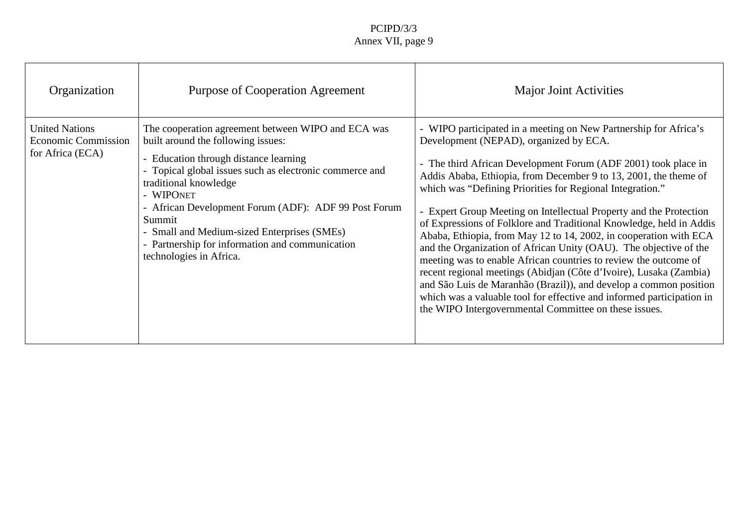| Organization | Purpose of Cooperation Agreement | Major Joint Activities |
| --- | --- | --- |
| United Nations Economic Commission for Africa (ECA) | The cooperation agreement between WIPO and ECA was built around the following issues:<br>- Education through distance learning<br>- Topical global issues such as electronic commerce and traditional knowledge<br>- WIPONET<br>- African Development Forum (ADF): ADF 99 Post Forum Summit<br>- Small and Medium-sized Enterprises (SMEs)<br>- Partnership for information and communication technologies in Africa. | - WIPO participated in a meeting on New Partnership for Africa's Development (NEPAD), organized by ECA.<br><br>- The third African Development Forum (ADF 2001) took place in Addis Ababa, Ethiopia, from December 9 to 13, 2001, the theme of which was "Defining Priorities for Regional Integration."<br><br>- Expert Group Meeting on Intellectual Property and the Protection of Expressions of Folklore and Traditional Knowledge, held in Addis Ababa, Ethiopia, from May 12 to 14, 2002, in cooperation with ECA and the Organization of African Unity (OAU). The objective of the meeting was to enable African countries to review the outcome of recent regional meetings (Abidjan (Côte d'Ivoire), Lusaka (Zambia) and São Luis de Maranhão (Brazil)), and develop a common position which was a valuable tool for effective and informed participation in the WIPO Intergovernmental Committee on these issues. |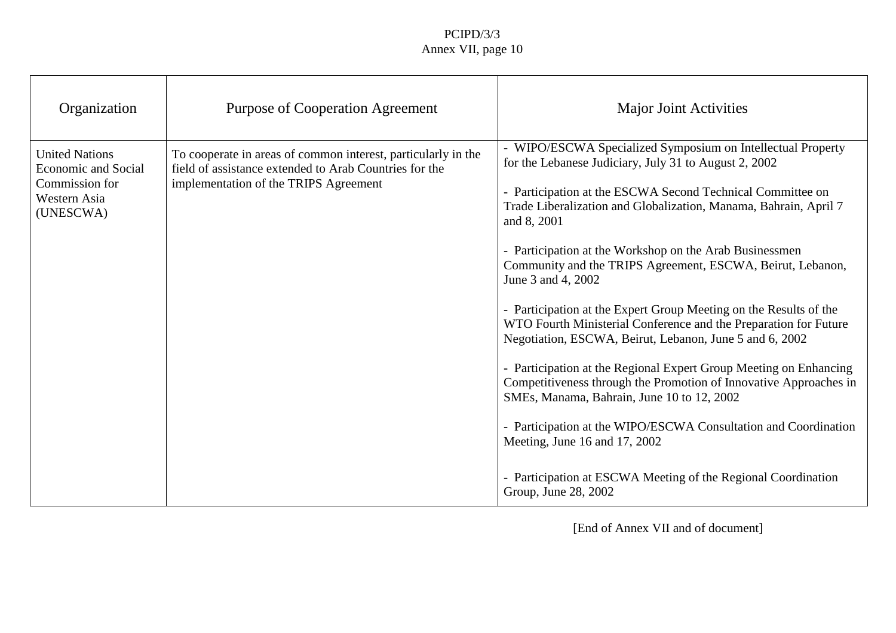| Organization | Purpose of Cooperation Agreement | Major Joint Activities |
|---|---|---|
| United Nations Economic and Social Commission for Western Asia (UNESCWA) | To cooperate in areas of common interest, particularly in the field of assistance extended to Arab Countries for the implementation of the TRIPS Agreement | - WIPO/ESCWA Specialized Symposium on Intellectual Property for the Lebanese Judiciary, July 31 to August 2, 2002<br><br>- Participation at the ESCWA Second Technical Committee on Trade Liberalization and Globalization, Manama, Bahrain, April 7 and 8, 2001<br><br>- Participation at the Workshop on the Arab Businessmen Community and the TRIPS Agreement, ESCWA, Beirut, Lebanon, June 3 and 4, 2002<br><br>- Participation at the Expert Group Meeting on the Results of the WTO Fourth Ministerial Conference and the Preparation for Future Negotiation, ESCWA, Beirut, Lebanon, June 5 and 6, 2002<br><br>- Participation at the Regional Expert Group Meeting on Enhancing Competitiveness through the Promotion of Innovative Approaches in SMEs, Manama, Bahrain, June 10 to 12, 2002<br><br>- Participation at the WIPO/ESCWA Consultation and Coordination Meeting, June 16 and 17, 2002<br><br>- Participation at ESCWA Meeting of the Regional Coordination Group, June 28, 2002 |

[End of Annex VII and of document]